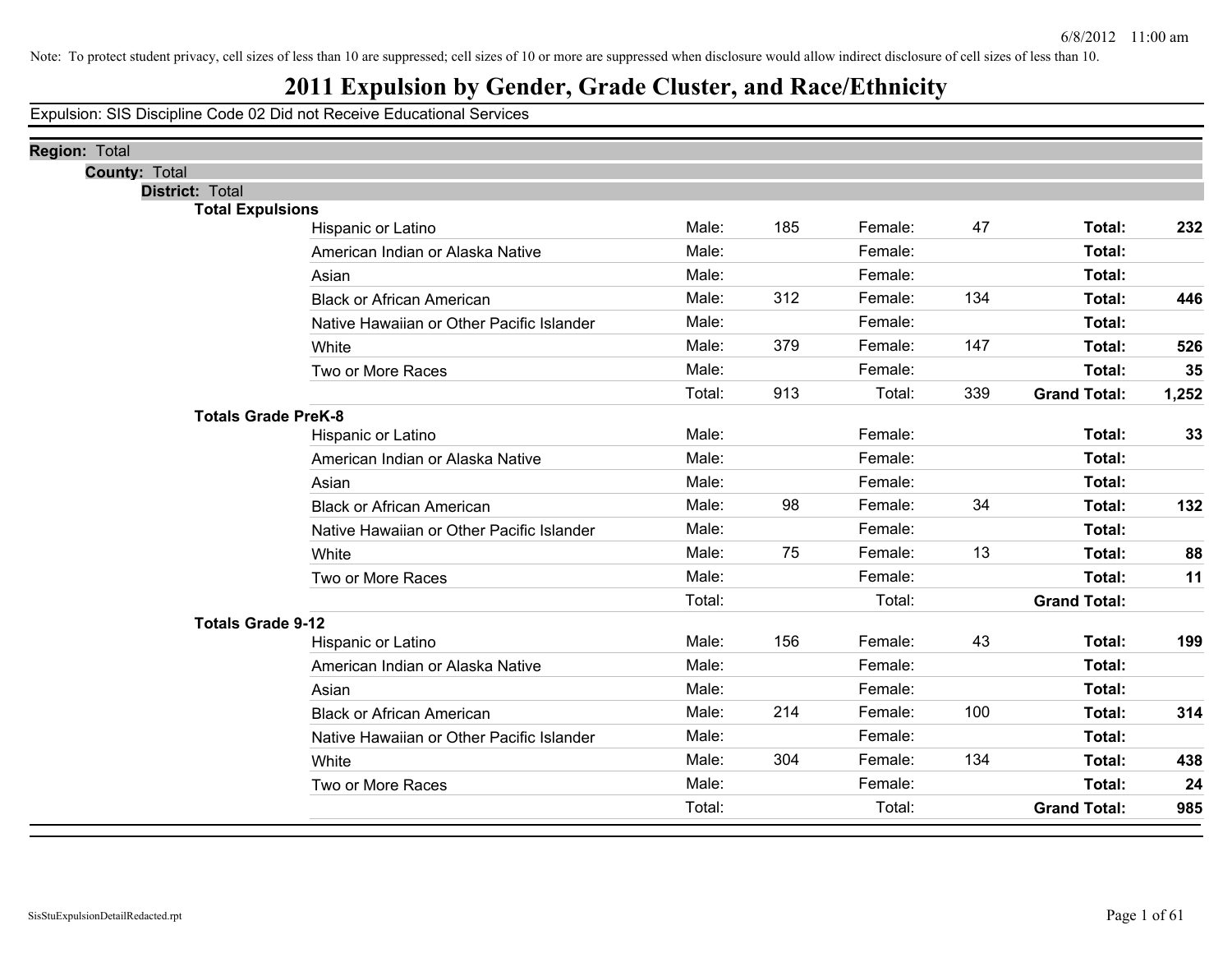Note: To protect student privacy, cell sizes of less than 10 are suppressed; cell sizes of 10 or more are suppressed when disclosure would allow indirect disclosure of cell sizes of less than 10.

# 2011 Expulsion by Gender, Grade Cluster, and Race/Ethnicity

Expulsion: SIS Discipline Code 02 Did not Receive Educational Services

**Region:** Total

**County:** Total

**District:** Total

### Total Expulsions

| Race/Ethnicity | | Male | | Female | | Total |
|---|---|---|---|---|---|---|
| Hispanic or Latino | Male: | 185 | Female: | 47 | **Total:** | **232** |
| American Indian or Alaska Native | Male: | | Female: | | **Total:** | |
| Asian | Male: | | Female: | | **Total:** | |
| Black or African American | Male: | 312 | Female: | 134 | **Total:** | **446** |
| Native Hawaiian or Other Pacific Islander | Male: | | Female: | | **Total:** | |
| White | Male: | 379 | Female: | 147 | **Total:** | **526** |
| Two or More Races | Male: | | Female: | | **Total:** | **35** |
| | Total: | 913 | Total: | 339 | **Grand Total:** | **1,252** |

### Totals Grade PreK-8

| Race/Ethnicity | | Male | | Female | | Total |
|---|---|---|---|---|---|---|
| Hispanic or Latino | Male: | | Female: | | **Total:** | **33** |
| American Indian or Alaska Native | Male: | | Female: | | **Total:** | |
| Asian | Male: | | Female: | | **Total:** | |
| Black or African American | Male: | 98 | Female: | 34 | **Total:** | **132** |
| Native Hawaiian or Other Pacific Islander | Male: | | Female: | | **Total:** | |
| White | Male: | 75 | Female: | 13 | **Total:** | **88** |
| Two or More Races | Male: | | Female: | | **Total:** | **11** |
| | Total: | | Total: | | **Grand Total:** | |

### Totals Grade 9-12

| Race/Ethnicity | | Male | | Female | | Total |
|---|---|---|---|---|---|---|
| Hispanic or Latino | Male: | 156 | Female: | 43 | **Total:** | **199** |
| American Indian or Alaska Native | Male: | | Female: | | **Total:** | |
| Asian | Male: | | Female: | | **Total:** | |
| Black or African American | Male: | 214 | Female: | 100 | **Total:** | **314** |
| Native Hawaiian or Other Pacific Islander | Male: | | Female: | | **Total:** | |
| White | Male: | 304 | Female: | 134 | **Total:** | **438** |
| Two or More Races | Male: | | Female: | | **Total:** | **24** |
| | Total: | | Total: | | **Grand Total:** | **985** |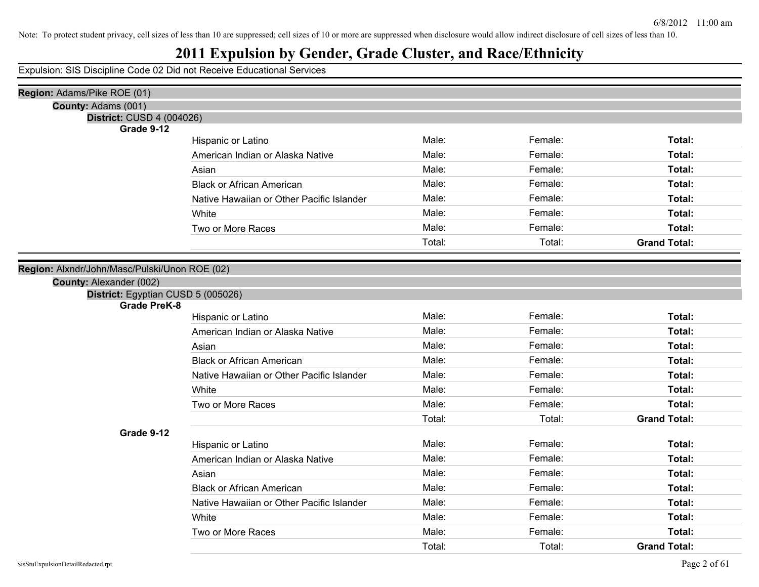Note: To protect student privacy, cell sizes of less than 10 are suppressed; cell sizes of 10 or more are suppressed when disclosure would allow indirect disclosure of cell sizes of less than 10.

# 2011 Expulsion by Gender, Grade Cluster, and Race/Ethnicity

Expulsion: SIS Discipline Code 02 Did not Receive Educational Services

**Region:** Adams/Pike ROE (01)

**County:** Adams (001)

**District:** CUSD 4 (004026)

**Grade 9-12**

| | | | |
|---|---|---|---|
| Hispanic or Latino | Male: | Female: | **Total:** |
| American Indian or Alaska Native | Male: | Female: | **Total:** |
| Asian | Male: | Female: | **Total:** |
| Black or African American | Male: | Female: | **Total:** |
| Native Hawaiian or Other Pacific Islander | Male: | Female: | **Total:** |
| White | Male: | Female: | **Total:** |
| Two or More Races | Male: | Female: | **Total:** |
| | Total: | Total: | **Grand Total:** |

**Region:** Alxndr/John/Masc/Pulski/Unon ROE (02)

**County:** Alexander (002)

**District:** Egyptian CUSD 5 (005026)

**Grade PreK-8**

| | | | |
|---|---|---|---|
| Hispanic or Latino | Male: | Female: | **Total:** |
| American Indian or Alaska Native | Male: | Female: | **Total:** |
| Asian | Male: | Female: | **Total:** |
| Black or African American | Male: | Female: | **Total:** |
| Native Hawaiian or Other Pacific Islander | Male: | Female: | **Total:** |
| White | Male: | Female: | **Total:** |
| Two or More Races | Male: | Female: | **Total:** |
| | Total: | Total: | **Grand Total:** |

**Grade 9-12**

| | | | |
|---|---|---|---|
| Hispanic or Latino | Male: | Female: | **Total:** |
| American Indian or Alaska Native | Male: | Female: | **Total:** |
| Asian | Male: | Female: | **Total:** |
| Black or African American | Male: | Female: | **Total:** |
| Native Hawaiian or Other Pacific Islander | Male: | Female: | **Total:** |
| White | Male: | Female: | **Total:** |
| Two or More Races | Male: | Female: | **Total:** |
| | Total: | Total: | **Grand Total:** |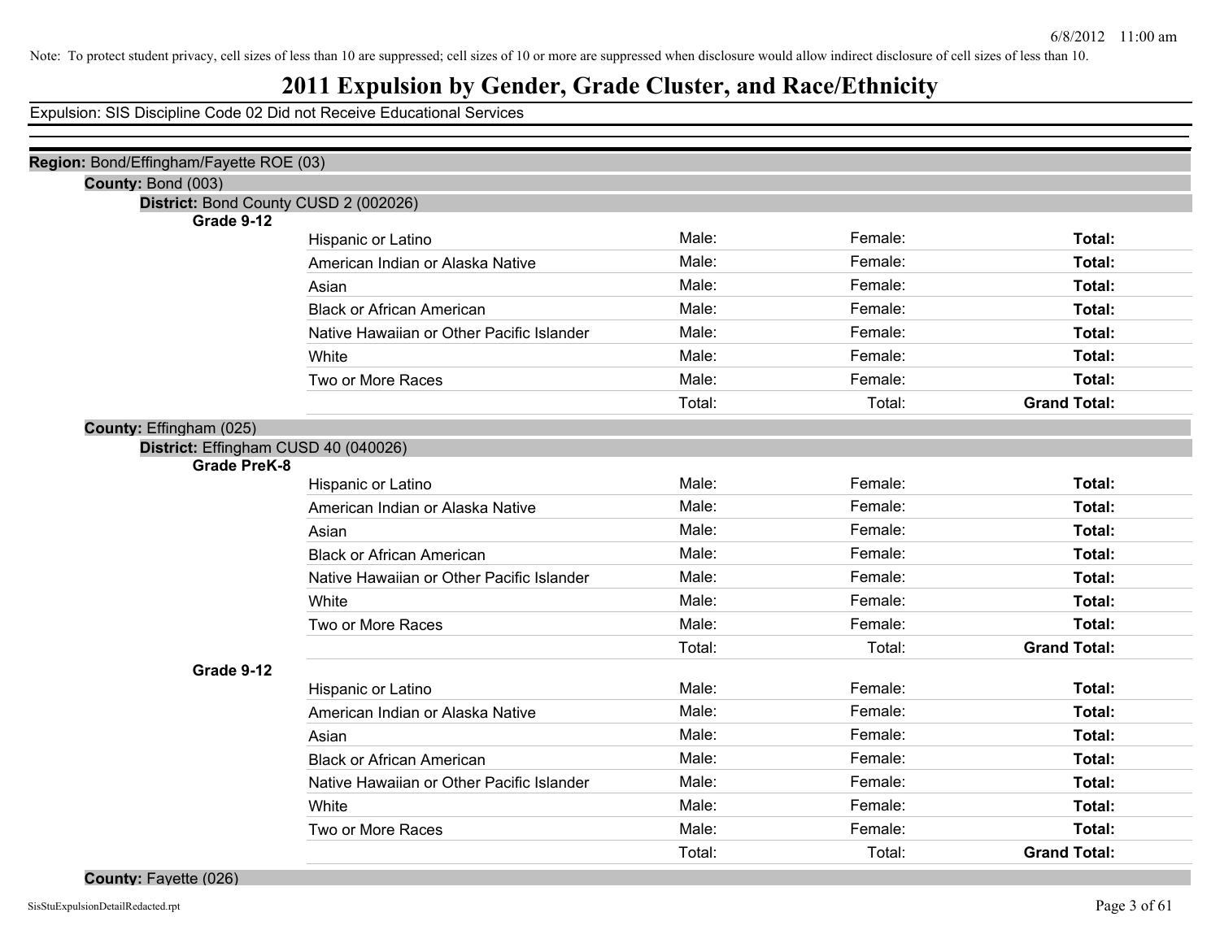Note: To protect student privacy, cell sizes of less than 10 are suppressed; cell sizes of 10 or more are suppressed when disclosure would allow indirect disclosure of cell sizes of less than 10.

# 2011 Expulsion by Gender, Grade Cluster, and Race/Ethnicity

Expulsion: SIS Discipline Code 02 Did not Receive Educational Services

**Region:** Bond/Effingham/Fayette ROE (03)

**County:** Bond (003)

**District:** Bond County CUSD 2 (002026)

**Grade 9-12**

| | | | |
|---|---|---|---|
| Hispanic or Latino | Male: | Female: | **Total:** |
| American Indian or Alaska Native | Male: | Female: | **Total:** |
| Asian | Male: | Female: | **Total:** |
| Black or African American | Male: | Female: | **Total:** |
| Native Hawaiian or Other Pacific Islander | Male: | Female: | **Total:** |
| White | Male: | Female: | **Total:** |
| Two or More Races | Male: | Female: | **Total:** |
| | Total: | Total: | **Grand Total:** |

**County:** Effingham (025)

**District:** Effingham CUSD 40 (040026)

**Grade PreK-8**

| | | | |
|---|---|---|---|
| Hispanic or Latino | Male: | Female: | **Total:** |
| American Indian or Alaska Native | Male: | Female: | **Total:** |
| Asian | Male: | Female: | **Total:** |
| Black or African American | Male: | Female: | **Total:** |
| Native Hawaiian or Other Pacific Islander | Male: | Female: | **Total:** |
| White | Male: | Female: | **Total:** |
| Two or More Races | Male: | Female: | **Total:** |
| | Total: | Total: | **Grand Total:** |

**Grade 9-12**

| | | | |
|---|---|---|---|
| Hispanic or Latino | Male: | Female: | **Total:** |
| American Indian or Alaska Native | Male: | Female: | **Total:** |
| Asian | Male: | Female: | **Total:** |
| Black or African American | Male: | Female: | **Total:** |
| Native Hawaiian or Other Pacific Islander | Male: | Female: | **Total:** |
| White | Male: | Female: | **Total:** |
| Two or More Races | Male: | Female: | **Total:** |
| | Total: | Total: | **Grand Total:** |

**County:** Fayette (026)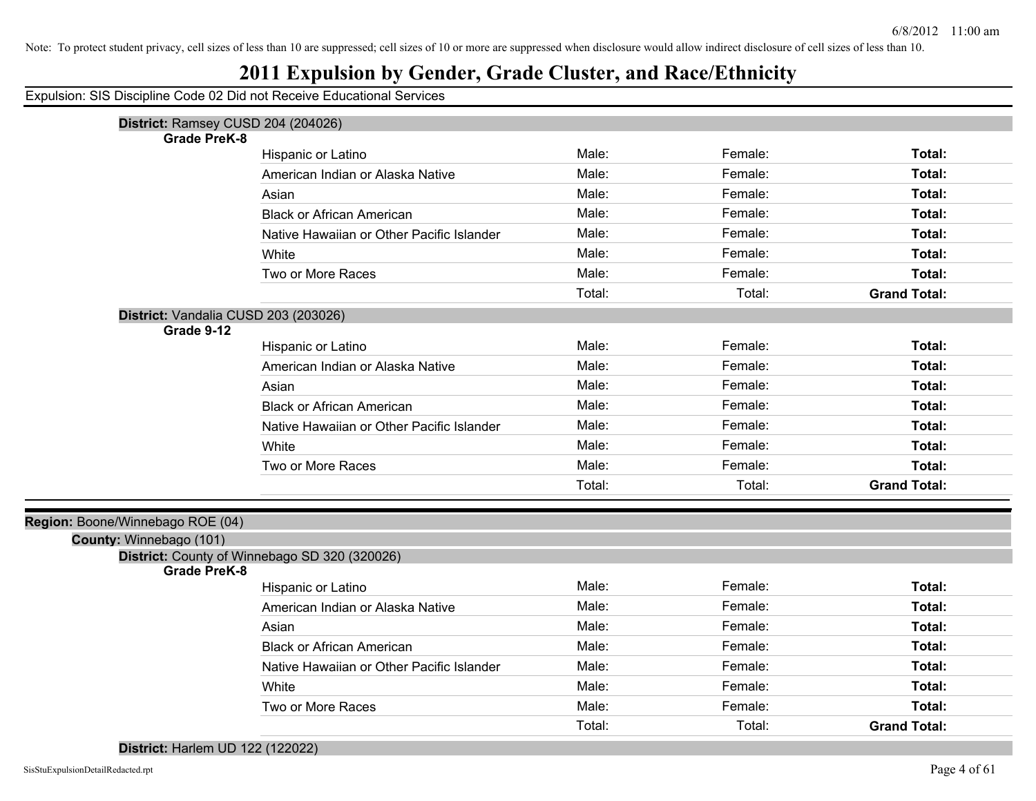Note: To protect student privacy, cell sizes of less than 10 are suppressed; cell sizes of 10 or more are suppressed when disclosure would allow indirect disclosure of cell sizes of less than 10.

# 2011 Expulsion by Gender, Grade Cluster, and Race/Ethnicity

Expulsion: SIS Discipline Code 02 Did not Receive Educational Services

**District:** Ramsey CUSD 204 (204026)

**Grade PreK-8**

| | | | |
|---|---|---|---|
| Hispanic or Latino | Male: | Female: | **Total:** |
| American Indian or Alaska Native | Male: | Female: | **Total:** |
| Asian | Male: | Female: | **Total:** |
| Black or African American | Male: | Female: | **Total:** |
| Native Hawaiian or Other Pacific Islander | Male: | Female: | **Total:** |
| White | Male: | Female: | **Total:** |
| Two or More Races | Male: | Female: | **Total:** |
| | Total: | Total: | **Grand Total:** |

**District:** Vandalia CUSD 203 (203026)

**Grade 9-12**

| | | | |
|---|---|---|---|
| Hispanic or Latino | Male: | Female: | **Total:** |
| American Indian or Alaska Native | Male: | Female: | **Total:** |
| Asian | Male: | Female: | **Total:** |
| Black or African American | Male: | Female: | **Total:** |
| Native Hawaiian or Other Pacific Islander | Male: | Female: | **Total:** |
| White | Male: | Female: | **Total:** |
| Two or More Races | Male: | Female: | **Total:** |
| | Total: | Total: | **Grand Total:** |

**Region:** Boone/Winnebago ROE (04)

**County:** Winnebago (101)

**District:** County of Winnebago SD 320 (320026)

**Grade PreK-8**

| | | | |
|---|---|---|---|
| Hispanic or Latino | Male: | Female: | **Total:** |
| American Indian or Alaska Native | Male: | Female: | **Total:** |
| Asian | Male: | Female: | **Total:** |
| Black or African American | Male: | Female: | **Total:** |
| Native Hawaiian or Other Pacific Islander | Male: | Female: | **Total:** |
| White | Male: | Female: | **Total:** |
| Two or More Races | Male: | Female: | **Total:** |
| | Total: | Total: | **Grand Total:** |

**District:** Harlem UD 122 (122022)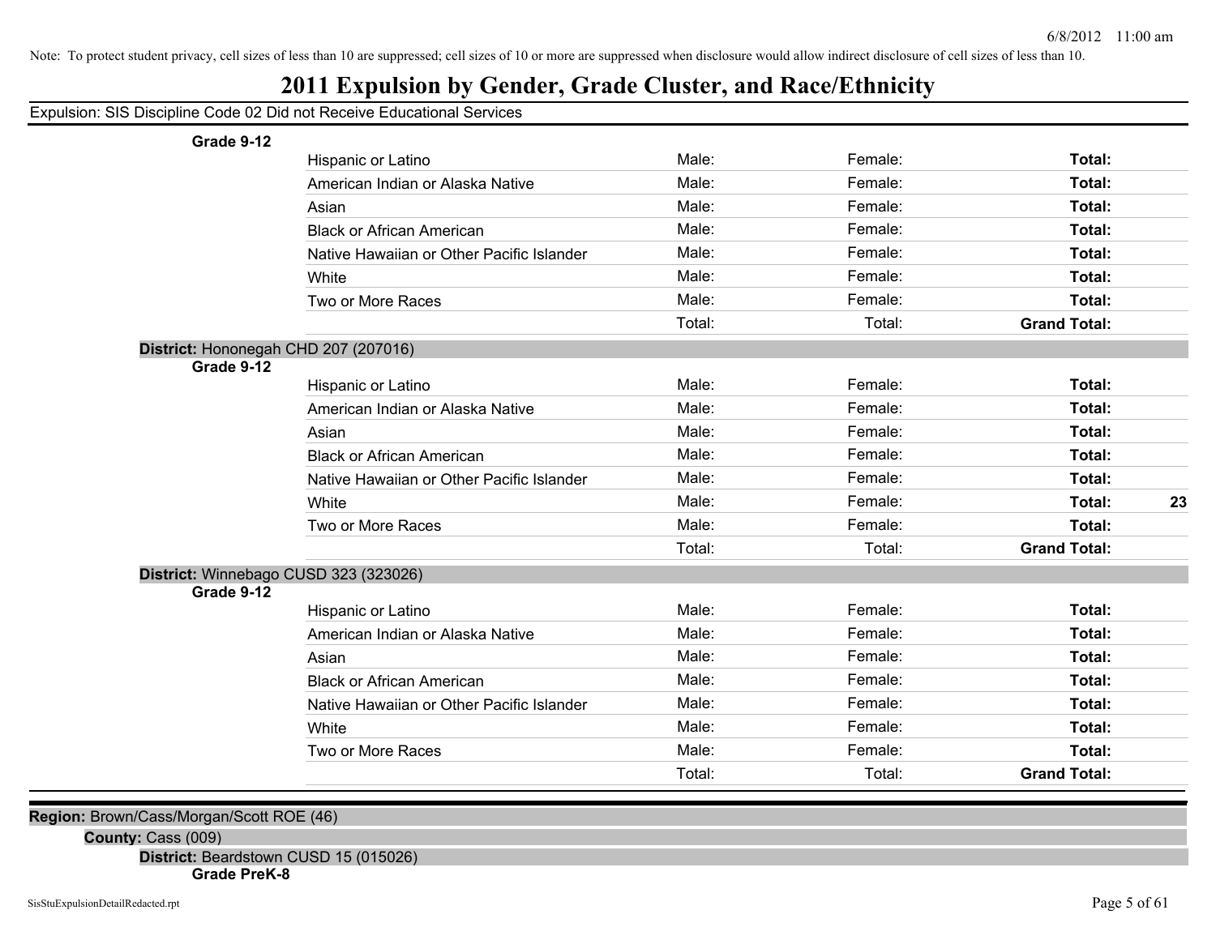Note: To protect student privacy, cell sizes of less than 10 are suppressed; cell sizes of 10 or more are suppressed when disclosure would allow indirect disclosure of cell sizes of less than 10.

# 2011 Expulsion by Gender, Grade Cluster, and Race/Ethnicity

Expulsion: SIS Discipline Code 02 Did not Receive Educational Services

**Grade 9-12**

| | | | | |
|---|---|---|---|---|
| Hispanic or Latino | Male: | Female: | **Total:** | |
| American Indian or Alaska Native | Male: | Female: | **Total:** | |
| Asian | Male: | Female: | **Total:** | |
| Black or African American | Male: | Female: | **Total:** | |
| Native Hawaiian or Other Pacific Islander | Male: | Female: | **Total:** | |
| White | Male: | Female: | **Total:** | |
| Two or More Races | Male: | Female: | **Total:** | |
| | Total: | Total: | **Grand Total:** | |

**District:** Hononegah CHD 207 (207016)

**Grade 9-12**

| | | | | |
|---|---|---|---|---|
| Hispanic or Latino | Male: | Female: | **Total:** | |
| American Indian or Alaska Native | Male: | Female: | **Total:** | |
| Asian | Male: | Female: | **Total:** | |
| Black or African American | Male: | Female: | **Total:** | |
| Native Hawaiian or Other Pacific Islander | Male: | Female: | **Total:** | |
| White | Male: | Female: | **Total:** | **23** |
| Two or More Races | Male: | Female: | **Total:** | |
| | Total: | Total: | **Grand Total:** | |

**District:** Winnebago CUSD 323 (323026)

**Grade 9-12**

| | | | | |
|---|---|---|---|---|
| Hispanic or Latino | Male: | Female: | **Total:** | |
| American Indian or Alaska Native | Male: | Female: | **Total:** | |
| Asian | Male: | Female: | **Total:** | |
| Black or African American | Male: | Female: | **Total:** | |
| Native Hawaiian or Other Pacific Islander | Male: | Female: | **Total:** | |
| White | Male: | Female: | **Total:** | |
| Two or More Races | Male: | Female: | **Total:** | |
| | Total: | Total: | **Grand Total:** | |

**Region:** Brown/Cass/Morgan/Scott ROE (46)

**County:** Cass (009)

**District:** Beardstown CUSD 15 (015026)

**Grade PreK-8**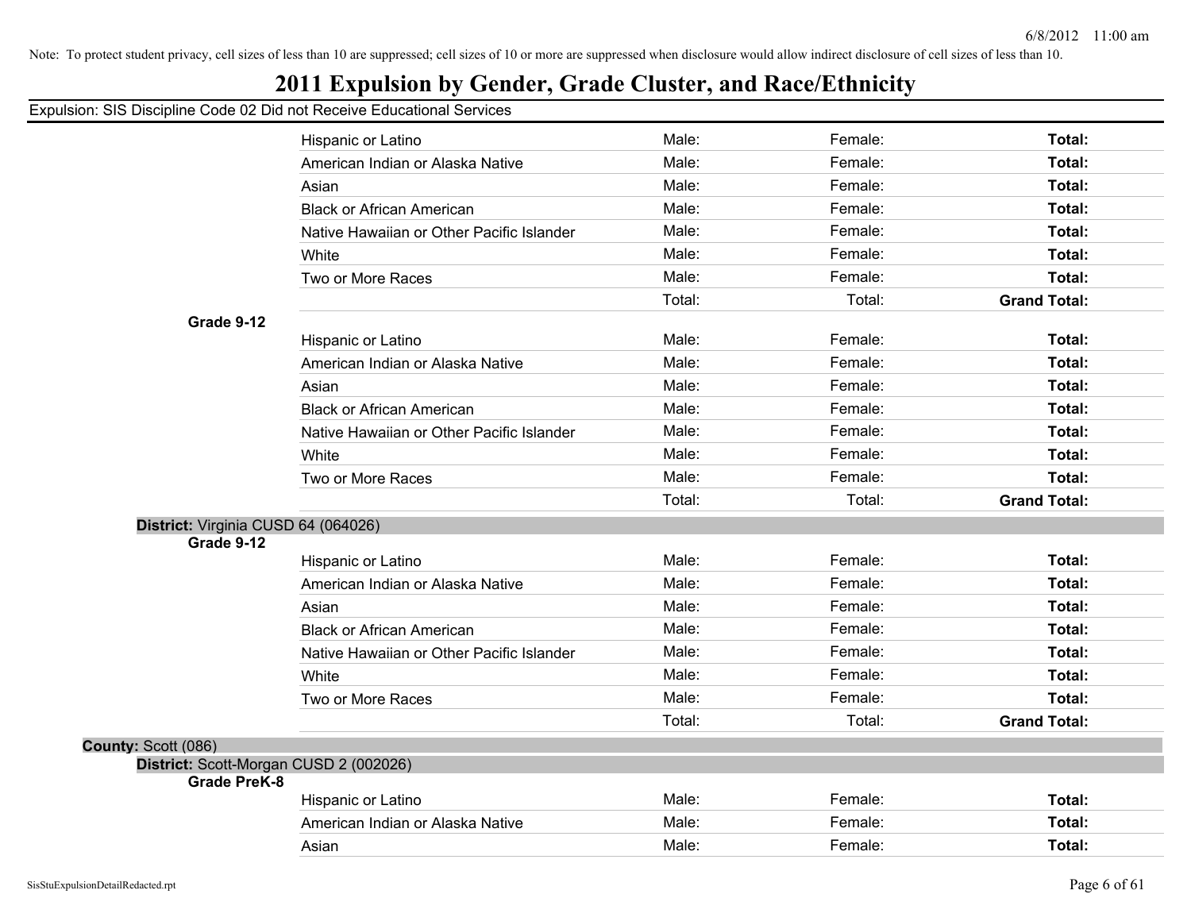Note: To protect student privacy, cell sizes of less than 10 are suppressed; cell sizes of 10 or more are suppressed when disclosure would allow indirect disclosure of cell sizes of less than 10.

# 2011 Expulsion by Gender, Grade Cluster, and Race/Ethnicity

Expulsion: SIS Discipline Code 02 Did not Receive Educational Services

| | Male | Female | Total |
|---|---|---|---|
| Hispanic or Latino | Male: | Female: | **Total:** |
| American Indian or Alaska Native | Male: | Female: | **Total:** |
| Asian | Male: | Female: | **Total:** |
| Black or African American | Male: | Female: | **Total:** |
| Native Hawaiian or Other Pacific Islander | Male: | Female: | **Total:** |
| White | Male: | Female: | **Total:** |
| Two or More Races | Male: | Female: | **Total:** |
| | Total: | Total: | **Grand Total:** |

**Grade 9-12**

| | Male | Female | Total |
|---|---|---|---|
| Hispanic or Latino | Male: | Female: | **Total:** |
| American Indian or Alaska Native | Male: | Female: | **Total:** |
| Asian | Male: | Female: | **Total:** |
| Black or African American | Male: | Female: | **Total:** |
| Native Hawaiian or Other Pacific Islander | Male: | Female: | **Total:** |
| White | Male: | Female: | **Total:** |
| Two or More Races | Male: | Female: | **Total:** |
| | Total: | Total: | **Grand Total:** |

**District:** Virginia CUSD 64 (064026)

**Grade 9-12**

| | Male | Female | Total |
|---|---|---|---|
| Hispanic or Latino | Male: | Female: | **Total:** |
| American Indian or Alaska Native | Male: | Female: | **Total:** |
| Asian | Male: | Female: | **Total:** |
| Black or African American | Male: | Female: | **Total:** |
| Native Hawaiian or Other Pacific Islander | Male: | Female: | **Total:** |
| White | Male: | Female: | **Total:** |
| Two or More Races | Male: | Female: | **Total:** |
| | Total: | Total: | **Grand Total:** |

**County:** Scott (086)

**District:** Scott-Morgan CUSD 2 (002026)

**Grade PreK-8**

| | Male | Female | Total |
|---|---|---|---|
| Hispanic or Latino | Male: | Female: | **Total:** |
| American Indian or Alaska Native | Male: | Female: | **Total:** |
| Asian | Male: | Female: | **Total:** |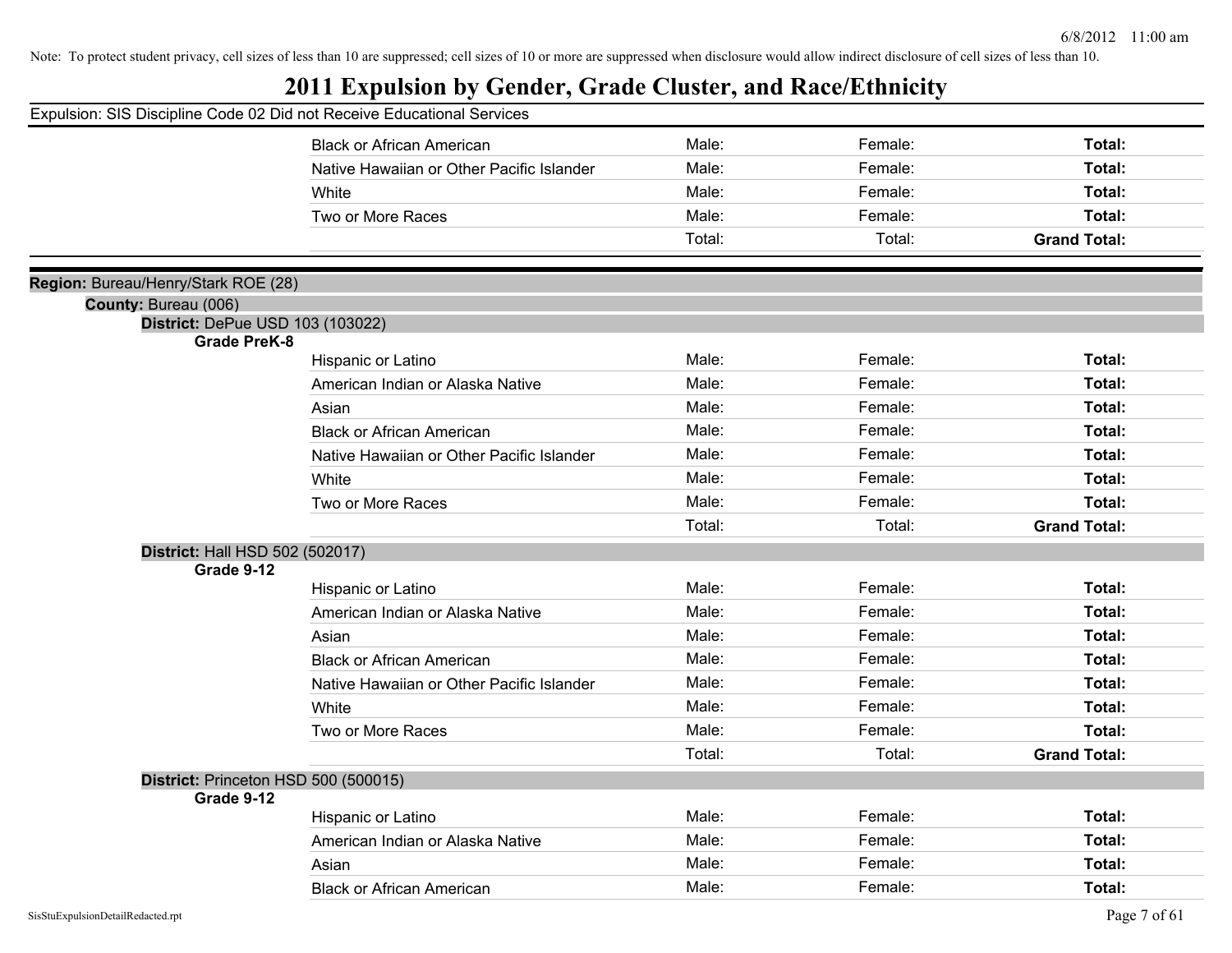Note: To protect student privacy, cell sizes of less than 10 are suppressed; cell sizes of 10 or more are suppressed when disclosure would allow indirect disclosure of cell sizes of less than 10.

# 2011 Expulsion by Gender, Grade Cluster, and Race/Ethnicity

Expulsion: SIS Discipline Code 02 Did not Receive Educational Services

| | | | |
|---|---|---|---|
| Black or African American | Male: | Female: | **Total:** |
| Native Hawaiian or Other Pacific Islander | Male: | Female: | **Total:** |
| White | Male: | Female: | **Total:** |
| Two or More Races | Male: | Female: | **Total:** |
| | Total: | Total: | **Grand Total:** |

**Region:** Bureau/Henry/Stark ROE (28)

**County:** Bureau (006)

**District:** DePue USD 103 (103022)

**Grade PreK-8**

| | | | |
|---|---|---|---|
| Hispanic or Latino | Male: | Female: | **Total:** |
| American Indian or Alaska Native | Male: | Female: | **Total:** |
| Asian | Male: | Female: | **Total:** |
| Black or African American | Male: | Female: | **Total:** |
| Native Hawaiian or Other Pacific Islander | Male: | Female: | **Total:** |
| White | Male: | Female: | **Total:** |
| Two or More Races | Male: | Female: | **Total:** |
| | Total: | Total: | **Grand Total:** |

**District:** Hall HSD 502 (502017)

**Grade 9-12**

| | | | |
|---|---|---|---|
| Hispanic or Latino | Male: | Female: | **Total:** |
| American Indian or Alaska Native | Male: | Female: | **Total:** |
| Asian | Male: | Female: | **Total:** |
| Black or African American | Male: | Female: | **Total:** |
| Native Hawaiian or Other Pacific Islander | Male: | Female: | **Total:** |
| White | Male: | Female: | **Total:** |
| Two or More Races | Male: | Female: | **Total:** |
| | Total: | Total: | **Grand Total:** |

**District:** Princeton HSD 500 (500015)

**Grade 9-12**

| | | | |
|---|---|---|---|
| Hispanic or Latino | Male: | Female: | **Total:** |
| American Indian or Alaska Native | Male: | Female: | **Total:** |
| Asian | Male: | Female: | **Total:** |
| Black or African American | Male: | Female: | **Total:** |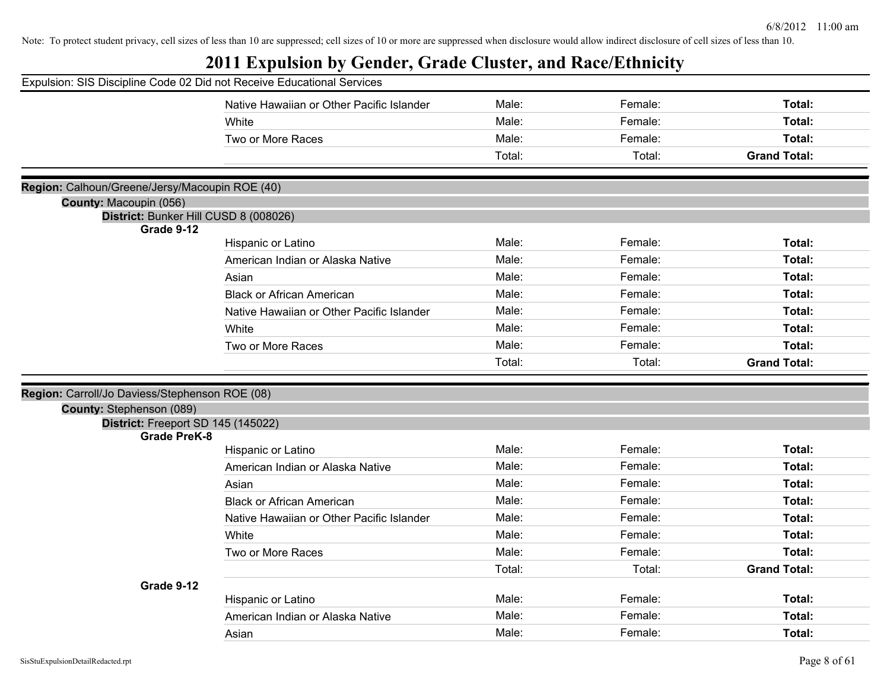Note: To protect student privacy, cell sizes of less than 10 are suppressed; cell sizes of 10 or more are suppressed when disclosure would allow indirect disclosure of cell sizes of less than 10.

# 2011 Expulsion by Gender, Grade Cluster, and Race/Ethnicity

Expulsion: SIS Discipline Code 02 Did not Receive Educational Services

| | | | |
|---|---|---|---|
| Native Hawaiian or Other Pacific Islander | Male: | Female: | **Total:** |
| White | Male: | Female: | **Total:** |
| Two or More Races | Male: | Female: | **Total:** |
| | Total: | Total: | **Grand Total:** |

**Region:** Calhoun/Greene/Jersy/Macoupin ROE (40)

**County:** Macoupin (056)

**District:** Bunker Hill CUSD 8 (008026)

**Grade 9-12**

| | | | |
|---|---|---|---|
| Hispanic or Latino | Male: | Female: | **Total:** |
| American Indian or Alaska Native | Male: | Female: | **Total:** |
| Asian | Male: | Female: | **Total:** |
| Black or African American | Male: | Female: | **Total:** |
| Native Hawaiian or Other Pacific Islander | Male: | Female: | **Total:** |
| White | Male: | Female: | **Total:** |
| Two or More Races | Male: | Female: | **Total:** |
| | Total: | Total: | **Grand Total:** |

**Region:** Carroll/Jo Daviess/Stephenson ROE (08)

**County:** Stephenson (089)

**District:** Freeport SD 145 (145022)

**Grade PreK-8**

| | | | |
|---|---|---|---|
| Hispanic or Latino | Male: | Female: | **Total:** |
| American Indian or Alaska Native | Male: | Female: | **Total:** |
| Asian | Male: | Female: | **Total:** |
| Black or African American | Male: | Female: | **Total:** |
| Native Hawaiian or Other Pacific Islander | Male: | Female: | **Total:** |
| White | Male: | Female: | **Total:** |
| Two or More Races | Male: | Female: | **Total:** |
| | Total: | Total: | **Grand Total:** |

**Grade 9-12**

| | | | |
|---|---|---|---|
| Hispanic or Latino | Male: | Female: | **Total:** |
| American Indian or Alaska Native | Male: | Female: | **Total:** |
| Asian | Male: | Female: | **Total:** |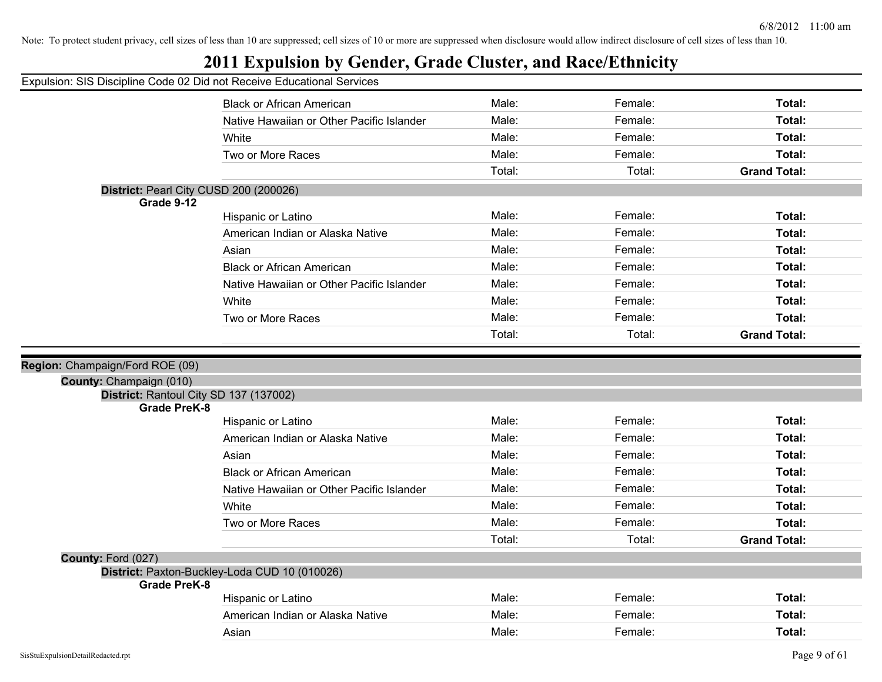Note: To protect student privacy, cell sizes of less than 10 are suppressed; cell sizes of 10 or more are suppressed when disclosure would allow indirect disclosure of cell sizes of less than 10.

# 2011 Expulsion by Gender, Grade Cluster, and Race/Ethnicity

Expulsion: SIS Discipline Code 02 Did not Receive Educational Services

| | | | |
|---|---|---|---|
| Black or African American | Male: | Female: | **Total:** |
| Native Hawaiian or Other Pacific Islander | Male: | Female: | **Total:** |
| White | Male: | Female: | **Total:** |
| Two or More Races | Male: | Female: | **Total:** |
| | Total: | Total: | **Grand Total:** |

**District:** Pearl City CUSD 200 (200026)

**Grade 9-12**

| | | | |
|---|---|---|---|
| Hispanic or Latino | Male: | Female: | **Total:** |
| American Indian or Alaska Native | Male: | Female: | **Total:** |
| Asian | Male: | Female: | **Total:** |
| Black or African American | Male: | Female: | **Total:** |
| Native Hawaiian or Other Pacific Islander | Male: | Female: | **Total:** |
| White | Male: | Female: | **Total:** |
| Two or More Races | Male: | Female: | **Total:** |
| | Total: | Total: | **Grand Total:** |

**Region:** Champaign/Ford ROE (09)

**County:** Champaign (010)

**District:** Rantoul City SD 137 (137002)

**Grade PreK-8**

| | | | |
|---|---|---|---|
| Hispanic or Latino | Male: | Female: | **Total:** |
| American Indian or Alaska Native | Male: | Female: | **Total:** |
| Asian | Male: | Female: | **Total:** |
| Black or African American | Male: | Female: | **Total:** |
| Native Hawaiian or Other Pacific Islander | Male: | Female: | **Total:** |
| White | Male: | Female: | **Total:** |
| Two or More Races | Male: | Female: | **Total:** |
| | Total: | Total: | **Grand Total:** |

**County:** Ford (027)

**District:** Paxton-Buckley-Loda CUD 10 (010026)

**Grade PreK-8**

| | | | |
|---|---|---|---|
| Hispanic or Latino | Male: | Female: | **Total:** |
| American Indian or Alaska Native | Male: | Female: | **Total:** |
| Asian | Male: | Female: | **Total:** |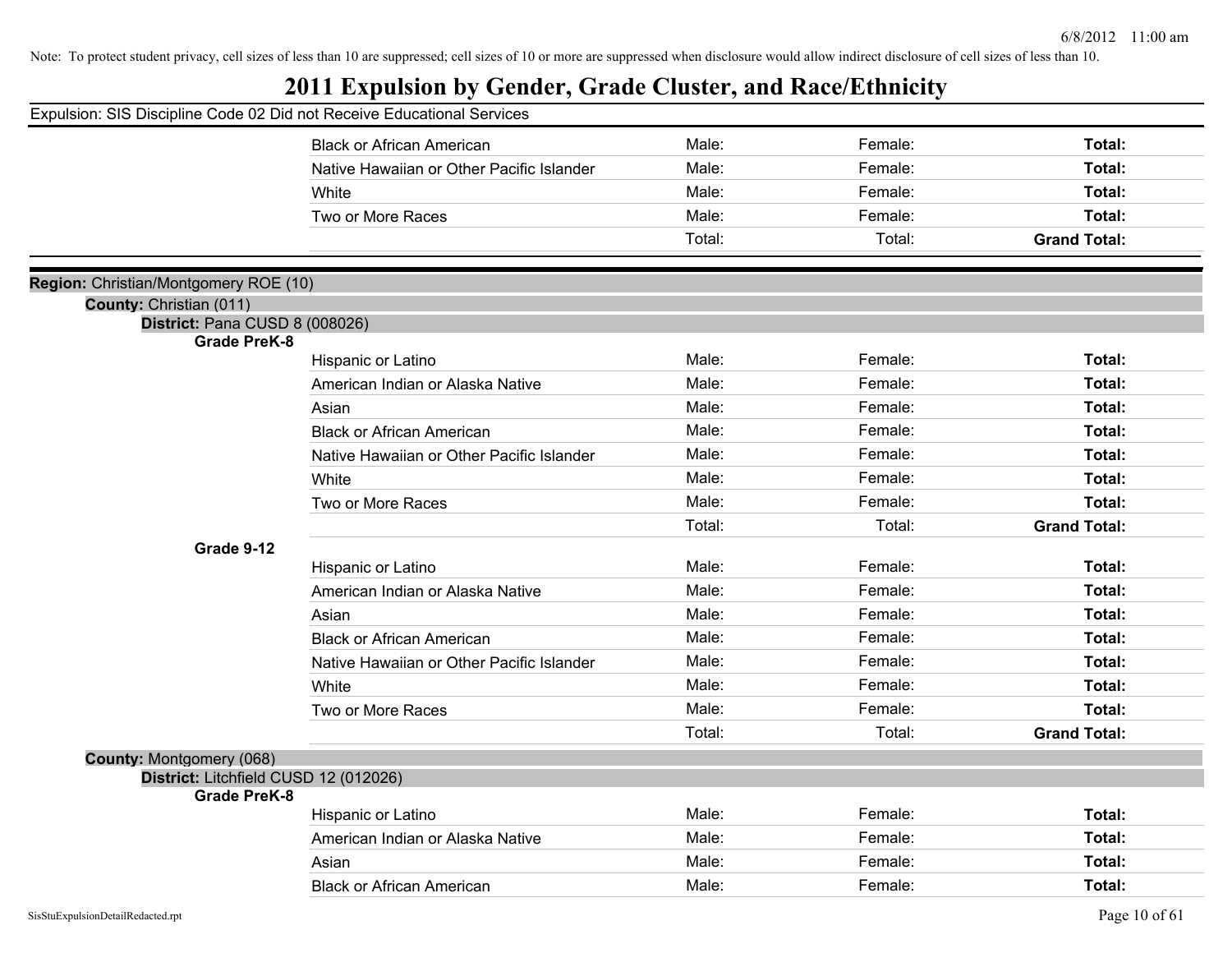Note: To protect student privacy, cell sizes of less than 10 are suppressed; cell sizes of 10 or more are suppressed when disclosure would allow indirect disclosure of cell sizes of less than 10.

# 2011 Expulsion by Gender, Grade Cluster, and Race/Ethnicity

Expulsion: SIS Discipline Code 02 Did not Receive Educational Services

| | | | | |
|---|---|---|---|---|
| | Black or African American | Male: | Female: | **Total:** |
| | Native Hawaiian or Other Pacific Islander | Male: | Female: | **Total:** |
| | White | Male: | Female: | **Total:** |
| | Two or More Races | Male: | Female: | **Total:** |
| | | Total: | Total: | **Grand Total:** |

**Region:** Christian/Montgomery ROE (10)

**County:** Christian (011)

**District:** Pana CUSD 8 (008026)

| | | | | |
|---|---|---|---|---|
| **Grade PreK-8** | | | | |
| | Hispanic or Latino | Male: | Female: | **Total:** |
| | American Indian or Alaska Native | Male: | Female: | **Total:** |
| | Asian | Male: | Female: | **Total:** |
| | Black or African American | Male: | Female: | **Total:** |
| | Native Hawaiian or Other Pacific Islander | Male: | Female: | **Total:** |
| | White | Male: | Female: | **Total:** |
| | Two or More Races | Male: | Female: | **Total:** |
| | | Total: | Total: | **Grand Total:** |
| **Grade 9-12** | | | | |
| | Hispanic or Latino | Male: | Female: | **Total:** |
| | American Indian or Alaska Native | Male: | Female: | **Total:** |
| | Asian | Male: | Female: | **Total:** |
| | Black or African American | Male: | Female: | **Total:** |
| | Native Hawaiian or Other Pacific Islander | Male: | Female: | **Total:** |
| | White | Male: | Female: | **Total:** |
| | Two or More Races | Male: | Female: | **Total:** |
| | | Total: | Total: | **Grand Total:** |

**County:** Montgomery (068)

**District:** Litchfield CUSD 12 (012026)

| | | | | |
|---|---|---|---|---|
| **Grade PreK-8** | | | | |
| | Hispanic or Latino | Male: | Female: | **Total:** |
| | American Indian or Alaska Native | Male: | Female: | **Total:** |
| | Asian | Male: | Female: | **Total:** |
| | Black or African American | Male: | Female: | **Total:** |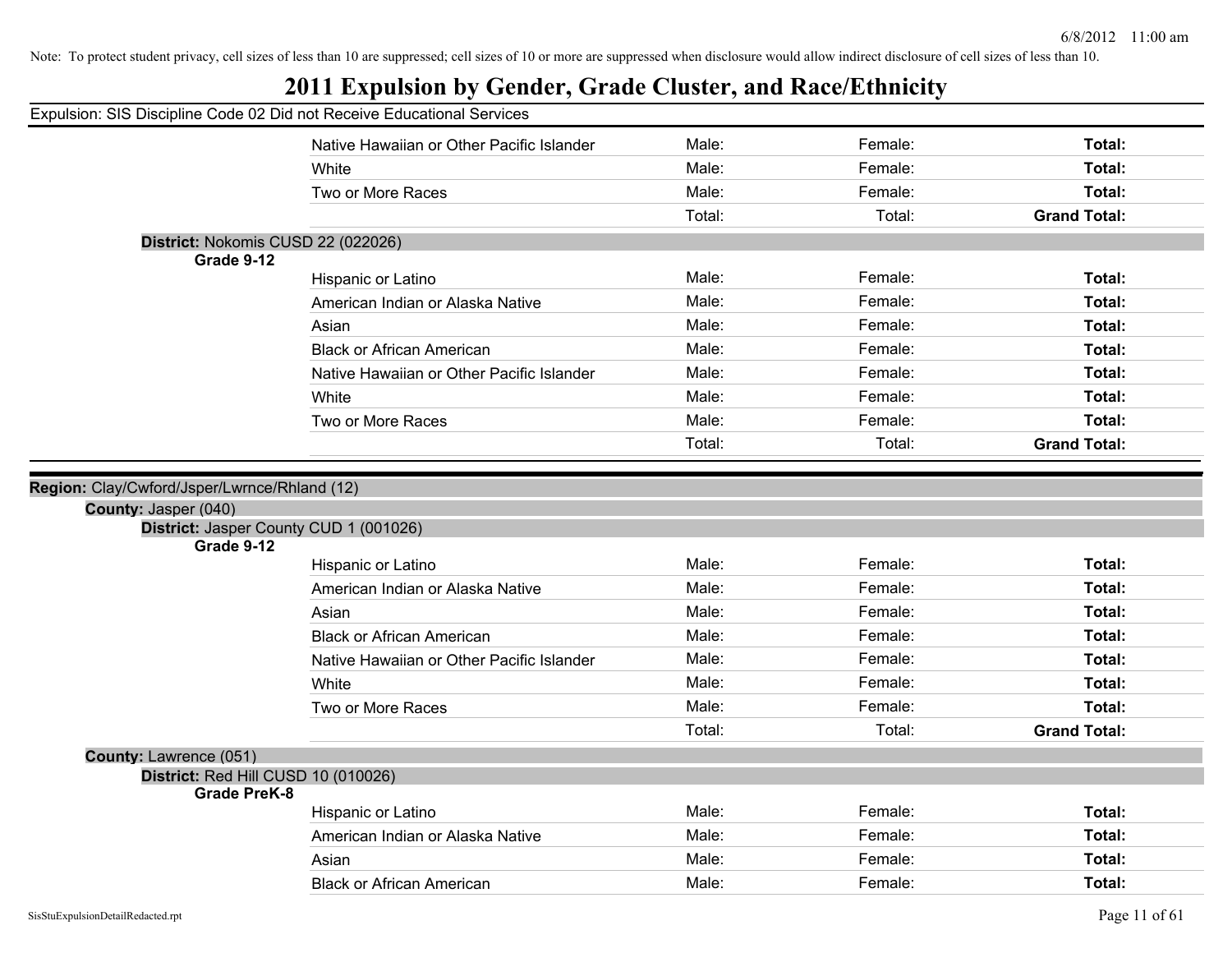Note: To protect student privacy, cell sizes of less than 10 are suppressed; cell sizes of 10 or more are suppressed when disclosure would allow indirect disclosure of cell sizes of less than 10.

# 2011 Expulsion by Gender, Grade Cluster, and Race/Ethnicity

Expulsion: SIS Discipline Code 02 Did not Receive Educational Services

| | Male | Female | Total |
|---|---|---|---|
| Native Hawaiian or Other Pacific Islander | Male: | Female: | **Total:** |
| White | Male: | Female: | **Total:** |
| Two or More Races | Male: | Female: | **Total:** |
| | Total: | Total: | **Grand Total:** |

**District:** Nokomis CUSD 22 (022026)

**Grade 9-12**

| | Male | Female | Total |
|---|---|---|---|
| Hispanic or Latino | Male: | Female: | **Total:** |
| American Indian or Alaska Native | Male: | Female: | **Total:** |
| Asian | Male: | Female: | **Total:** |
| Black or African American | Male: | Female: | **Total:** |
| Native Hawaiian or Other Pacific Islander | Male: | Female: | **Total:** |
| White | Male: | Female: | **Total:** |
| Two or More Races | Male: | Female: | **Total:** |
| | Total: | Total: | **Grand Total:** |

**Region:** Clay/Cwford/Jsper/Lwrnce/Rhland (12)

**County:** Jasper (040)

**District:** Jasper County CUD 1 (001026)

**Grade 9-12**

| | Male | Female | Total |
|---|---|---|---|
| Hispanic or Latino | Male: | Female: | **Total:** |
| American Indian or Alaska Native | Male: | Female: | **Total:** |
| Asian | Male: | Female: | **Total:** |
| Black or African American | Male: | Female: | **Total:** |
| Native Hawaiian or Other Pacific Islander | Male: | Female: | **Total:** |
| White | Male: | Female: | **Total:** |
| Two or More Races | Male: | Female: | **Total:** |
| | Total: | Total: | **Grand Total:** |

**County:** Lawrence (051)

**District:** Red Hill CUSD 10 (010026)

**Grade PreK-8**

| | Male | Female | Total |
|---|---|---|---|
| Hispanic or Latino | Male: | Female: | **Total:** |
| American Indian or Alaska Native | Male: | Female: | **Total:** |
| Asian | Male: | Female: | **Total:** |
| Black or African American | Male: | Female: | **Total:** |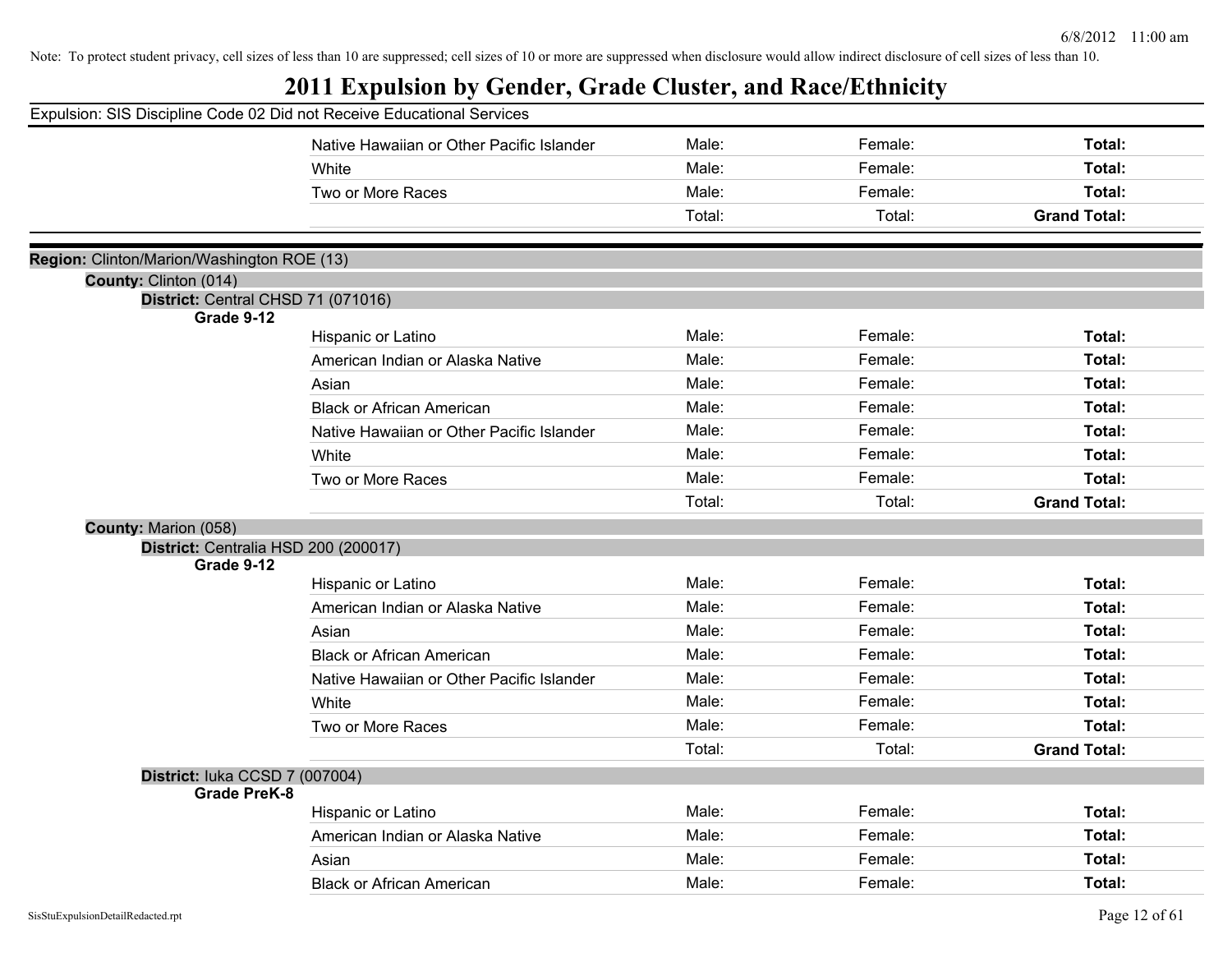Note: To protect student privacy, cell sizes of less than 10 are suppressed; cell sizes of 10 or more are suppressed when disclosure would allow indirect disclosure of cell sizes of less than 10.

# 2011 Expulsion by Gender, Grade Cluster, and Race/Ethnicity

Expulsion: SIS Discipline Code 02 Did not Receive Educational Services

| | | | |
|---|---|---|---|
| Native Hawaiian or Other Pacific Islander | Male: | Female: | **Total:** |
| White | Male: | Female: | **Total:** |
| Two or More Races | Male: | Female: | **Total:** |
| | Total: | Total: | **Grand Total:** |

**Region:** Clinton/Marion/Washington ROE (13)

**County:** Clinton (014)

**District:** Central CHSD 71 (071016)

**Grade 9-12**

| | | | |
|---|---|---|---|
| Hispanic or Latino | Male: | Female: | **Total:** |
| American Indian or Alaska Native | Male: | Female: | **Total:** |
| Asian | Male: | Female: | **Total:** |
| Black or African American | Male: | Female: | **Total:** |
| Native Hawaiian or Other Pacific Islander | Male: | Female: | **Total:** |
| White | Male: | Female: | **Total:** |
| Two or More Races | Male: | Female: | **Total:** |
| | Total: | Total: | **Grand Total:** |

**County:** Marion (058)

**District:** Centralia HSD 200 (200017)

**Grade 9-12**

| | | | |
|---|---|---|---|
| Hispanic or Latino | Male: | Female: | **Total:** |
| American Indian or Alaska Native | Male: | Female: | **Total:** |
| Asian | Male: | Female: | **Total:** |
| Black or African American | Male: | Female: | **Total:** |
| Native Hawaiian or Other Pacific Islander | Male: | Female: | **Total:** |
| White | Male: | Female: | **Total:** |
| Two or More Races | Male: | Female: | **Total:** |
| | Total: | Total: | **Grand Total:** |

**District:** Iuka CCSD 7 (007004)

**Grade PreK-8**

| | | | |
|---|---|---|---|
| Hispanic or Latino | Male: | Female: | **Total:** |
| American Indian or Alaska Native | Male: | Female: | **Total:** |
| Asian | Male: | Female: | **Total:** |
| Black or African American | Male: | Female: | **Total:** |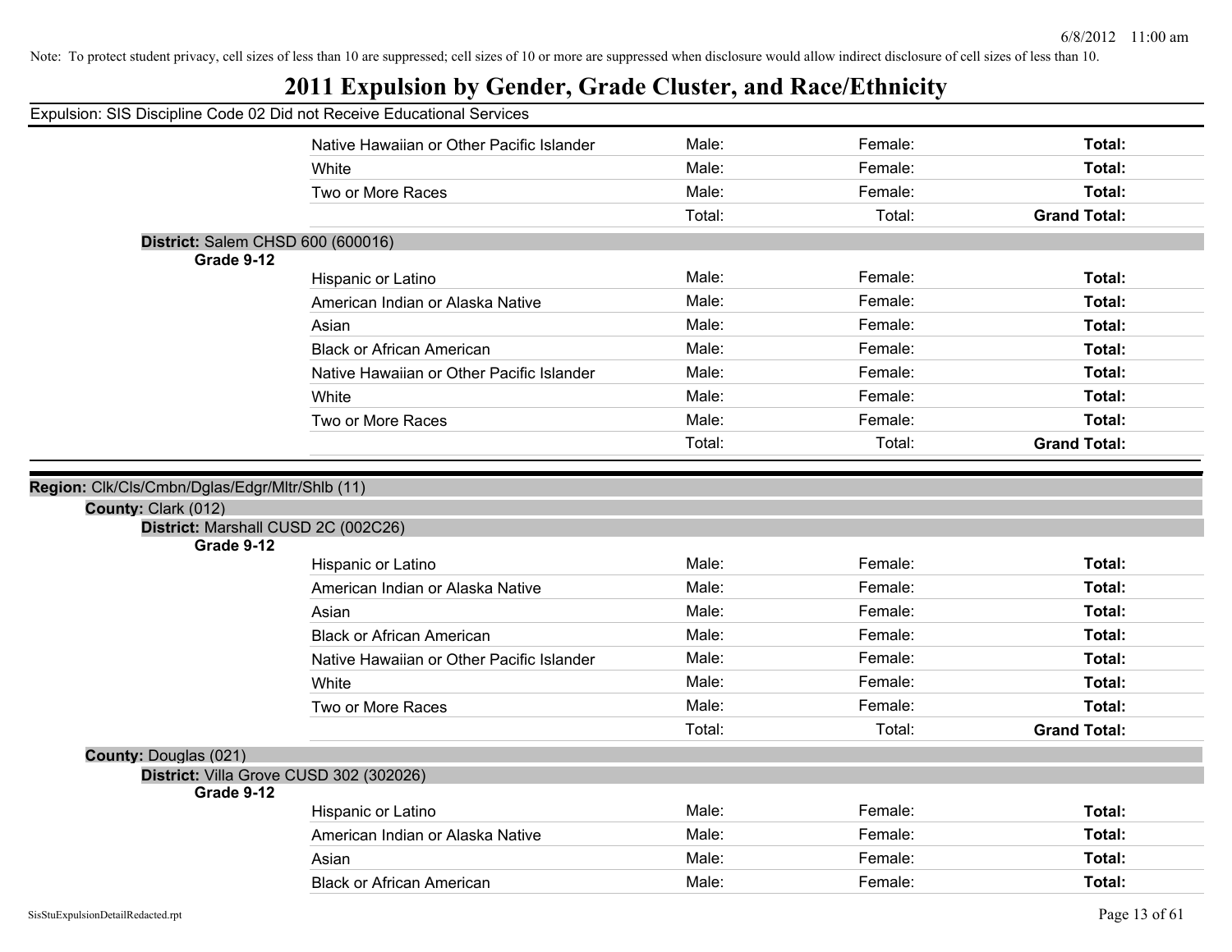Note: To protect student privacy, cell sizes of less than 10 are suppressed; cell sizes of 10 or more are suppressed when disclosure would allow indirect disclosure of cell sizes of less than 10.

# 2011 Expulsion by Gender, Grade Cluster, and Race/Ethnicity

Expulsion: SIS Discipline Code 02 Did not Receive Educational Services

| | | | | |
|---|---|---|---|---|
| | Native Hawaiian or Other Pacific Islander | Male: | Female: | **Total:** |
| | White | Male: | Female: | **Total:** |
| | Two or More Races | Male: | Female: | **Total:** |
| | | Total: | Total: | **Grand Total:** |

**District:** Salem CHSD 600 (600016)

**Grade 9-12**

| | | | | |
|---|---|---|---|---|
| | Hispanic or Latino | Male: | Female: | **Total:** |
| | American Indian or Alaska Native | Male: | Female: | **Total:** |
| | Asian | Male: | Female: | **Total:** |
| | Black or African American | Male: | Female: | **Total:** |
| | Native Hawaiian or Other Pacific Islander | Male: | Female: | **Total:** |
| | White | Male: | Female: | **Total:** |
| | Two or More Races | Male: | Female: | **Total:** |
| | | Total: | Total: | **Grand Total:** |

**Region:** Clk/Cls/Cmbn/Dglas/Edgr/Mltr/Shlb (11)

**County:** Clark (012)

**District:** Marshall CUSD 2C (002C26)

**Grade 9-12**

| | | | | |
|---|---|---|---|---|
| | Hispanic or Latino | Male: | Female: | **Total:** |
| | American Indian or Alaska Native | Male: | Female: | **Total:** |
| | Asian | Male: | Female: | **Total:** |
| | Black or African American | Male: | Female: | **Total:** |
| | Native Hawaiian or Other Pacific Islander | Male: | Female: | **Total:** |
| | White | Male: | Female: | **Total:** |
| | Two or More Races | Male: | Female: | **Total:** |
| | | Total: | Total: | **Grand Total:** |

**County:** Douglas (021)

**District:** Villa Grove CUSD 302 (302026)

**Grade 9-12**

| | | | | |
|---|---|---|---|---|
| | Hispanic or Latino | Male: | Female: | **Total:** |
| | American Indian or Alaska Native | Male: | Female: | **Total:** |
| | Asian | Male: | Female: | **Total:** |
| | Black or African American | Male: | Female: | **Total:** |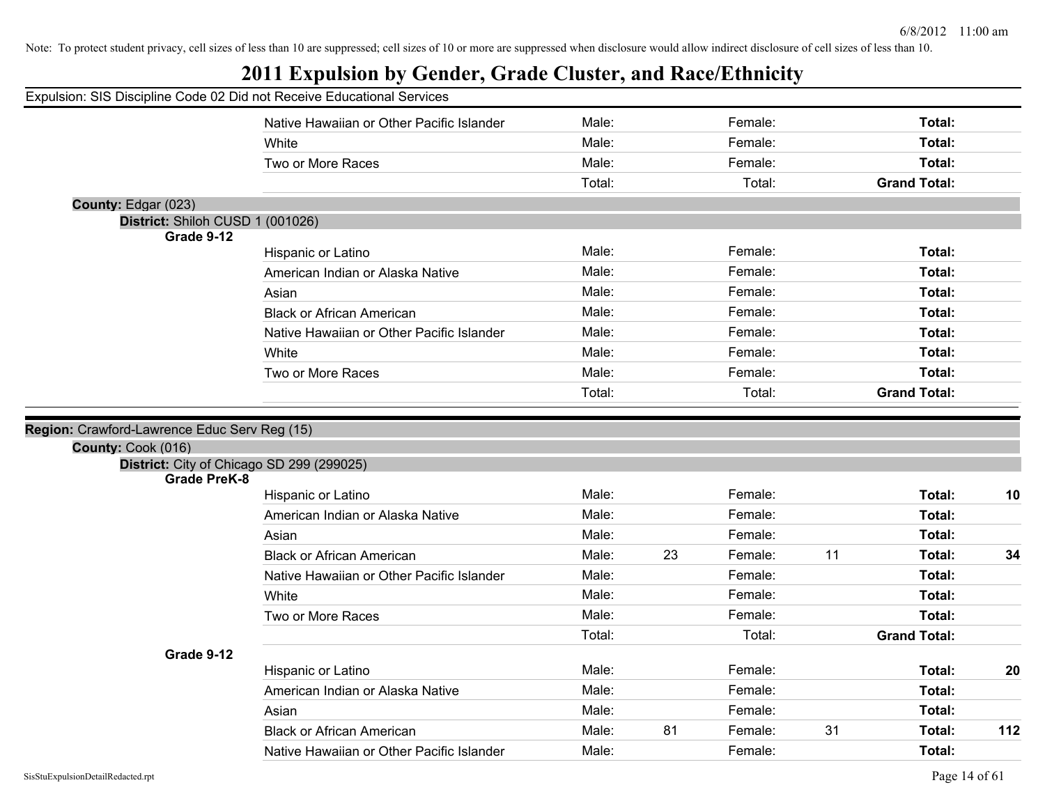Note: To protect student privacy, cell sizes of less than 10 are suppressed; cell sizes of 10 or more are suppressed when disclosure would allow indirect disclosure of cell sizes of less than 10.

# 2011 Expulsion by Gender, Grade Cluster, and Race/Ethnicity

Expulsion: SIS Discipline Code 02 Did not Receive Educational Services

| Race/Ethnicity | Male: | | Female: | | Total: | |
|---|---|---|---|---|---|---|
| Native Hawaiian or Other Pacific Islander | Male: | | Female: | | **Total:** | |
| White | Male: | | Female: | | **Total:** | |
| Two or More Races | Male: | | Female: | | **Total:** | |
| | Total: | | Total: | | **Grand Total:** | |

**County:** Edgar (023)

**District:** Shiloh CUSD 1 (001026)

**Grade 9-12**

| Race/Ethnicity | Male: | | Female: | | Total: | |
|---|---|---|---|---|---|---|
| Hispanic or Latino | Male: | | Female: | | **Total:** | |
| American Indian or Alaska Native | Male: | | Female: | | **Total:** | |
| Asian | Male: | | Female: | | **Total:** | |
| Black or African American | Male: | | Female: | | **Total:** | |
| Native Hawaiian or Other Pacific Islander | Male: | | Female: | | **Total:** | |
| White | Male: | | Female: | | **Total:** | |
| Two or More Races | Male: | | Female: | | **Total:** | |
| | Total: | | Total: | | **Grand Total:** | |

**Region:** Crawford-Lawrence Educ Serv Reg (15)

**County:** Cook (016)

**District:** City of Chicago SD 299 (299025)

**Grade PreK-8**

| Race/Ethnicity | Male: | | Female: | | Total: | |
|---|---|---|---|---|---|---|
| Hispanic or Latino | Male: | | Female: | | **Total:** | **10** |
| American Indian or Alaska Native | Male: | | Female: | | **Total:** | |
| Asian | Male: | | Female: | | **Total:** | |
| Black or African American | Male: | 23 | Female: | 11 | **Total:** | **34** |
| Native Hawaiian or Other Pacific Islander | Male: | | Female: | | **Total:** | |
| White | Male: | | Female: | | **Total:** | |
| Two or More Races | Male: | | Female: | | **Total:** | |
| | Total: | | Total: | | **Grand Total:** | |

**Grade 9-12**

| Race/Ethnicity | Male: | | Female: | | Total: | |
|---|---|---|---|---|---|---|
| Hispanic or Latino | Male: | | Female: | | **Total:** | **20** |
| American Indian or Alaska Native | Male: | | Female: | | **Total:** | |
| Asian | Male: | | Female: | | **Total:** | |
| Black or African American | Male: | 81 | Female: | 31 | **Total:** | **112** |
| Native Hawaiian or Other Pacific Islander | Male: | | Female: | | **Total:** | |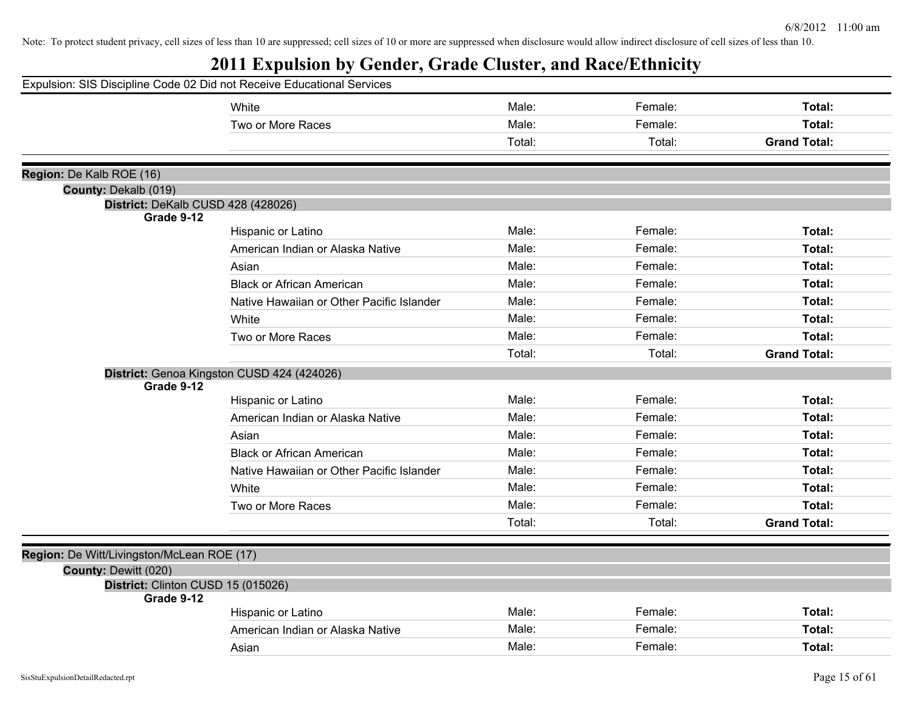Note: To protect student privacy, cell sizes of less than 10 are suppressed; cell sizes of 10 or more are suppressed when disclosure would allow indirect disclosure of cell sizes of less than 10.

# 2011 Expulsion by Gender, Grade Cluster, and Race/Ethnicity

Expulsion: SIS Discipline Code 02 Did not Receive Educational Services

| | Race/Ethnicity | Male | Female | Total |
|---|---|---|---|---|
| | White | Male: | Female: | **Total:** |
| | Two or More Races | Male: | Female: | **Total:** |
| | | Total: | Total: | **Grand Total:** |

**Region:** De Kalb ROE (16)

**County:** Dekalb (019)

**District:** DeKalb CUSD 428 (428026)

**Grade 9-12**

| Race/Ethnicity | Male | Female | Total |
|---|---|---|---|
| Hispanic or Latino | Male: | Female: | **Total:** |
| American Indian or Alaska Native | Male: | Female: | **Total:** |
| Asian | Male: | Female: | **Total:** |
| Black or African American | Male: | Female: | **Total:** |
| Native Hawaiian or Other Pacific Islander | Male: | Female: | **Total:** |
| White | Male: | Female: | **Total:** |
| Two or More Races | Male: | Female: | **Total:** |
| | Total: | Total: | **Grand Total:** |

**District:** Genoa Kingston CUSD 424 (424026)

**Grade 9-12**

| Race/Ethnicity | Male | Female | Total |
|---|---|---|---|
| Hispanic or Latino | Male: | Female: | **Total:** |
| American Indian or Alaska Native | Male: | Female: | **Total:** |
| Asian | Male: | Female: | **Total:** |
| Black or African American | Male: | Female: | **Total:** |
| Native Hawaiian or Other Pacific Islander | Male: | Female: | **Total:** |
| White | Male: | Female: | **Total:** |
| Two or More Races | Male: | Female: | **Total:** |
| | Total: | Total: | **Grand Total:** |

**Region:** De Witt/Livingston/McLean ROE (17)

**County:** Dewitt (020)

**District:** Clinton CUSD 15 (015026)

**Grade 9-12**

| Race/Ethnicity | Male | Female | Total |
|---|---|---|---|
| Hispanic or Latino | Male: | Female: | **Total:** |
| American Indian or Alaska Native | Male: | Female: | **Total:** |
| Asian | Male: | Female: | **Total:** |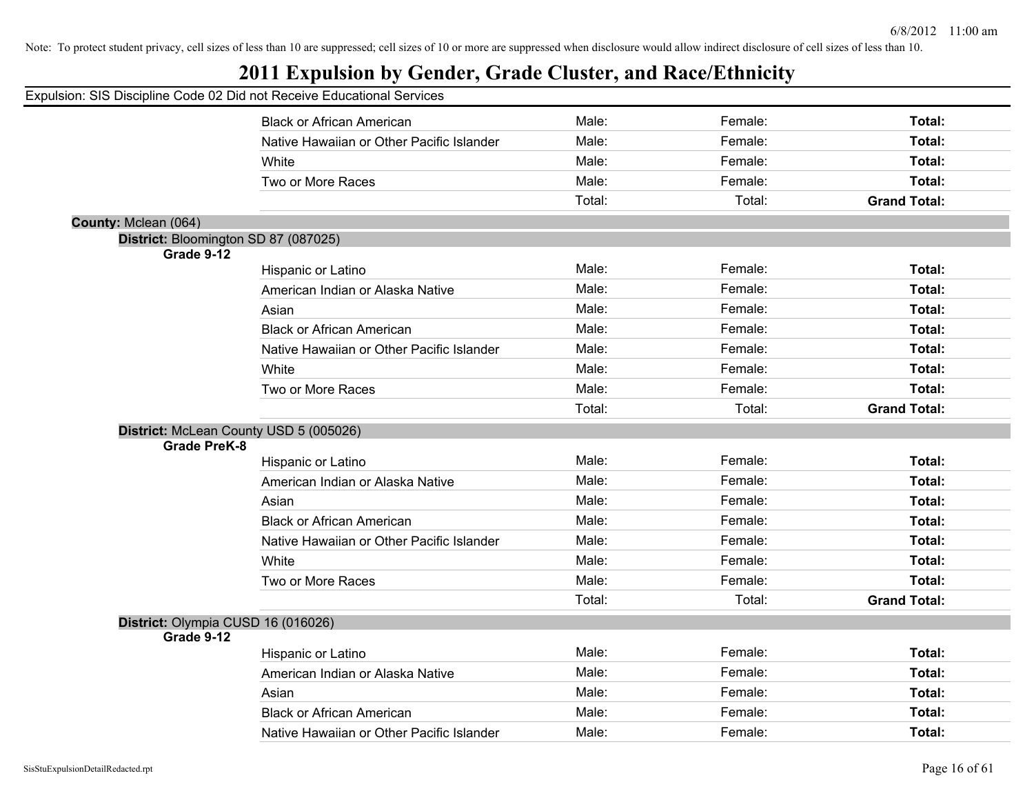Note: To protect student privacy, cell sizes of less than 10 are suppressed; cell sizes of 10 or more are suppressed when disclosure would allow indirect disclosure of cell sizes of less than 10.

# 2011 Expulsion by Gender, Grade Cluster, and Race/Ethnicity

Expulsion: SIS Discipline Code 02 Did not Receive Educational Services

| | | | |
|---|---|---|---|
| Black or African American | Male: | Female: | **Total:** |
| Native Hawaiian or Other Pacific Islander | Male: | Female: | **Total:** |
| White | Male: | Female: | **Total:** |
| Two or More Races | Male: | Female: | **Total:** |
| | Total: | Total: | **Grand Total:** |

**County:** Mclean (064)

**District:** Bloomington SD 87 (087025)

**Grade 9-12**

| | | | |
|---|---|---|---|
| Hispanic or Latino | Male: | Female: | **Total:** |
| American Indian or Alaska Native | Male: | Female: | **Total:** |
| Asian | Male: | Female: | **Total:** |
| Black or African American | Male: | Female: | **Total:** |
| Native Hawaiian or Other Pacific Islander | Male: | Female: | **Total:** |
| White | Male: | Female: | **Total:** |
| Two or More Races | Male: | Female: | **Total:** |
| | Total: | Total: | **Grand Total:** |

**District:** McLean County USD 5 (005026)

**Grade PreK-8**

| | | | |
|---|---|---|---|
| Hispanic or Latino | Male: | Female: | **Total:** |
| American Indian or Alaska Native | Male: | Female: | **Total:** |
| Asian | Male: | Female: | **Total:** |
| Black or African American | Male: | Female: | **Total:** |
| Native Hawaiian or Other Pacific Islander | Male: | Female: | **Total:** |
| White | Male: | Female: | **Total:** |
| Two or More Races | Male: | Female: | **Total:** |
| | Total: | Total: | **Grand Total:** |

**District:** Olympia CUSD 16 (016026)

**Grade 9-12**

| | | | |
|---|---|---|---|
| Hispanic or Latino | Male: | Female: | **Total:** |
| American Indian or Alaska Native | Male: | Female: | **Total:** |
| Asian | Male: | Female: | **Total:** |
| Black or African American | Male: | Female: | **Total:** |
| Native Hawaiian or Other Pacific Islander | Male: | Female: | **Total:** |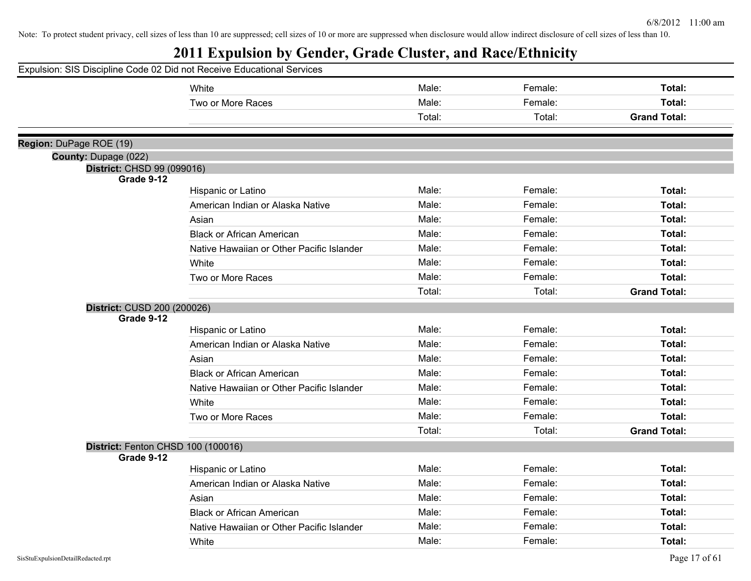Note: To protect student privacy, cell sizes of less than 10 are suppressed; cell sizes of 10 or more are suppressed when disclosure would allow indirect disclosure of cell sizes of less than 10.

# 2011 Expulsion by Gender, Grade Cluster, and Race/Ethnicity

Expulsion: SIS Discipline Code 02 Did not Receive Educational Services

| | | | | |
|---|---|---|---|---|
| | White | Male: | Female: | **Total:** |
| | Two or More Races | Male: | Female: | **Total:** |
| | | Total: | Total: | **Grand Total:** |

**Region:** DuPage ROE (19)

**County:** Dupage (022)

**District:** CHSD 99 (099016)

**Grade 9-12**

| | | | |
|---|---|---|---|
| Hispanic or Latino | Male: | Female: | **Total:** |
| American Indian or Alaska Native | Male: | Female: | **Total:** |
| Asian | Male: | Female: | **Total:** |
| Black or African American | Male: | Female: | **Total:** |
| Native Hawaiian or Other Pacific Islander | Male: | Female: | **Total:** |
| White | Male: | Female: | **Total:** |
| Two or More Races | Male: | Female: | **Total:** |
| | Total: | Total: | **Grand Total:** |

**District:** CUSD 200 (200026)

**Grade 9-12**

| | | | |
|---|---|---|---|
| Hispanic or Latino | Male: | Female: | **Total:** |
| American Indian or Alaska Native | Male: | Female: | **Total:** |
| Asian | Male: | Female: | **Total:** |
| Black or African American | Male: | Female: | **Total:** |
| Native Hawaiian or Other Pacific Islander | Male: | Female: | **Total:** |
| White | Male: | Female: | **Total:** |
| Two or More Races | Male: | Female: | **Total:** |
| | Total: | Total: | **Grand Total:** |

**District:** Fenton CHSD 100 (100016)

**Grade 9-12**

| | | | |
|---|---|---|---|
| Hispanic or Latino | Male: | Female: | **Total:** |
| American Indian or Alaska Native | Male: | Female: | **Total:** |
| Asian | Male: | Female: | **Total:** |
| Black or African American | Male: | Female: | **Total:** |
| Native Hawaiian or Other Pacific Islander | Male: | Female: | **Total:** |
| White | Male: | Female: | **Total:** |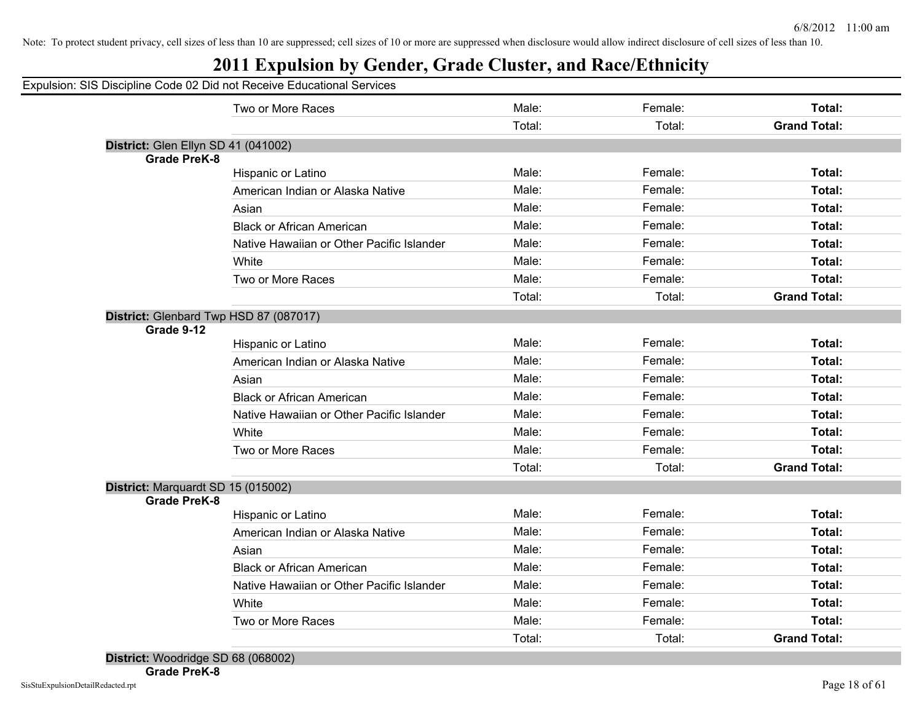Note: To protect student privacy, cell sizes of less than 10 are suppressed; cell sizes of 10 or more are suppressed when disclosure would allow indirect disclosure of cell sizes of less than 10.

# 2011 Expulsion by Gender, Grade Cluster, and Race/Ethnicity

Expulsion: SIS Discipline Code 02 Did not Receive Educational Services

| | | | | |
|---|---|---|---|---|
| | Two or More Races | Male: | Female: | **Total:** |
| | | Total: | Total: | **Grand Total:** |

**District:** Glen Ellyn SD 41 (041002)

| Grade | Race/Ethnicity | | | |
|---|---|---|---|---|
| **Grade PreK-8** | Hispanic or Latino | Male: | Female: | **Total:** |
| | American Indian or Alaska Native | Male: | Female: | **Total:** |
| | Asian | Male: | Female: | **Total:** |
| | Black or African American | Male: | Female: | **Total:** |
| | Native Hawaiian or Other Pacific Islander | Male: | Female: | **Total:** |
| | White | Male: | Female: | **Total:** |
| | Two or More Races | Male: | Female: | **Total:** |
| | | Total: | Total: | **Grand Total:** |

**District:** Glenbard Twp HSD 87 (087017)

| Grade | Race/Ethnicity | | | |
|---|---|---|---|---|
| **Grade 9-12** | Hispanic or Latino | Male: | Female: | **Total:** |
| | American Indian or Alaska Native | Male: | Female: | **Total:** |
| | Asian | Male: | Female: | **Total:** |
| | Black or African American | Male: | Female: | **Total:** |
| | Native Hawaiian or Other Pacific Islander | Male: | Female: | **Total:** |
| | White | Male: | Female: | **Total:** |
| | Two or More Races | Male: | Female: | **Total:** |
| | | Total: | Total: | **Grand Total:** |

**District:** Marquardt SD 15 (015002)

| Grade | Race/Ethnicity | | | |
|---|---|---|---|---|
| **Grade PreK-8** | Hispanic or Latino | Male: | Female: | **Total:** |
| | American Indian or Alaska Native | Male: | Female: | **Total:** |
| | Asian | Male: | Female: | **Total:** |
| | Black or African American | Male: | Female: | **Total:** |
| | Native Hawaiian or Other Pacific Islander | Male: | Female: | **Total:** |
| | White | Male: | Female: | **Total:** |
| | Two or More Races | Male: | Female: | **Total:** |
| | | Total: | Total: | **Grand Total:** |

**District:** Woodridge SD 68 (068002)

**Grade PreK-8**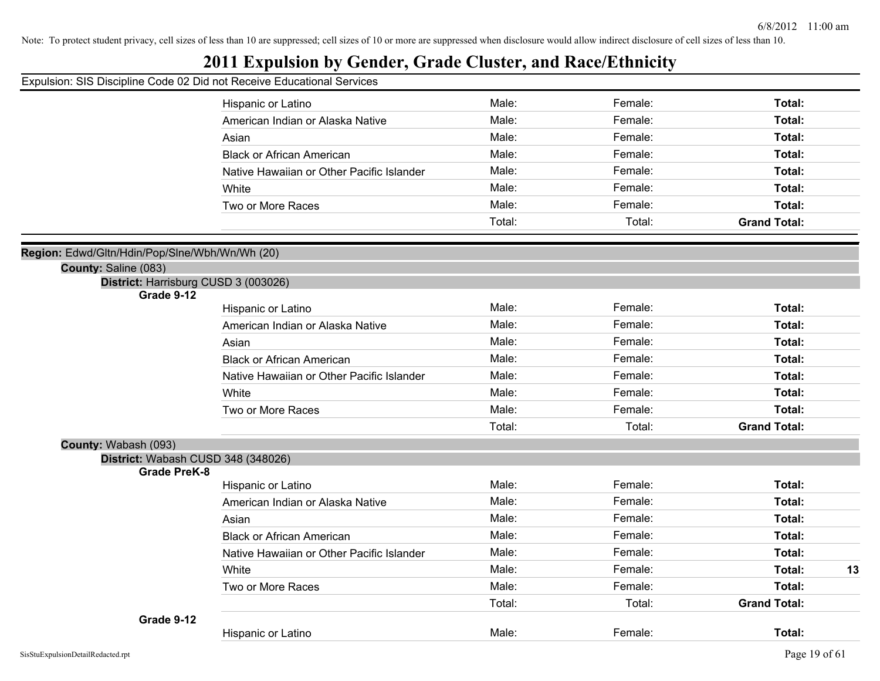Note: To protect student privacy, cell sizes of less than 10 are suppressed; cell sizes of 10 or more are suppressed when disclosure would allow indirect disclosure of cell sizes of less than 10.

# 2011 Expulsion by Gender, Grade Cluster, and Race/Ethnicity

Expulsion: SIS Discipline Code 02 Did not Receive Educational Services

| | Male: | Female: | Total: | |
|---|---|---|---|---|
| Hispanic or Latino | Male: | Female: | **Total:** | |
| American Indian or Alaska Native | Male: | Female: | **Total:** | |
| Asian | Male: | Female: | **Total:** | |
| Black or African American | Male: | Female: | **Total:** | |
| Native Hawaiian or Other Pacific Islander | Male: | Female: | **Total:** | |
| White | Male: | Female: | **Total:** | |
| Two or More Races | Male: | Female: | **Total:** | |
| | Total: | Total: | **Grand Total:** | |

**Region:** Edwd/Gltn/Hdin/Pop/Slne/Wbh/Wn/Wh (20)

**County:** Saline (083)

**District:** Harrisburg CUSD 3 (003026)

**Grade 9-12**

| | Male: | Female: | Total: | |
|---|---|---|---|---|
| Hispanic or Latino | Male: | Female: | **Total:** | |
| American Indian or Alaska Native | Male: | Female: | **Total:** | |
| Asian | Male: | Female: | **Total:** | |
| Black or African American | Male: | Female: | **Total:** | |
| Native Hawaiian or Other Pacific Islander | Male: | Female: | **Total:** | |
| White | Male: | Female: | **Total:** | |
| Two or More Races | Male: | Female: | **Total:** | |
| | Total: | Total: | **Grand Total:** | |

**County:** Wabash (093)

**District:** Wabash CUSD 348 (348026)

**Grade PreK-8**

| | Male: | Female: | Total: | |
|---|---|---|---|---|
| Hispanic or Latino | Male: | Female: | **Total:** | |
| American Indian or Alaska Native | Male: | Female: | **Total:** | |
| Asian | Male: | Female: | **Total:** | |
| Black or African American | Male: | Female: | **Total:** | |
| Native Hawaiian or Other Pacific Islander | Male: | Female: | **Total:** | |
| White | Male: | Female: | **Total:** | **13** |
| Two or More Races | Male: | Female: | **Total:** | |
| | Total: | Total: | **Grand Total:** | |

**Grade 9-12**

| | Male: | Female: | Total: | |
|---|---|---|---|---|
| Hispanic or Latino | Male: | Female: | **Total:** | |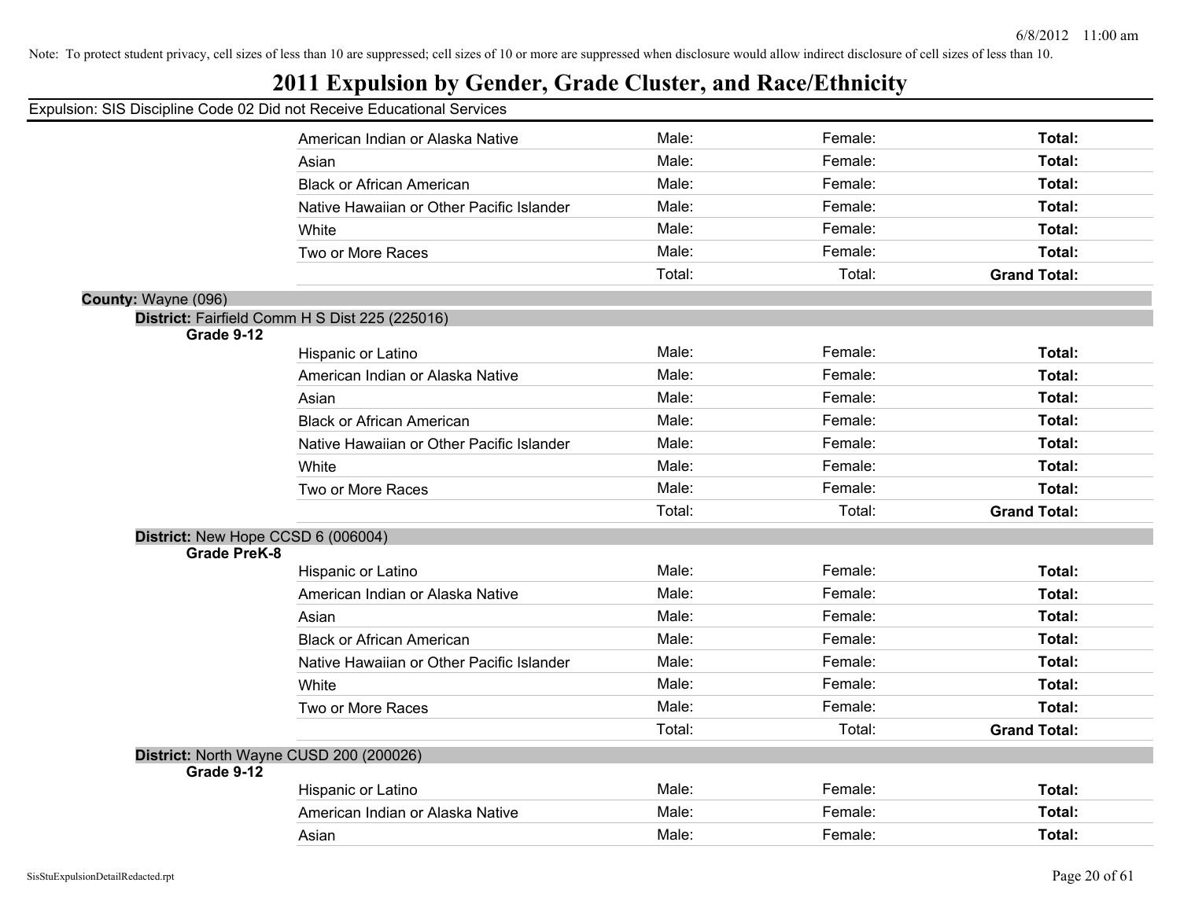Note: To protect student privacy, cell sizes of less than 10 are suppressed; cell sizes of 10 or more are suppressed when disclosure would allow indirect disclosure of cell sizes of less than 10.

# 2011 Expulsion by Gender, Grade Cluster, and Race/Ethnicity

Expulsion: SIS Discipline Code 02 Did not Receive Educational Services

| | | | |
|---|---|---|---|
| American Indian or Alaska Native | Male: | Female: | **Total:** |
| Asian | Male: | Female: | **Total:** |
| Black or African American | Male: | Female: | **Total:** |
| Native Hawaiian or Other Pacific Islander | Male: | Female: | **Total:** |
| White | Male: | Female: | **Total:** |
| Two or More Races | Male: | Female: | **Total:** |
| | Total: | Total: | **Grand Total:** |

**County:** Wayne (096)

**District:** Fairfield Comm H S Dist 225 (225016)

**Grade 9-12**

| | | | |
|---|---|---|---|
| Hispanic or Latino | Male: | Female: | **Total:** |
| American Indian or Alaska Native | Male: | Female: | **Total:** |
| Asian | Male: | Female: | **Total:** |
| Black or African American | Male: | Female: | **Total:** |
| Native Hawaiian or Other Pacific Islander | Male: | Female: | **Total:** |
| White | Male: | Female: | **Total:** |
| Two or More Races | Male: | Female: | **Total:** |
| | Total: | Total: | **Grand Total:** |

**District:** New Hope CCSD 6 (006004)

**Grade PreK-8**

| | | | |
|---|---|---|---|
| Hispanic or Latino | Male: | Female: | **Total:** |
| American Indian or Alaska Native | Male: | Female: | **Total:** |
| Asian | Male: | Female: | **Total:** |
| Black or African American | Male: | Female: | **Total:** |
| Native Hawaiian or Other Pacific Islander | Male: | Female: | **Total:** |
| White | Male: | Female: | **Total:** |
| Two or More Races | Male: | Female: | **Total:** |
| | Total: | Total: | **Grand Total:** |

**District:** North Wayne CUSD 200 (200026)

**Grade 9-12**

| | | | |
|---|---|---|---|
| Hispanic or Latino | Male: | Female: | **Total:** |
| American Indian or Alaska Native | Male: | Female: | **Total:** |
| Asian | Male: | Female: | **Total:** |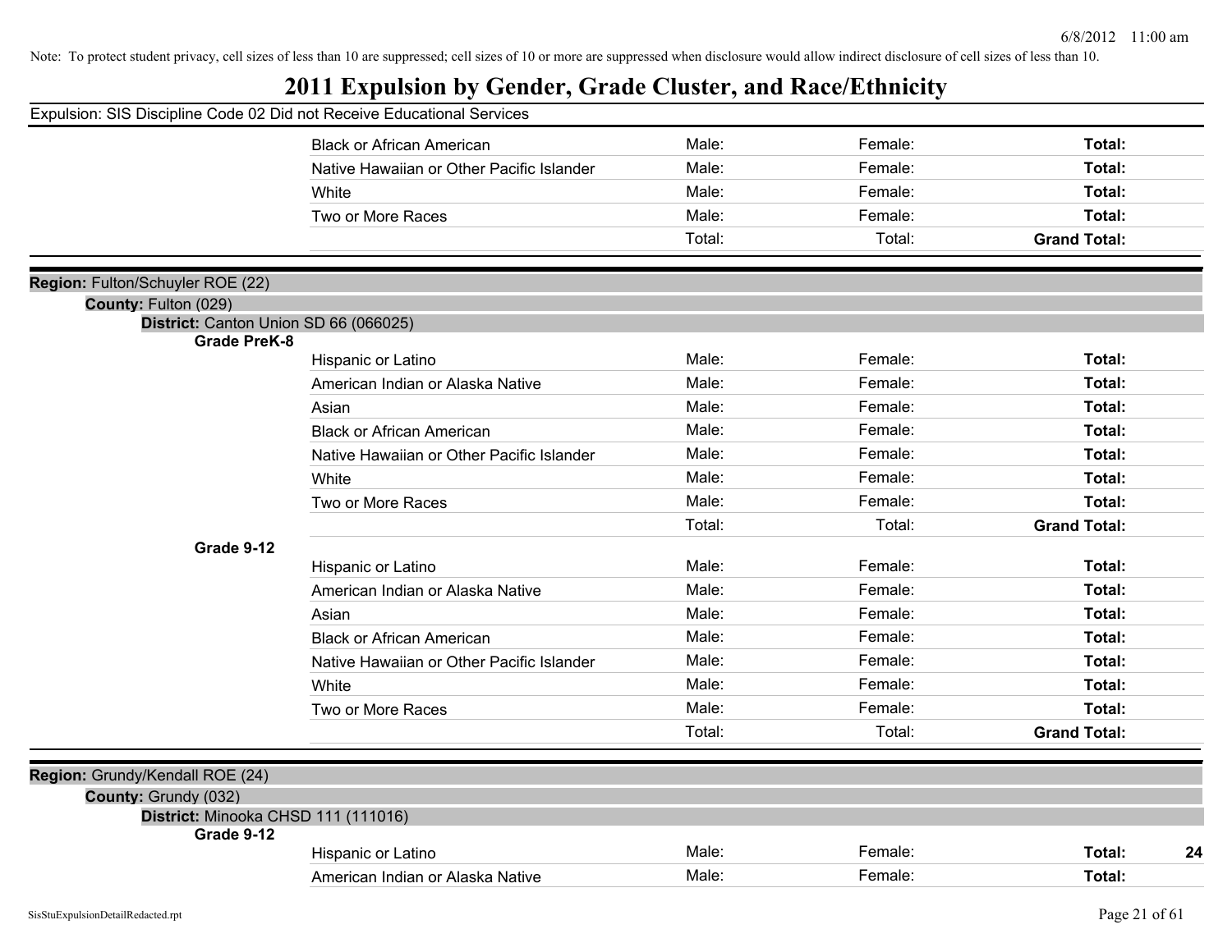Note: To protect student privacy, cell sizes of less than 10 are suppressed; cell sizes of 10 or more are suppressed when disclosure would allow indirect disclosure of cell sizes of less than 10.

# 2011 Expulsion by Gender, Grade Cluster, and Race/Ethnicity

Expulsion: SIS Discipline Code 02 Did not Receive Educational Services

| | | | | | |
|---|---|---|---|---|---|
| | Black or African American | Male: | Female: | **Total:** | |
| | Native Hawaiian or Other Pacific Islander | Male: | Female: | **Total:** | |
| | White | Male: | Female: | **Total:** | |
| | Two or More Races | Male: | Female: | **Total:** | |
| | | Total: | Total: | **Grand Total:** | |

**Region:** Fulton/Schuyler ROE (22)

**County:** Fulton (029)

**District:** Canton Union SD 66 (066025)

| | | | | | |
|---|---|---|---|---|---|
| **Grade PreK-8** | | | | | |
| | Hispanic or Latino | Male: | Female: | **Total:** | |
| | American Indian or Alaska Native | Male: | Female: | **Total:** | |
| | Asian | Male: | Female: | **Total:** | |
| | Black or African American | Male: | Female: | **Total:** | |
| | Native Hawaiian or Other Pacific Islander | Male: | Female: | **Total:** | |
| | White | Male: | Female: | **Total:** | |
| | Two or More Races | Male: | Female: | **Total:** | |
| | | Total: | Total: | **Grand Total:** | |
| **Grade 9-12** | | | | | |
| | Hispanic or Latino | Male: | Female: | **Total:** | |
| | American Indian or Alaska Native | Male: | Female: | **Total:** | |
| | Asian | Male: | Female: | **Total:** | |
| | Black or African American | Male: | Female: | **Total:** | |
| | Native Hawaiian or Other Pacific Islander | Male: | Female: | **Total:** | |
| | White | Male: | Female: | **Total:** | |
| | Two or More Races | Male: | Female: | **Total:** | |
| | | Total: | Total: | **Grand Total:** | |

**Region:** Grundy/Kendall ROE (24)

**County:** Grundy (032)

**District:** Minooka CHSD 111 (111016)

| | | | | | |
|---|---|---|---|---|---|
| **Grade 9-12** | | | | | |
| | Hispanic or Latino | Male: | Female: | **Total:** | 24 |
| | American Indian or Alaska Native | Male: | Female: | **Total:** | |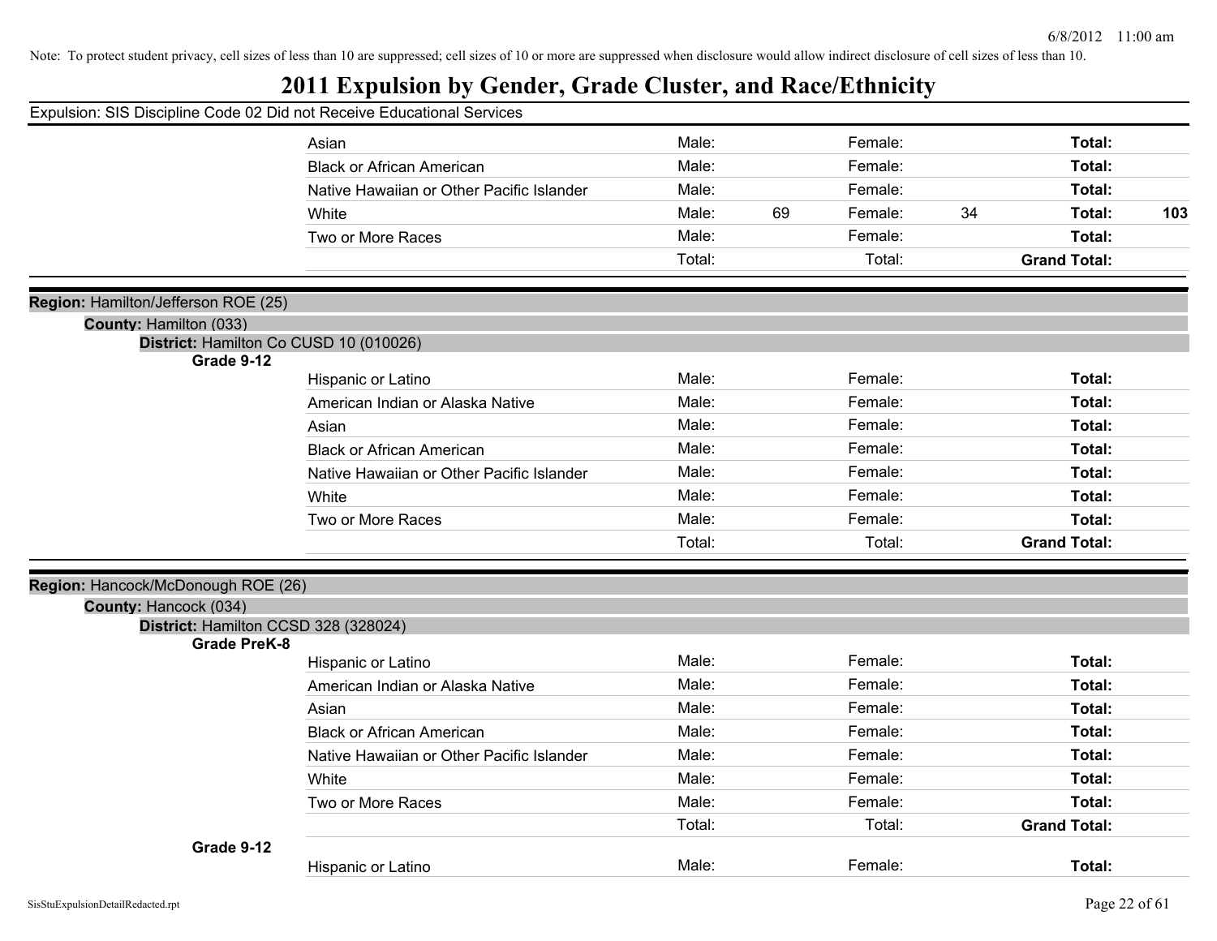Note: To protect student privacy, cell sizes of less than 10 are suppressed; cell sizes of 10 or more are suppressed when disclosure would allow indirect disclosure of cell sizes of less than 10.

# 2011 Expulsion by Gender, Grade Cluster, and Race/Ethnicity

Expulsion: SIS Discipline Code 02 Did not Receive Educational Services

| | | | | | |
|---|---|---|---|---|---|
| Asian | Male: | | Female: | | Total: |
| Black or African American | Male: | | Female: | | Total: |
| Native Hawaiian or Other Pacific Islander | Male: | | Female: | | Total: |
| White | Male: 69 | | Female: 34 | | Total: 103 |
| Two or More Races | Male: | | Female: | | Total: |
| | Total: | | Total: | | Grand Total: |

**Region:** Hamilton/Jefferson ROE (25)

**County:** Hamilton (033)

**District:** Hamilton Co CUSD 10 (010026)

**Grade 9-12**

| | | | |
|---|---|---|---|
| Hispanic or Latino | Male: | Female: | Total: |
| American Indian or Alaska Native | Male: | Female: | Total: |
| Asian | Male: | Female: | Total: |
| Black or African American | Male: | Female: | Total: |
| Native Hawaiian or Other Pacific Islander | Male: | Female: | Total: |
| White | Male: | Female: | Total: |
| Two or More Races | Male: | Female: | Total: |
| | Total: | Total: | Grand Total: |

**Region:** Hancock/McDonough ROE (26)

**County:** Hancock (034)

**District:** Hamilton CCSD 328 (328024)

**Grade PreK-8**

| | | | |
|---|---|---|---|
| Hispanic or Latino | Male: | Female: | Total: |
| American Indian or Alaska Native | Male: | Female: | Total: |
| Asian | Male: | Female: | Total: |
| Black or African American | Male: | Female: | Total: |
| Native Hawaiian or Other Pacific Islander | Male: | Female: | Total: |
| White | Male: | Female: | Total: |
| Two or More Races | Male: | Female: | Total: |
| | Total: | Total: | Grand Total: |

**Grade 9-12**

| | | | |
|---|---|---|---|
| Hispanic or Latino | Male: | Female: | Total: |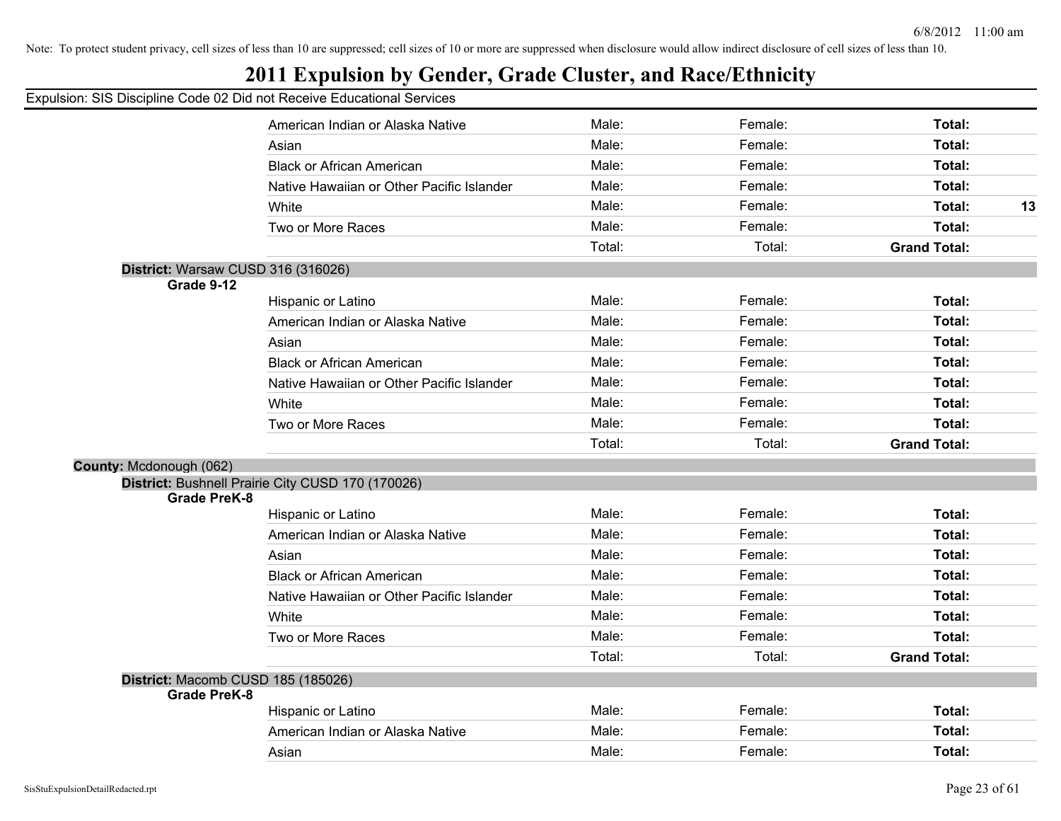Note: To protect student privacy, cell sizes of less than 10 are suppressed; cell sizes of 10 or more are suppressed when disclosure would allow indirect disclosure of cell sizes of less than 10.

# 2011 Expulsion by Gender, Grade Cluster, and Race/Ethnicity

Expulsion: SIS Discipline Code 02 Did not Receive Educational Services

| | Male | Female | Total |
|---|---|---|---|
| American Indian or Alaska Native | Male: | Female: | **Total:** |
| Asian | Male: | Female: | **Total:** |
| Black or African American | Male: | Female: | **Total:** |
| Native Hawaiian or Other Pacific Islander | Male: | Female: | **Total:** |
| White | Male: | Female: | **Total:** **13** |
| Two or More Races | Male: | Female: | **Total:** |
| | Total: | Total: | **Grand Total:** |

**District:** Warsaw CUSD 316 (316026)

**Grade 9-12**

| | Male | Female | Total |
|---|---|---|---|
| Hispanic or Latino | Male: | Female: | **Total:** |
| American Indian or Alaska Native | Male: | Female: | **Total:** |
| Asian | Male: | Female: | **Total:** |
| Black or African American | Male: | Female: | **Total:** |
| Native Hawaiian or Other Pacific Islander | Male: | Female: | **Total:** |
| White | Male: | Female: | **Total:** |
| Two or More Races | Male: | Female: | **Total:** |
| | Total: | Total: | **Grand Total:** |

**County:** Mcdonough (062)

**District:** Bushnell Prairie City CUSD 170 (170026)

**Grade PreK-8**

| | Male | Female | Total |
|---|---|---|---|
| Hispanic or Latino | Male: | Female: | **Total:** |
| American Indian or Alaska Native | Male: | Female: | **Total:** |
| Asian | Male: | Female: | **Total:** |
| Black or African American | Male: | Female: | **Total:** |
| Native Hawaiian or Other Pacific Islander | Male: | Female: | **Total:** |
| White | Male: | Female: | **Total:** |
| Two or More Races | Male: | Female: | **Total:** |
| | Total: | Total: | **Grand Total:** |

**District:** Macomb CUSD 185 (185026)

**Grade PreK-8**

| | Male | Female | Total |
|---|---|---|---|
| Hispanic or Latino | Male: | Female: | **Total:** |
| American Indian or Alaska Native | Male: | Female: | **Total:** |
| Asian | Male: | Female: | **Total:** |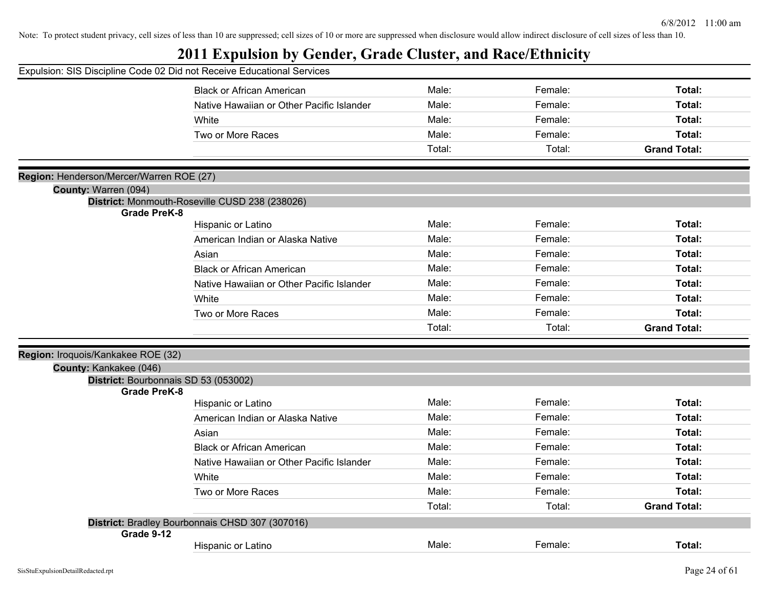Note: To protect student privacy, cell sizes of less than 10 are suppressed; cell sizes of 10 or more are suppressed when disclosure would allow indirect disclosure of cell sizes of less than 10.

# 2011 Expulsion by Gender, Grade Cluster, and Race/Ethnicity

Expulsion: SIS Discipline Code 02 Did not Receive Educational Services

| | | | |
|---|---|---|---|
| Black or African American | Male: | Female: | **Total:** |
| Native Hawaiian or Other Pacific Islander | Male: | Female: | **Total:** |
| White | Male: | Female: | **Total:** |
| Two or More Races | Male: | Female: | **Total:** |
| | Total: | Total: | **Grand Total:** |

**Region:** Henderson/Mercer/Warren ROE (27)

**County:** Warren (094)

**District:** Monmouth-Roseville CUSD 238 (238026)

**Grade PreK-8**

| | | | |
|---|---|---|---|
| Hispanic or Latino | Male: | Female: | **Total:** |
| American Indian or Alaska Native | Male: | Female: | **Total:** |
| Asian | Male: | Female: | **Total:** |
| Black or African American | Male: | Female: | **Total:** |
| Native Hawaiian or Other Pacific Islander | Male: | Female: | **Total:** |
| White | Male: | Female: | **Total:** |
| Two or More Races | Male: | Female: | **Total:** |
| | Total: | Total: | **Grand Total:** |

**Region:** Iroquois/Kankakee ROE (32)

**County:** Kankakee (046)

**District:** Bourbonnais SD 53 (053002)

**Grade PreK-8**

| | | | |
|---|---|---|---|
| Hispanic or Latino | Male: | Female: | **Total:** |
| American Indian or Alaska Native | Male: | Female: | **Total:** |
| Asian | Male: | Female: | **Total:** |
| Black or African American | Male: | Female: | **Total:** |
| Native Hawaiian or Other Pacific Islander | Male: | Female: | **Total:** |
| White | Male: | Female: | **Total:** |
| Two or More Races | Male: | Female: | **Total:** |
| | Total: | Total: | **Grand Total:** |

**District:** Bradley Bourbonnais CHSD 307 (307016)

**Grade 9-12**

| | | | |
|---|---|---|---|
| Hispanic or Latino | Male: | Female: | **Total:** |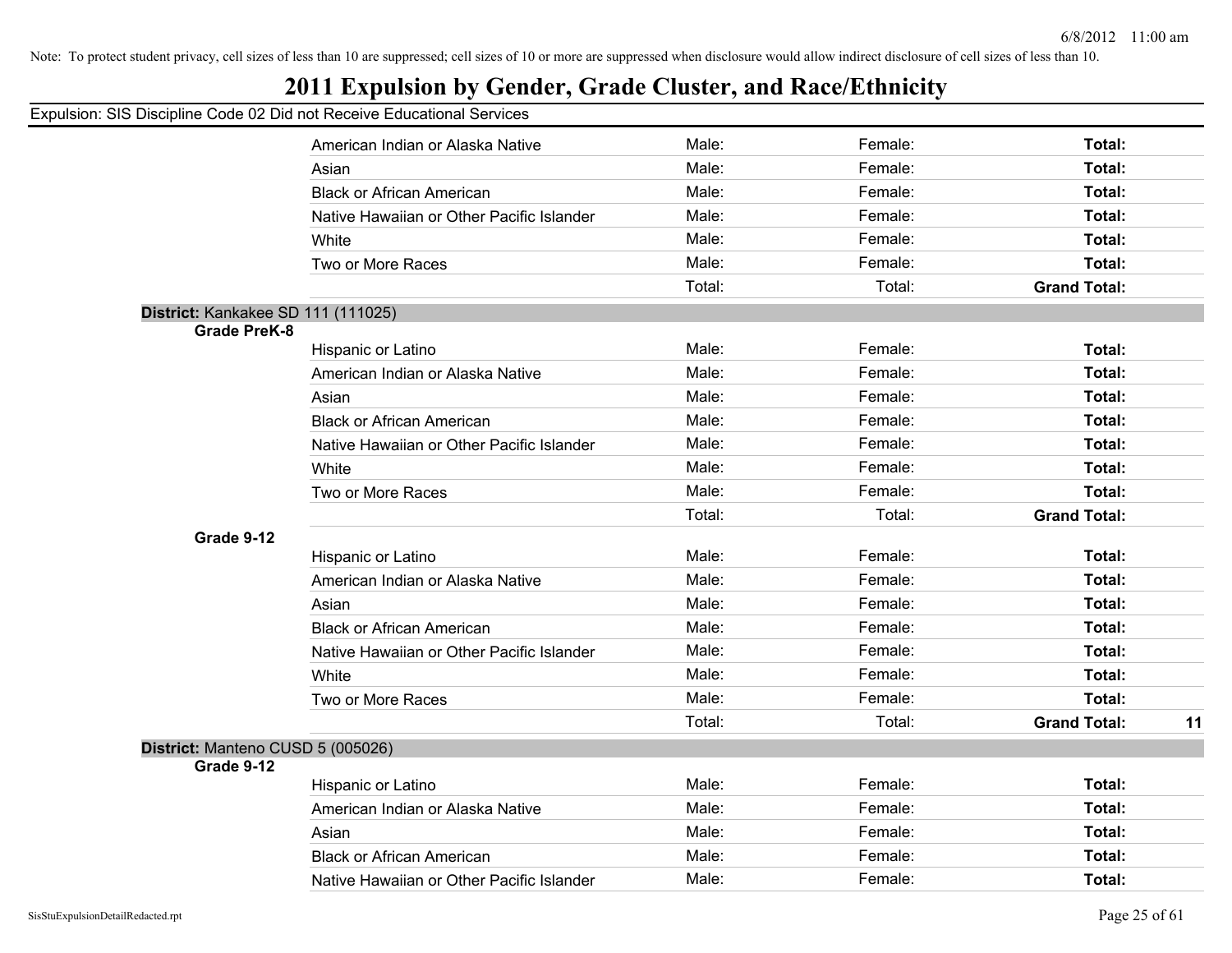Note: To protect student privacy, cell sizes of less than 10 are suppressed; cell sizes of 10 or more are suppressed when disclosure would allow indirect disclosure of cell sizes of less than 10.

# 2011 Expulsion by Gender, Grade Cluster, and Race/Ethnicity

Expulsion: SIS Discipline Code 02 Did not Receive Educational Services

| | | | | | |
|---|---|---|---|---|---|
| | American Indian or Alaska Native | Male: | Female: | **Total:** | |
| | Asian | Male: | Female: | **Total:** | |
| | Black or African American | Male: | Female: | **Total:** | |
| | Native Hawaiian or Other Pacific Islander | Male: | Female: | **Total:** | |
| | White | Male: | Female: | **Total:** | |
| | Two or More Races | Male: | Female: | **Total:** | |
| | | Total: | Total: | **Grand Total:** | |

**District:** Kankakee SD 111 (111025)

| | | | | | |
|---|---|---|---|---|---|
| **Grade PreK-8** | | | | | |
| | Hispanic or Latino | Male: | Female: | **Total:** | |
| | American Indian or Alaska Native | Male: | Female: | **Total:** | |
| | Asian | Male: | Female: | **Total:** | |
| | Black or African American | Male: | Female: | **Total:** | |
| | Native Hawaiian or Other Pacific Islander | Male: | Female: | **Total:** | |
| | White | Male: | Female: | **Total:** | |
| | Two or More Races | Male: | Female: | **Total:** | |
| | | Total: | Total: | **Grand Total:** | |
| **Grade 9-12** | | | | | |
| | Hispanic or Latino | Male: | Female: | **Total:** | |
| | American Indian or Alaska Native | Male: | Female: | **Total:** | |
| | Asian | Male: | Female: | **Total:** | |
| | Black or African American | Male: | Female: | **Total:** | |
| | Native Hawaiian or Other Pacific Islander | Male: | Female: | **Total:** | |
| | White | Male: | Female: | **Total:** | |
| | Two or More Races | Male: | Female: | **Total:** | |
| | | Total: | Total: | **Grand Total:** | **11** |

**District:** Manteno CUSD 5 (005026)

| | | | | | |
|---|---|---|---|---|---|
| **Grade 9-12** | | | | | |
| | Hispanic or Latino | Male: | Female: | **Total:** | |
| | American Indian or Alaska Native | Male: | Female: | **Total:** | |
| | Asian | Male: | Female: | **Total:** | |
| | Black or African American | Male: | Female: | **Total:** | |
| | Native Hawaiian or Other Pacific Islander | Male: | Female: | **Total:** | |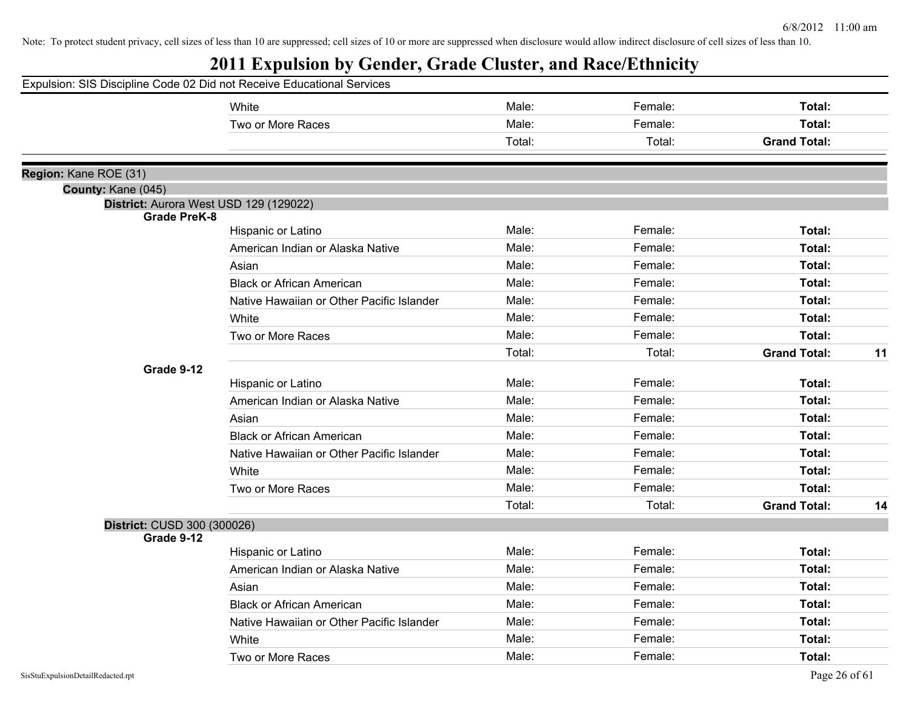Note: To protect student privacy, cell sizes of less than 10 are suppressed; cell sizes of 10 or more are suppressed when disclosure would allow indirect disclosure of cell sizes of less than 10.

# 2011 Expulsion by Gender, Grade Cluster, and Race/Ethnicity

Expulsion: SIS Discipline Code 02 Did not Receive Educational Services

| | Male: | Female: | Total: | |
|---|---|---|---|---|
| White | Male: | Female: | **Total:** | |
| Two or More Races | Male: | Female: | **Total:** | |
| | Total: | Total: | **Grand Total:** | |

**Region:** Kane ROE (31)

**County:** Kane (045)

**District:** Aurora West USD 129 (129022)

**Grade PreK-8**

| | | | | |
|---|---|---|---|---|
| Hispanic or Latino | Male: | Female: | **Total:** | |
| American Indian or Alaska Native | Male: | Female: | **Total:** | |
| Asian | Male: | Female: | **Total:** | |
| Black or African American | Male: | Female: | **Total:** | |
| Native Hawaiian or Other Pacific Islander | Male: | Female: | **Total:** | |
| White | Male: | Female: | **Total:** | |
| Two or More Races | Male: | Female: | **Total:** | |
| | Total: | Total: | **Grand Total:** | **11** |

**Grade 9-12**

| | | | | |
|---|---|---|---|---|
| Hispanic or Latino | Male: | Female: | **Total:** | |
| American Indian or Alaska Native | Male: | Female: | **Total:** | |
| Asian | Male: | Female: | **Total:** | |
| Black or African American | Male: | Female: | **Total:** | |
| Native Hawaiian or Other Pacific Islander | Male: | Female: | **Total:** | |
| White | Male: | Female: | **Total:** | |
| Two or More Races | Male: | Female: | **Total:** | |
| | Total: | Total: | **Grand Total:** | **14** |

**District:** CUSD 300 (300026)

**Grade 9-12**

| | | | | |
|---|---|---|---|---|
| Hispanic or Latino | Male: | Female: | **Total:** | |
| American Indian or Alaska Native | Male: | Female: | **Total:** | |
| Asian | Male: | Female: | **Total:** | |
| Black or African American | Male: | Female: | **Total:** | |
| Native Hawaiian or Other Pacific Islander | Male: | Female: | **Total:** | |
| White | Male: | Female: | **Total:** | |
| Two or More Races | Male: | Female: | **Total:** | |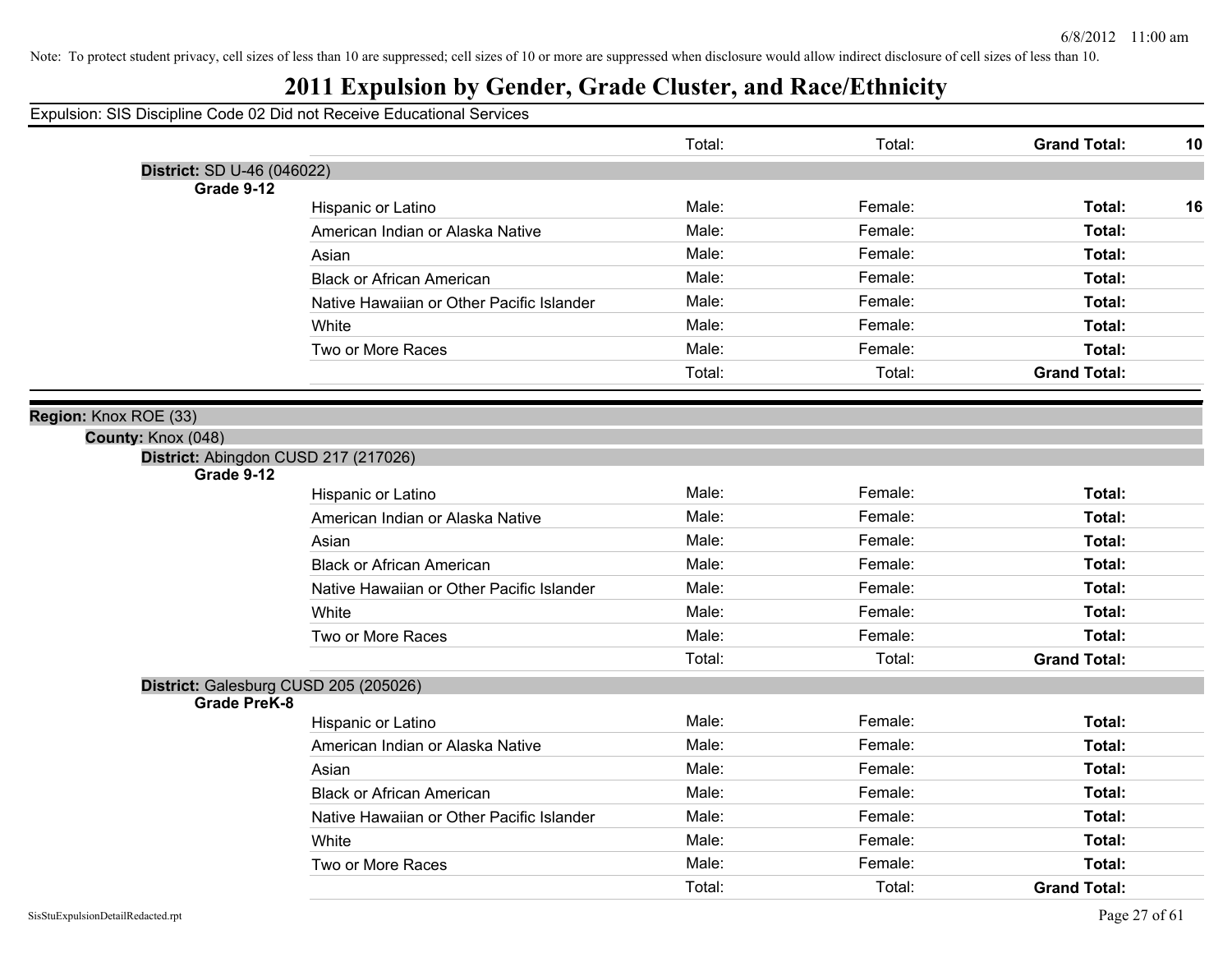Note: To protect student privacy, cell sizes of less than 10 are suppressed; cell sizes of 10 or more are suppressed when disclosure would allow indirect disclosure of cell sizes of less than 10.

# 2011 Expulsion by Gender, Grade Cluster, and Race/Ethnicity

Expulsion: SIS Discipline Code 02 Did not Receive Educational Services

| | | | | | |
|---|---|---|---|---|---|
| | | Total: | Total: | **Grand Total:** | **10** |

**District:** SD U-46 (046022)

**Grade 9-12**

| | | | | |
|---|---|---|---|---|
| Hispanic or Latino | Male: | Female: | **Total:** | **16** |
| American Indian or Alaska Native | Male: | Female: | **Total:** | |
| Asian | Male: | Female: | **Total:** | |
| Black or African American | Male: | Female: | **Total:** | |
| Native Hawaiian or Other Pacific Islander | Male: | Female: | **Total:** | |
| White | Male: | Female: | **Total:** | |
| Two or More Races | Male: | Female: | **Total:** | |
| | Total: | Total: | **Grand Total:** | |

**Region:** Knox ROE (33)

**County:** Knox (048)

**District:** Abingdon CUSD 217 (217026)

**Grade 9-12**

| | | | | |
|---|---|---|---|---|
| Hispanic or Latino | Male: | Female: | **Total:** | |
| American Indian or Alaska Native | Male: | Female: | **Total:** | |
| Asian | Male: | Female: | **Total:** | |
| Black or African American | Male: | Female: | **Total:** | |
| Native Hawaiian or Other Pacific Islander | Male: | Female: | **Total:** | |
| White | Male: | Female: | **Total:** | |
| Two or More Races | Male: | Female: | **Total:** | |
| | Total: | Total: | **Grand Total:** | |

**District:** Galesburg CUSD 205 (205026)

**Grade PreK-8**

| | | | | |
|---|---|---|---|---|
| Hispanic or Latino | Male: | Female: | **Total:** | |
| American Indian or Alaska Native | Male: | Female: | **Total:** | |
| Asian | Male: | Female: | **Total:** | |
| Black or African American | Male: | Female: | **Total:** | |
| Native Hawaiian or Other Pacific Islander | Male: | Female: | **Total:** | |
| White | Male: | Female: | **Total:** | |
| Two or More Races | Male: | Female: | **Total:** | |
| | Total: | Total: | **Grand Total:** | |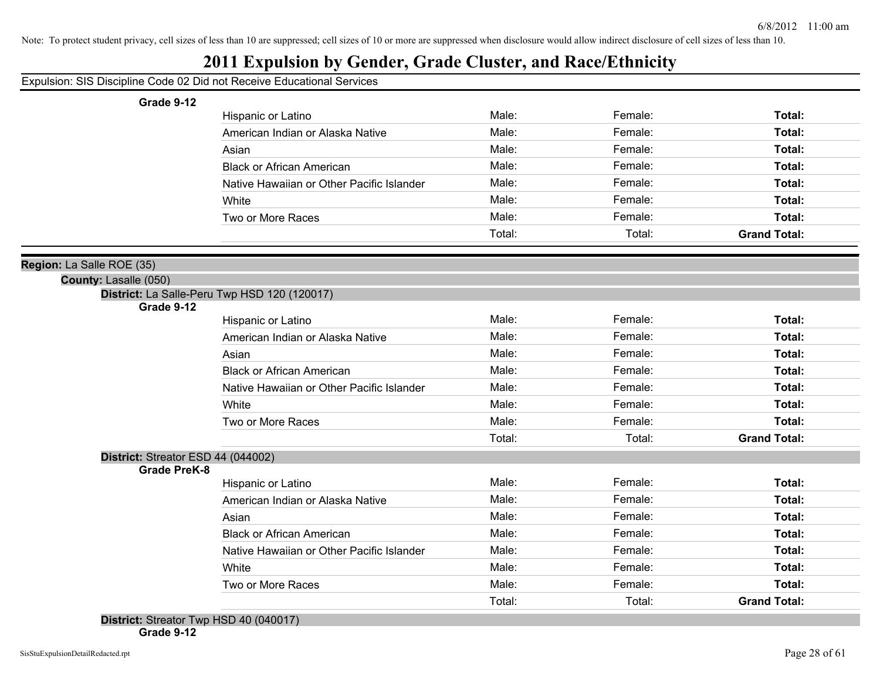Note: To protect student privacy, cell sizes of less than 10 are suppressed; cell sizes of 10 or more are suppressed when disclosure would allow indirect disclosure of cell sizes of less than 10.

# 2011 Expulsion by Gender, Grade Cluster, and Race/Ethnicity

Expulsion: SIS Discipline Code 02 Did not Receive Educational Services

**Grade 9-12**

| | | | |
|---|---|---|---|
| Hispanic or Latino | Male: | Female: | **Total:** |
| American Indian or Alaska Native | Male: | Female: | **Total:** |
| Asian | Male: | Female: | **Total:** |
| Black or African American | Male: | Female: | **Total:** |
| Native Hawaiian or Other Pacific Islander | Male: | Female: | **Total:** |
| White | Male: | Female: | **Total:** |
| Two or More Races | Male: | Female: | **Total:** |
| | Total: | Total: | **Grand Total:** |

**Region:** La Salle ROE (35)

**County:** Lasalle (050)

**District:** La Salle-Peru Twp HSD 120 (120017)

**Grade 9-12**

| | | | |
|---|---|---|---|
| Hispanic or Latino | Male: | Female: | **Total:** |
| American Indian or Alaska Native | Male: | Female: | **Total:** |
| Asian | Male: | Female: | **Total:** |
| Black or African American | Male: | Female: | **Total:** |
| Native Hawaiian or Other Pacific Islander | Male: | Female: | **Total:** |
| White | Male: | Female: | **Total:** |
| Two or More Races | Male: | Female: | **Total:** |
| | Total: | Total: | **Grand Total:** |

**District:** Streator ESD 44 (044002)

**Grade PreK-8**

| | | | |
|---|---|---|---|
| Hispanic or Latino | Male: | Female: | **Total:** |
| American Indian or Alaska Native | Male: | Female: | **Total:** |
| Asian | Male: | Female: | **Total:** |
| Black or African American | Male: | Female: | **Total:** |
| Native Hawaiian or Other Pacific Islander | Male: | Female: | **Total:** |
| White | Male: | Female: | **Total:** |
| Two or More Races | Male: | Female: | **Total:** |
| | Total: | Total: | **Grand Total:** |

**District:** Streator Twp HSD 40 (040017)

**Grade 9-12**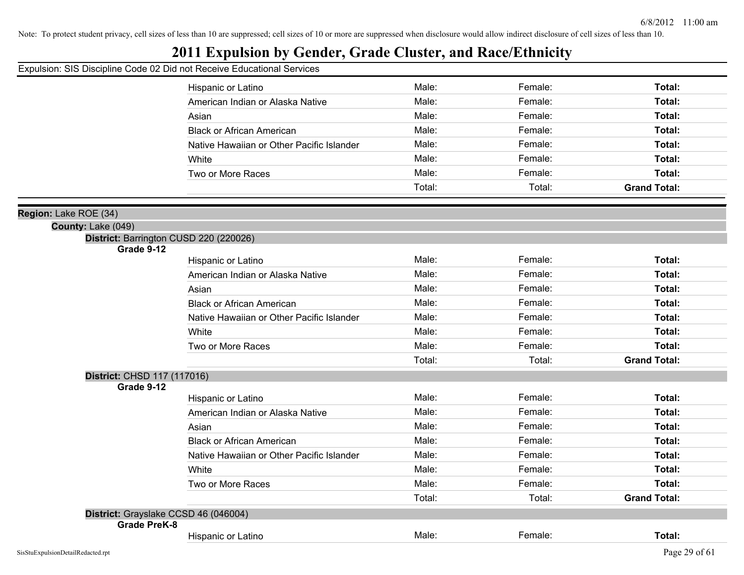Note: To protect student privacy, cell sizes of less than 10 are suppressed; cell sizes of 10 or more are suppressed when disclosure would allow indirect disclosure of cell sizes of less than 10.

# 2011 Expulsion by Gender, Grade Cluster, and Race/Ethnicity

Expulsion: SIS Discipline Code 02 Did not Receive Educational Services

| | Male | Female | Total |
|---|---|---|---|
| Hispanic or Latino | Male: | Female: | **Total:** |
| American Indian or Alaska Native | Male: | Female: | **Total:** |
| Asian | Male: | Female: | **Total:** |
| Black or African American | Male: | Female: | **Total:** |
| Native Hawaiian or Other Pacific Islander | Male: | Female: | **Total:** |
| White | Male: | Female: | **Total:** |
| Two or More Races | Male: | Female: | **Total:** |
| | Total: | Total: | **Grand Total:** |

**Region:** Lake ROE (34)

**County:** Lake (049)

**District:** Barrington CUSD 220 (220026)

**Grade 9-12**

| | Male | Female | Total |
|---|---|---|---|
| Hispanic or Latino | Male: | Female: | **Total:** |
| American Indian or Alaska Native | Male: | Female: | **Total:** |
| Asian | Male: | Female: | **Total:** |
| Black or African American | Male: | Female: | **Total:** |
| Native Hawaiian or Other Pacific Islander | Male: | Female: | **Total:** |
| White | Male: | Female: | **Total:** |
| Two or More Races | Male: | Female: | **Total:** |
| | Total: | Total: | **Grand Total:** |

**District:** CHSD 117 (117016)

**Grade 9-12**

| | Male | Female | Total |
|---|---|---|---|
| Hispanic or Latino | Male: | Female: | **Total:** |
| American Indian or Alaska Native | Male: | Female: | **Total:** |
| Asian | Male: | Female: | **Total:** |
| Black or African American | Male: | Female: | **Total:** |
| Native Hawaiian or Other Pacific Islander | Male: | Female: | **Total:** |
| White | Male: | Female: | **Total:** |
| Two or More Races | Male: | Female: | **Total:** |
| | Total: | Total: | **Grand Total:** |

**District:** Grayslake CCSD 46 (046004)

**Grade PreK-8**

| | Male | Female | Total |
|---|---|---|---|
| Hispanic or Latino | Male: | Female: | **Total:** |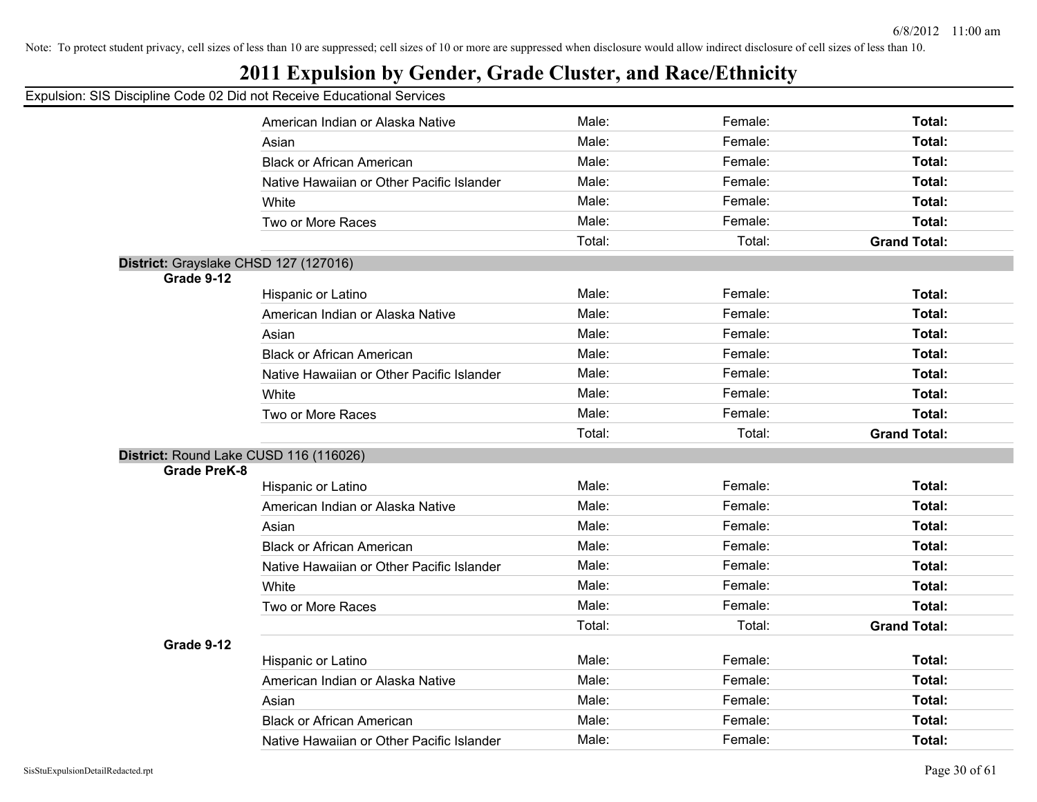Note: To protect student privacy, cell sizes of less than 10 are suppressed; cell sizes of 10 or more are suppressed when disclosure would allow indirect disclosure of cell sizes of less than 10.

# 2011 Expulsion by Gender, Grade Cluster, and Race/Ethnicity

Expulsion: SIS Discipline Code 02 Did not Receive Educational Services

| | | | | |
|---|---|---|---|---|
| | American Indian or Alaska Native | Male: | Female: | **Total:** |
| | Asian | Male: | Female: | **Total:** |
| | Black or African American | Male: | Female: | **Total:** |
| | Native Hawaiian or Other Pacific Islander | Male: | Female: | **Total:** |
| | White | Male: | Female: | **Total:** |
| | Two or More Races | Male: | Female: | **Total:** |
| | | Total: | Total: | **Grand Total:** |

**District:** Grayslake CHSD 127 (127016)

| | | | | |
|---|---|---|---|---|
| **Grade 9-12** | | | | |
| | Hispanic or Latino | Male: | Female: | **Total:** |
| | American Indian or Alaska Native | Male: | Female: | **Total:** |
| | Asian | Male: | Female: | **Total:** |
| | Black or African American | Male: | Female: | **Total:** |
| | Native Hawaiian or Other Pacific Islander | Male: | Female: | **Total:** |
| | White | Male: | Female: | **Total:** |
| | Two or More Races | Male: | Female: | **Total:** |
| | | Total: | Total: | **Grand Total:** |

**District:** Round Lake CUSD 116 (116026)

| | | | | |
|---|---|---|---|---|
| **Grade PreK-8** | | | | |
| | Hispanic or Latino | Male: | Female: | **Total:** |
| | American Indian or Alaska Native | Male: | Female: | **Total:** |
| | Asian | Male: | Female: | **Total:** |
| | Black or African American | Male: | Female: | **Total:** |
| | Native Hawaiian or Other Pacific Islander | Male: | Female: | **Total:** |
| | White | Male: | Female: | **Total:** |
| | Two or More Races | Male: | Female: | **Total:** |
| | | Total: | Total: | **Grand Total:** |
| **Grade 9-12** | | | | |
| | Hispanic or Latino | Male: | Female: | **Total:** |
| | American Indian or Alaska Native | Male: | Female: | **Total:** |
| | Asian | Male: | Female: | **Total:** |
| | Black or African American | Male: | Female: | **Total:** |
| | Native Hawaiian or Other Pacific Islander | Male: | Female: | **Total:** |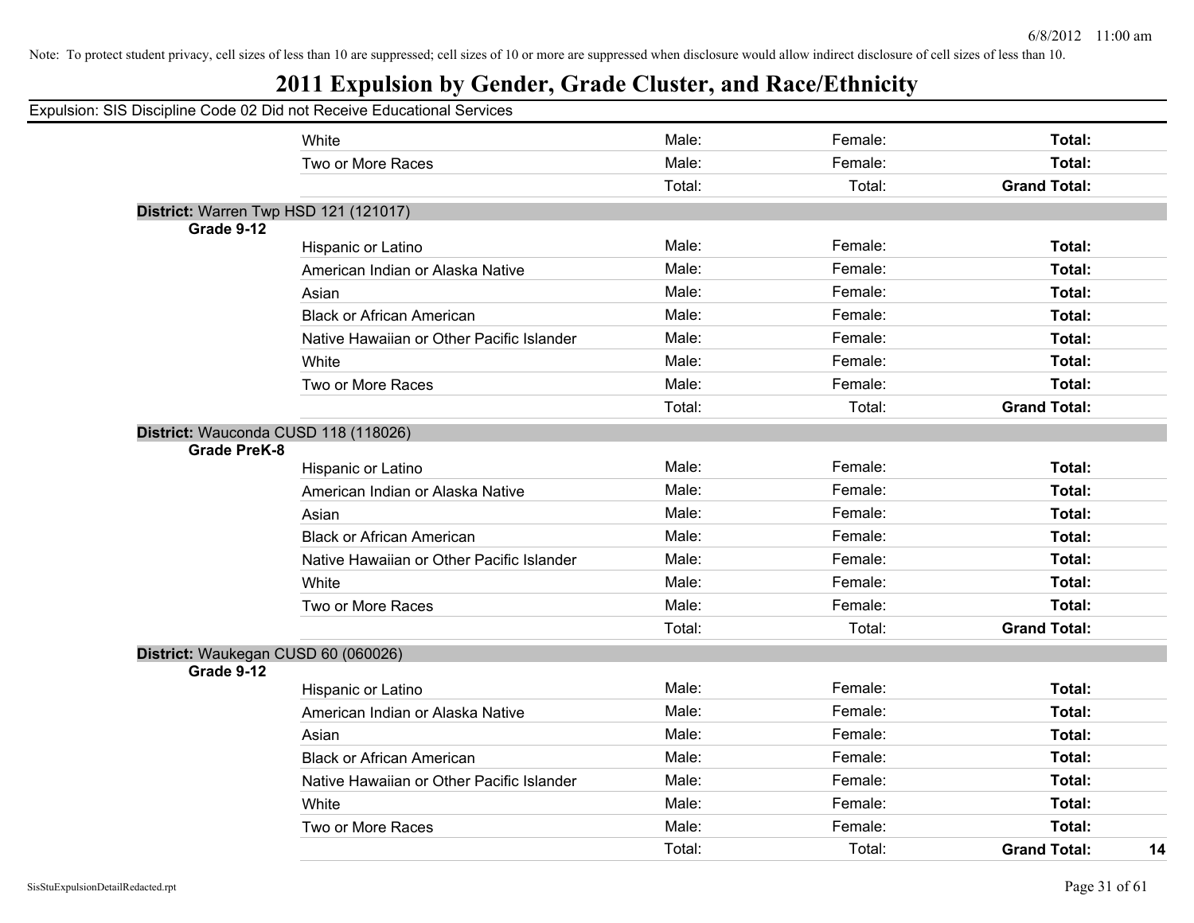Note: To protect student privacy, cell sizes of less than 10 are suppressed; cell sizes of 10 or more are suppressed when disclosure would allow indirect disclosure of cell sizes of less than 10.

# 2011 Expulsion by Gender, Grade Cluster, and Race/Ethnicity

Expulsion: SIS Discipline Code 02 Did not Receive Educational Services

| | | | | | |
|---|---|---|---|---|---|
| | White | Male: | Female: | **Total:** | |
| | Two or More Races | Male: | Female: | **Total:** | |
| | | Total: | Total: | **Grand Total:** | |
| **District:** Warren Twp HSD 121 (121017) | | | | | |
| **Grade 9-12** | | | | | |
| | Hispanic or Latino | Male: | Female: | **Total:** | |
| | American Indian or Alaska Native | Male: | Female: | **Total:** | |
| | Asian | Male: | Female: | **Total:** | |
| | Black or African American | Male: | Female: | **Total:** | |
| | Native Hawaiian or Other Pacific Islander | Male: | Female: | **Total:** | |
| | White | Male: | Female: | **Total:** | |
| | Two or More Races | Male: | Female: | **Total:** | |
| | | Total: | Total: | **Grand Total:** | |
| **District:** Wauconda CUSD 118 (118026) | | | | | |
| **Grade PreK-8** | | | | | |
| | Hispanic or Latino | Male: | Female: | **Total:** | |
| | American Indian or Alaska Native | Male: | Female: | **Total:** | |
| | Asian | Male: | Female: | **Total:** | |
| | Black or African American | Male: | Female: | **Total:** | |
| | Native Hawaiian or Other Pacific Islander | Male: | Female: | **Total:** | |
| | White | Male: | Female: | **Total:** | |
| | Two or More Races | Male: | Female: | **Total:** | |
| | | Total: | Total: | **Grand Total:** | |
| **District:** Waukegan CUSD 60 (060026) | | | | | |
| **Grade 9-12** | | | | | |
| | Hispanic or Latino | Male: | Female: | **Total:** | |
| | American Indian or Alaska Native | Male: | Female: | **Total:** | |
| | Asian | Male: | Female: | **Total:** | |
| | Black or African American | Male: | Female: | **Total:** | |
| | Native Hawaiian or Other Pacific Islander | Male: | Female: | **Total:** | |
| | White | Male: | Female: | **Total:** | |
| | Two or More Races | Male: | Female: | **Total:** | |
| | | Total: | Total: | **Grand Total:** | **14** |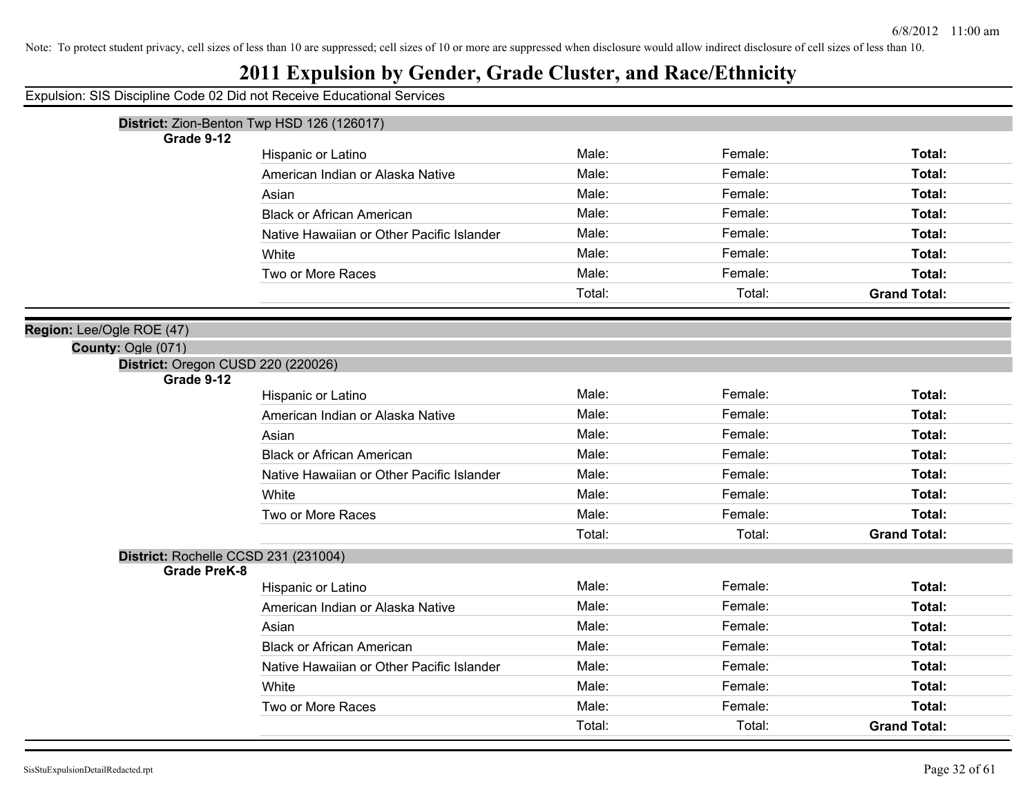Note: To protect student privacy, cell sizes of less than 10 are suppressed; cell sizes of 10 or more are suppressed when disclosure would allow indirect disclosure of cell sizes of less than 10.

# 2011 Expulsion by Gender, Grade Cluster, and Race/Ethnicity

Expulsion: SIS Discipline Code 02 Did not Receive Educational Services

**District:** Zion-Benton Twp HSD 126 (126017)

**Grade 9-12**

| | | | |
|---|---|---|---|
| Hispanic or Latino | Male: | Female: | **Total:** |
| American Indian or Alaska Native | Male: | Female: | **Total:** |
| Asian | Male: | Female: | **Total:** |
| Black or African American | Male: | Female: | **Total:** |
| Native Hawaiian or Other Pacific Islander | Male: | Female: | **Total:** |
| White | Male: | Female: | **Total:** |
| Two or More Races | Male: | Female: | **Total:** |
| | Total: | Total: | **Grand Total:** |

**Region:** Lee/Ogle ROE (47)

**County:** Ogle (071)

**District:** Oregon CUSD 220 (220026)

**Grade 9-12**

| | | | |
|---|---|---|---|
| Hispanic or Latino | Male: | Female: | **Total:** |
| American Indian or Alaska Native | Male: | Female: | **Total:** |
| Asian | Male: | Female: | **Total:** |
| Black or African American | Male: | Female: | **Total:** |
| Native Hawaiian or Other Pacific Islander | Male: | Female: | **Total:** |
| White | Male: | Female: | **Total:** |
| Two or More Races | Male: | Female: | **Total:** |
| | Total: | Total: | **Grand Total:** |

**District:** Rochelle CCSD 231 (231004)

**Grade PreK-8**

| | | | |
|---|---|---|---|
| Hispanic or Latino | Male: | Female: | **Total:** |
| American Indian or Alaska Native | Male: | Female: | **Total:** |
| Asian | Male: | Female: | **Total:** |
| Black or African American | Male: | Female: | **Total:** |
| Native Hawaiian or Other Pacific Islander | Male: | Female: | **Total:** |
| White | Male: | Female: | **Total:** |
| Two or More Races | Male: | Female: | **Total:** |
| | Total: | Total: | **Grand Total:** |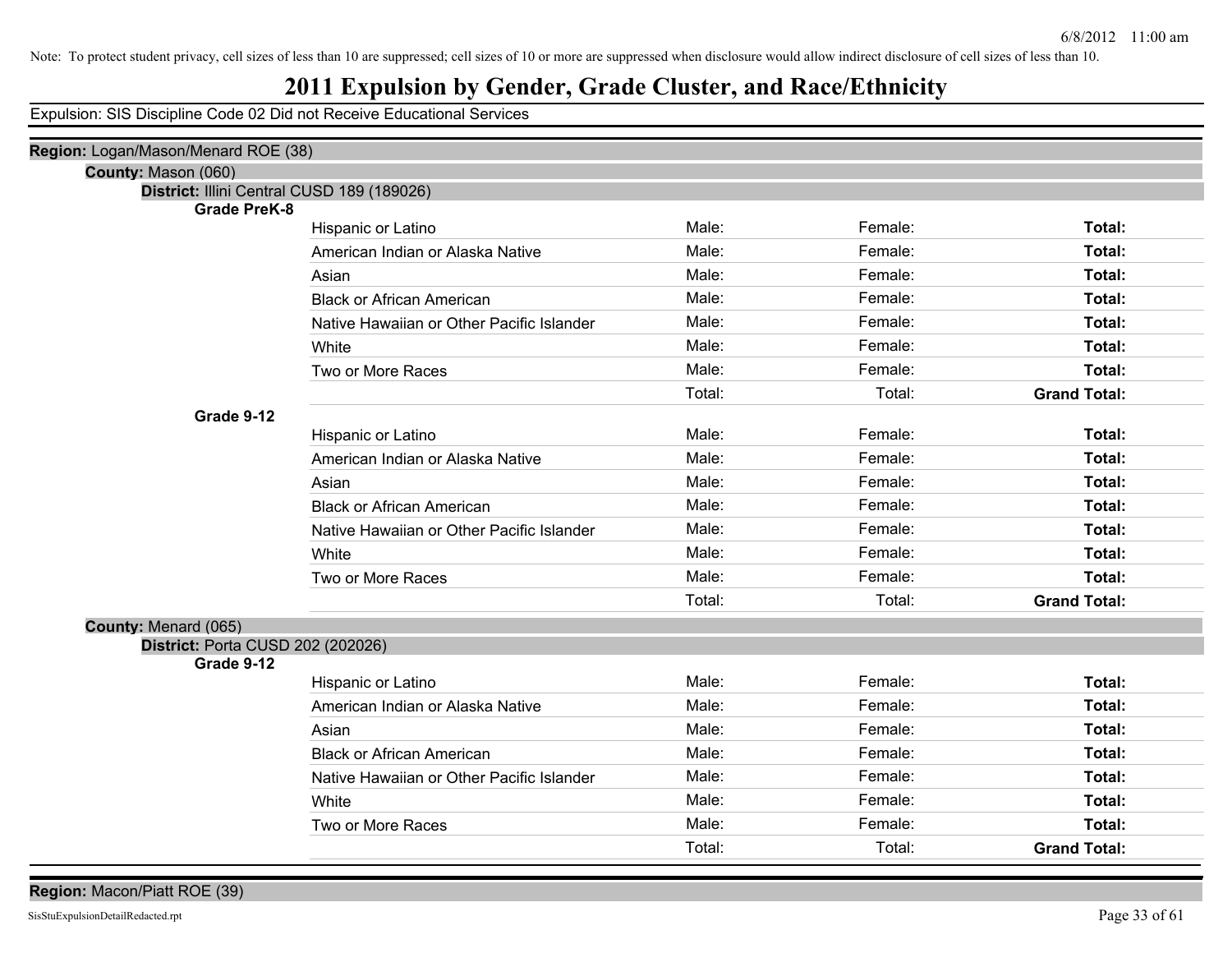Note: To protect student privacy, cell sizes of less than 10 are suppressed; cell sizes of 10 or more are suppressed when disclosure would allow indirect disclosure of cell sizes of less than 10.

# 2011 Expulsion by Gender, Grade Cluster, and Race/Ethnicity

Expulsion: SIS Discipline Code 02 Did not Receive Educational Services

**Region:** Logan/Mason/Menard ROE (38)

**County:** Mason (060)

**District:** Illini Central CUSD 189 (189026)

**Grade PreK-8**

| | | | |
|---|---|---|---|
| Hispanic or Latino | Male: | Female: | **Total:** |
| American Indian or Alaska Native | Male: | Female: | **Total:** |
| Asian | Male: | Female: | **Total:** |
| Black or African American | Male: | Female: | **Total:** |
| Native Hawaiian or Other Pacific Islander | Male: | Female: | **Total:** |
| White | Male: | Female: | **Total:** |
| Two or More Races | Male: | Female: | **Total:** |
| | Total: | Total: | **Grand Total:** |

**Grade 9-12**

| | | | |
|---|---|---|---|
| Hispanic or Latino | Male: | Female: | **Total:** |
| American Indian or Alaska Native | Male: | Female: | **Total:** |
| Asian | Male: | Female: | **Total:** |
| Black or African American | Male: | Female: | **Total:** |
| Native Hawaiian or Other Pacific Islander | Male: | Female: | **Total:** |
| White | Male: | Female: | **Total:** |
| Two or More Races | Male: | Female: | **Total:** |
| | Total: | Total: | **Grand Total:** |

**County:** Menard (065)

**District:** Porta CUSD 202 (202026)

**Grade 9-12**

| | | | |
|---|---|---|---|
| Hispanic or Latino | Male: | Female: | **Total:** |
| American Indian or Alaska Native | Male: | Female: | **Total:** |
| Asian | Male: | Female: | **Total:** |
| Black or African American | Male: | Female: | **Total:** |
| Native Hawaiian or Other Pacific Islander | Male: | Female: | **Total:** |
| White | Male: | Female: | **Total:** |
| Two or More Races | Male: | Female: | **Total:** |
| | Total: | Total: | **Grand Total:** |

**Region:** Macon/Piatt ROE (39)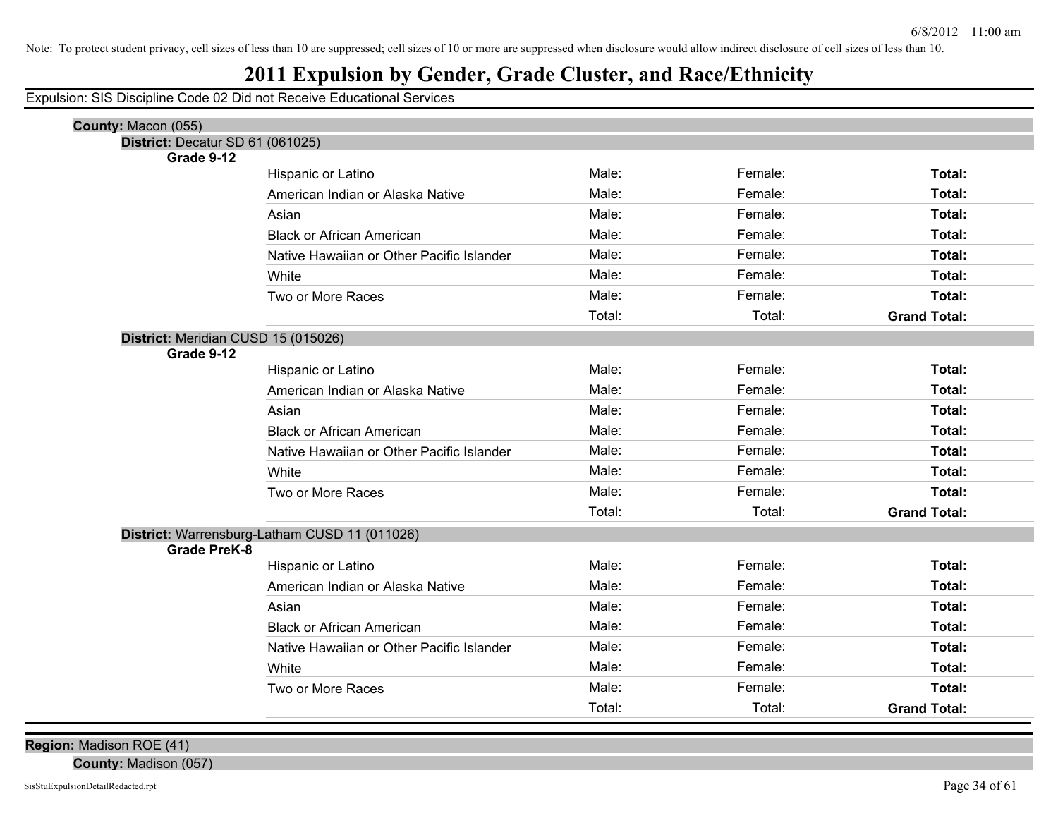Note: To protect student privacy, cell sizes of less than 10 are suppressed; cell sizes of 10 or more are suppressed when disclosure would allow indirect disclosure of cell sizes of less than 10.

# 2011 Expulsion by Gender, Grade Cluster, and Race/Ethnicity

Expulsion: SIS Discipline Code 02 Did not Receive Educational Services

**County:** Macon (055)

**District:** Decatur SD 61 (061025)

**Grade 9-12**

| | | | |
|---|---|---|---|
| Hispanic or Latino | Male: | Female: | **Total:** |
| American Indian or Alaska Native | Male: | Female: | **Total:** |
| Asian | Male: | Female: | **Total:** |
| Black or African American | Male: | Female: | **Total:** |
| Native Hawaiian or Other Pacific Islander | Male: | Female: | **Total:** |
| White | Male: | Female: | **Total:** |
| Two or More Races | Male: | Female: | **Total:** |
| | Total: | Total: | **Grand Total:** |

**District:** Meridian CUSD 15 (015026)

**Grade 9-12**

| | | | |
|---|---|---|---|
| Hispanic or Latino | Male: | Female: | **Total:** |
| American Indian or Alaska Native | Male: | Female: | **Total:** |
| Asian | Male: | Female: | **Total:** |
| Black or African American | Male: | Female: | **Total:** |
| Native Hawaiian or Other Pacific Islander | Male: | Female: | **Total:** |
| White | Male: | Female: | **Total:** |
| Two or More Races | Male: | Female: | **Total:** |
| | Total: | Total: | **Grand Total:** |

**District:** Warrensburg-Latham CUSD 11 (011026)

**Grade PreK-8**

| | | | |
|---|---|---|---|
| Hispanic or Latino | Male: | Female: | **Total:** |
| American Indian or Alaska Native | Male: | Female: | **Total:** |
| Asian | Male: | Female: | **Total:** |
| Black or African American | Male: | Female: | **Total:** |
| Native Hawaiian or Other Pacific Islander | Male: | Female: | **Total:** |
| White | Male: | Female: | **Total:** |
| Two or More Races | Male: | Female: | **Total:** |
| | Total: | Total: | **Grand Total:** |

**Region:** Madison ROE (41)

**County:** Madison (057)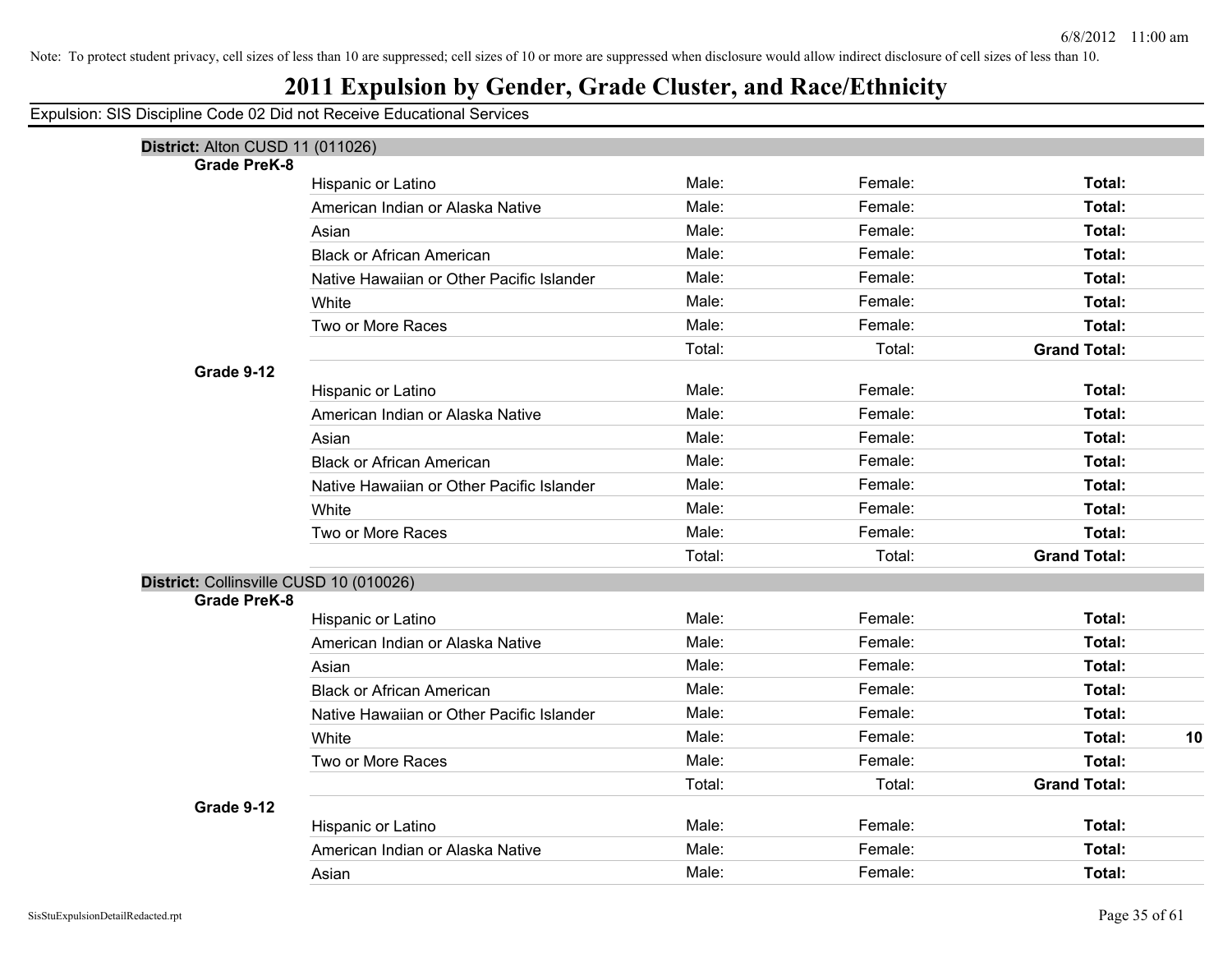Note: To protect student privacy, cell sizes of less than 10 are suppressed; cell sizes of 10 or more are suppressed when disclosure would allow indirect disclosure of cell sizes of less than 10.

# 2011 Expulsion by Gender, Grade Cluster, and Race/Ethnicity

Expulsion: SIS Discipline Code 02 Did not Receive Educational Services

**District:** Alton CUSD 11 (011026)

**Grade PreK-8**

| | | | | |
|---|---|---|---|---|
| Hispanic or Latino | Male: | Female: | **Total:** | |
| American Indian or Alaska Native | Male: | Female: | **Total:** | |
| Asian | Male: | Female: | **Total:** | |
| Black or African American | Male: | Female: | **Total:** | |
| Native Hawaiian or Other Pacific Islander | Male: | Female: | **Total:** | |
| White | Male: | Female: | **Total:** | |
| Two or More Races | Male: | Female: | **Total:** | |
| | Total: | Total: | **Grand Total:** | |

**Grade 9-12**

| | | | | |
|---|---|---|---|---|
| Hispanic or Latino | Male: | Female: | **Total:** | |
| American Indian or Alaska Native | Male: | Female: | **Total:** | |
| Asian | Male: | Female: | **Total:** | |
| Black or African American | Male: | Female: | **Total:** | |
| Native Hawaiian or Other Pacific Islander | Male: | Female: | **Total:** | |
| White | Male: | Female: | **Total:** | |
| Two or More Races | Male: | Female: | **Total:** | |
| | Total: | Total: | **Grand Total:** | |

**District:** Collinsville CUSD 10 (010026)

**Grade PreK-8**

| | | | | |
|---|---|---|---|---|
| Hispanic or Latino | Male: | Female: | **Total:** | |
| American Indian or Alaska Native | Male: | Female: | **Total:** | |
| Asian | Male: | Female: | **Total:** | |
| Black or African American | Male: | Female: | **Total:** | |
| Native Hawaiian or Other Pacific Islander | Male: | Female: | **Total:** | |
| White | Male: | Female: | **Total:** | **10** |
| Two or More Races | Male: | Female: | **Total:** | |
| | Total: | Total: | **Grand Total:** | |

**Grade 9-12**

| | | | | |
|---|---|---|---|---|
| Hispanic or Latino | Male: | Female: | **Total:** | |
| American Indian or Alaska Native | Male: | Female: | **Total:** | |
| Asian | Male: | Female: | **Total:** | |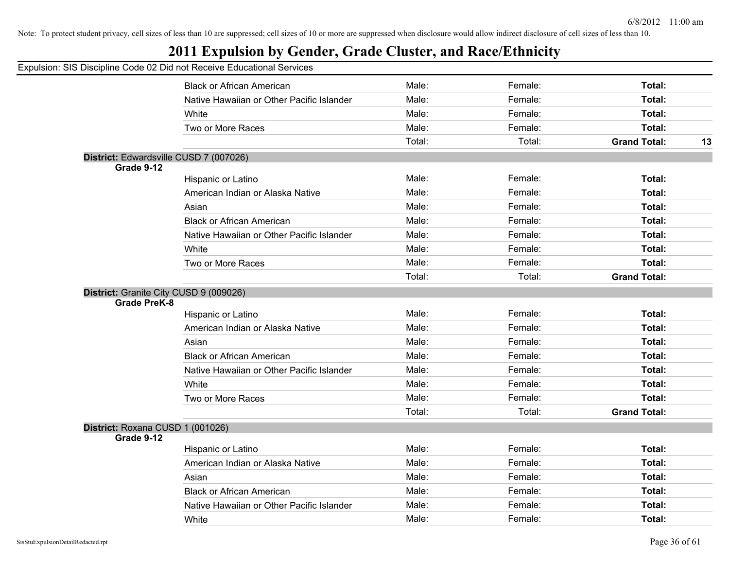Note: To protect student privacy, cell sizes of less than 10 are suppressed; cell sizes of 10 or more are suppressed when disclosure would allow indirect disclosure of cell sizes of less than 10.

# 2011 Expulsion by Gender, Grade Cluster, and Race/Ethnicity

Expulsion: SIS Discipline Code 02 Did not Receive Educational Services

| | | | | |
|---|---|---|---|---|
| Black or African American | Male: | Female: | **Total:** | |
| Native Hawaiian or Other Pacific Islander | Male: | Female: | **Total:** | |
| White | Male: | Female: | **Total:** | |
| Two or More Races | Male: | Female: | **Total:** | |
| | Total: | Total: | **Grand Total:** | **13** |

**District:** Edwardsville CUSD 7 (007026)

**Grade 9-12**

| | | | | |
|---|---|---|---|---|
| Hispanic or Latino | Male: | Female: | **Total:** | |
| American Indian or Alaska Native | Male: | Female: | **Total:** | |
| Asian | Male: | Female: | **Total:** | |
| Black or African American | Male: | Female: | **Total:** | |
| Native Hawaiian or Other Pacific Islander | Male: | Female: | **Total:** | |
| White | Male: | Female: | **Total:** | |
| Two or More Races | Male: | Female: | **Total:** | |
| | Total: | Total: | **Grand Total:** | |

**District:** Granite City CUSD 9 (009026)

**Grade PreK-8**

| | | | | |
|---|---|---|---|---|
| Hispanic or Latino | Male: | Female: | **Total:** | |
| American Indian or Alaska Native | Male: | Female: | **Total:** | |
| Asian | Male: | Female: | **Total:** | |
| Black or African American | Male: | Female: | **Total:** | |
| Native Hawaiian or Other Pacific Islander | Male: | Female: | **Total:** | |
| White | Male: | Female: | **Total:** | |
| Two or More Races | Male: | Female: | **Total:** | |
| | Total: | Total: | **Grand Total:** | |

**District:** Roxana CUSD 1 (001026)

**Grade 9-12**

| | | | | |
|---|---|---|---|---|
| Hispanic or Latino | Male: | Female: | **Total:** | |
| American Indian or Alaska Native | Male: | Female: | **Total:** | |
| Asian | Male: | Female: | **Total:** | |
| Black or African American | Male: | Female: | **Total:** | |
| Native Hawaiian or Other Pacific Islander | Male: | Female: | **Total:** | |
| White | Male: | Female: | **Total:** | |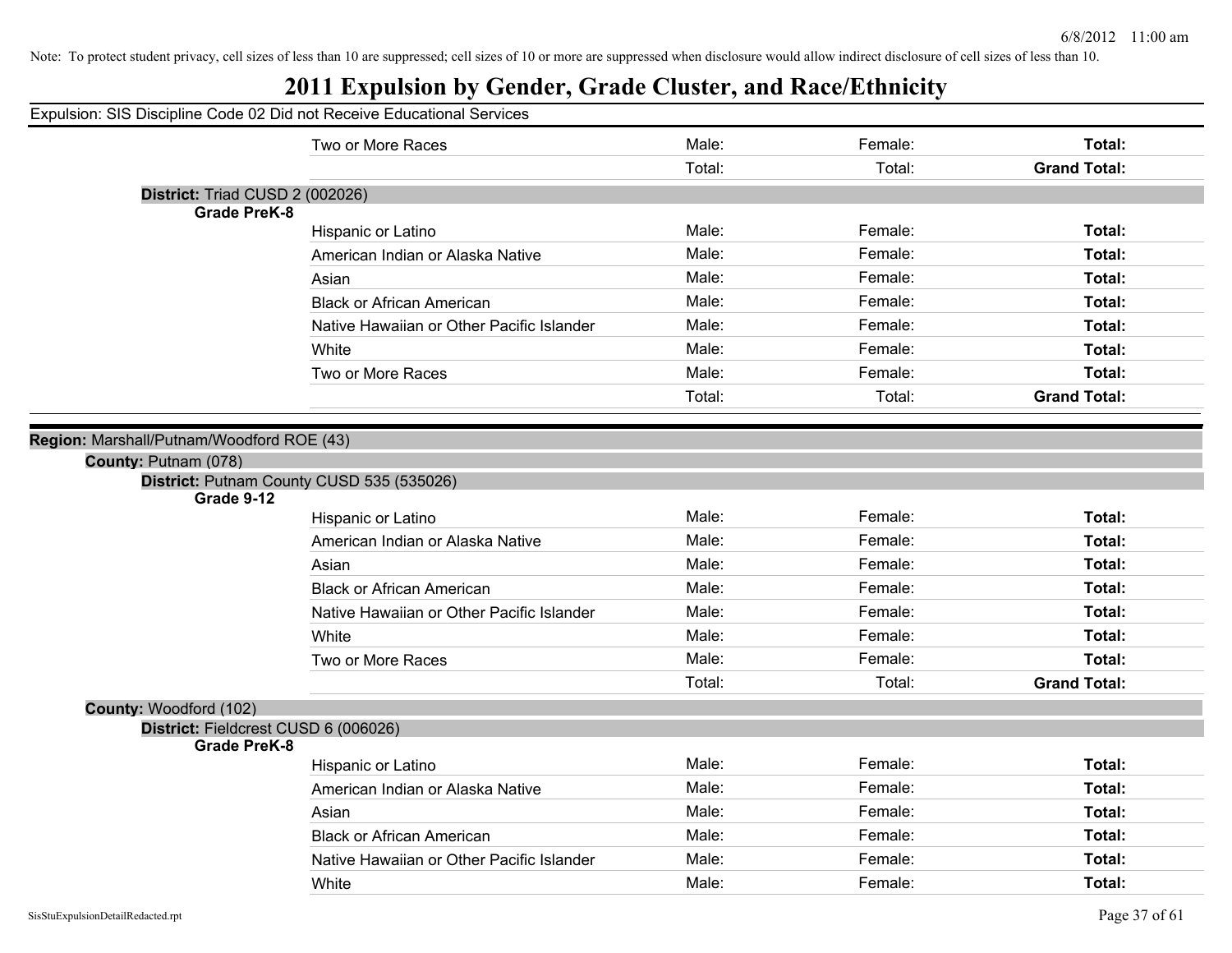Note: To protect student privacy, cell sizes of less than 10 are suppressed; cell sizes of 10 or more are suppressed when disclosure would allow indirect disclosure of cell sizes of less than 10.

# 2011 Expulsion by Gender, Grade Cluster, and Race/Ethnicity

Expulsion: SIS Discipline Code 02 Did not Receive Educational Services

| | | | |
|---|---|---|---|
| Two or More Races | Male: | Female: | **Total:** |
| | Total: | Total: | **Grand Total:** |

**District:** Triad CUSD 2 (002026)

**Grade PreK-8**

| | | | |
|---|---|---|---|
| Hispanic or Latino | Male: | Female: | **Total:** |
| American Indian or Alaska Native | Male: | Female: | **Total:** |
| Asian | Male: | Female: | **Total:** |
| Black or African American | Male: | Female: | **Total:** |
| Native Hawaiian or Other Pacific Islander | Male: | Female: | **Total:** |
| White | Male: | Female: | **Total:** |
| Two or More Races | Male: | Female: | **Total:** |
| | Total: | Total: | **Grand Total:** |

**Region:** Marshall/Putnam/Woodford ROE (43)

**County:** Putnam (078)

**District:** Putnam County CUSD 535 (535026)

**Grade 9-12**

| | | | |
|---|---|---|---|
| Hispanic or Latino | Male: | Female: | **Total:** |
| American Indian or Alaska Native | Male: | Female: | **Total:** |
| Asian | Male: | Female: | **Total:** |
| Black or African American | Male: | Female: | **Total:** |
| Native Hawaiian or Other Pacific Islander | Male: | Female: | **Total:** |
| White | Male: | Female: | **Total:** |
| Two or More Races | Male: | Female: | **Total:** |
| | Total: | Total: | **Grand Total:** |

**County:** Woodford (102)

**District:** Fieldcrest CUSD 6 (006026)

**Grade PreK-8**

| | | | |
|---|---|---|---|
| Hispanic or Latino | Male: | Female: | **Total:** |
| American Indian or Alaska Native | Male: | Female: | **Total:** |
| Asian | Male: | Female: | **Total:** |
| Black or African American | Male: | Female: | **Total:** |
| Native Hawaiian or Other Pacific Islander | Male: | Female: | **Total:** |
| White | Male: | Female: | **Total:** |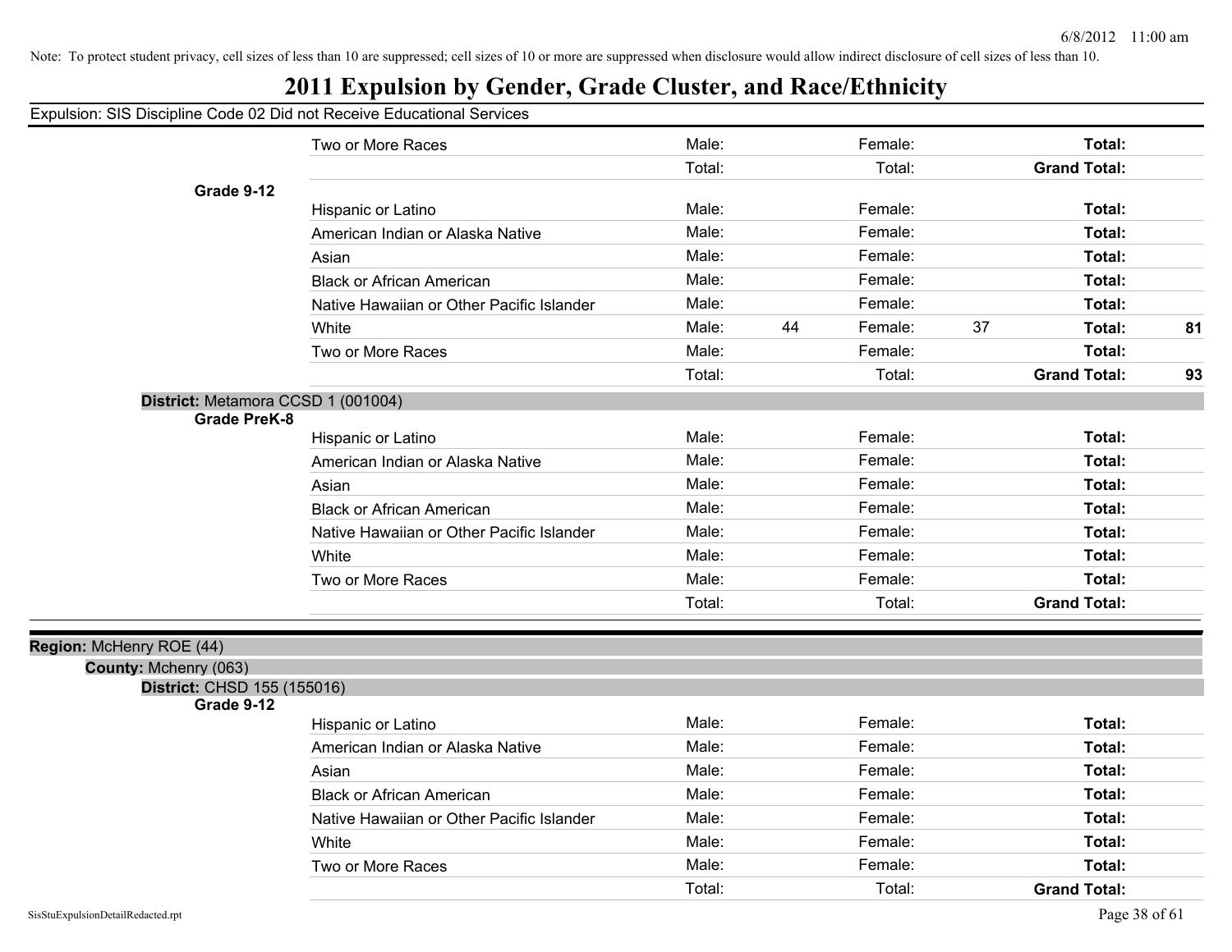Note: To protect student privacy, cell sizes of less than 10 are suppressed; cell sizes of 10 or more are suppressed when disclosure would allow indirect disclosure of cell sizes of less than 10.

# 2011 Expulsion by Gender, Grade Cluster, and Race/Ethnicity

Expulsion: SIS Discipline Code 02 Did not Receive Educational Services

| | | | | | | | |
|---|---|---|---|---|---|---|---|
| | Two or More Races | Male: | | Female: | | Total: | |
| | | Total: | | Total: | | Grand Total: | |
| **Grade 9-12** | | | | | | | |
| | Hispanic or Latino | Male: | | Female: | | Total: | |
| | American Indian or Alaska Native | Male: | | Female: | | Total: | |
| | Asian | Male: | | Female: | | Total: | |
| | Black or African American | Male: | | Female: | | Total: | |
| | Native Hawaiian or Other Pacific Islander | Male: | | Female: | | Total: | |
| | White | Male: | 44 | Female: | 37 | Total: | 81 |
| | Two or More Races | Male: | | Female: | | Total: | |
| | | Total: | | Total: | | Grand Total: | 93 |

**District:** Metamora CCSD 1 (001004)

| | | | | | | | |
|---|---|---|---|---|---|---|---|
| **Grade PreK-8** | | | | | | | |
| | Hispanic or Latino | Male: | | Female: | | Total: | |
| | American Indian or Alaska Native | Male: | | Female: | | Total: | |
| | Asian | Male: | | Female: | | Total: | |
| | Black or African American | Male: | | Female: | | Total: | |
| | Native Hawaiian or Other Pacific Islander | Male: | | Female: | | Total: | |
| | White | Male: | | Female: | | Total: | |
| | Two or More Races | Male: | | Female: | | Total: | |
| | | Total: | | Total: | | Grand Total: | |

**Region:** McHenry ROE (44)

**County:** Mchenry (063)

**District:** CHSD 155 (155016)

| | | | | | | | |
|---|---|---|---|---|---|---|---|
| **Grade 9-12** | | | | | | | |
| | Hispanic or Latino | Male: | | Female: | | Total: | |
| | American Indian or Alaska Native | Male: | | Female: | | Total: | |
| | Asian | Male: | | Female: | | Total: | |
| | Black or African American | Male: | | Female: | | Total: | |
| | Native Hawaiian or Other Pacific Islander | Male: | | Female: | | Total: | |
| | White | Male: | | Female: | | Total: | |
| | Two or More Races | Male: | | Female: | | Total: | |
| | | Total: | | Total: | | Grand Total: | |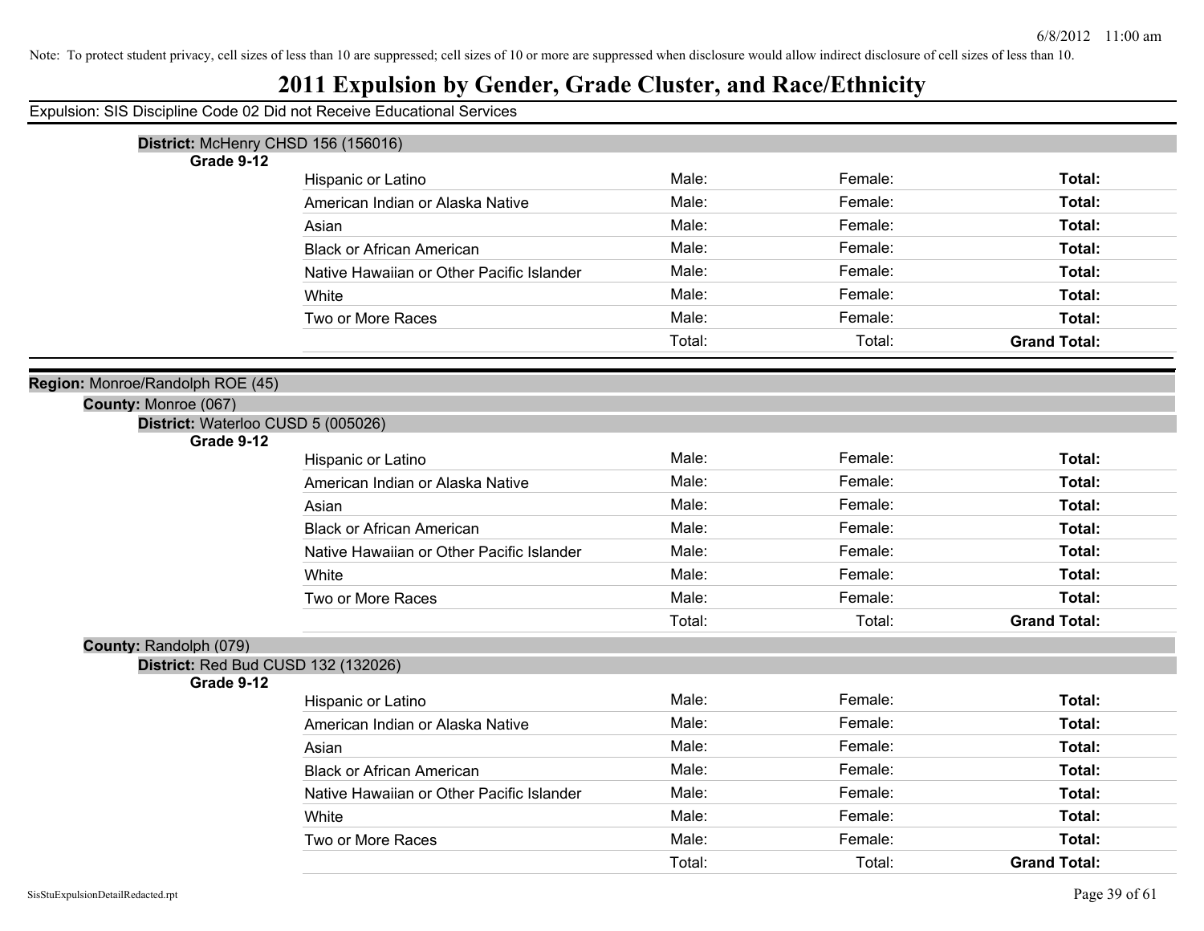Note: To protect student privacy, cell sizes of less than 10 are suppressed; cell sizes of 10 or more are suppressed when disclosure would allow indirect disclosure of cell sizes of less than 10.

# 2011 Expulsion by Gender, Grade Cluster, and Race/Ethnicity

Expulsion: SIS Discipline Code 02 Did not Receive Educational Services

**District:** McHenry CHSD 156 (156016)

**Grade 9-12**

| | | | |
|---|---|---|---|
| Hispanic or Latino | Male: | Female: | **Total:** |
| American Indian or Alaska Native | Male: | Female: | **Total:** |
| Asian | Male: | Female: | **Total:** |
| Black or African American | Male: | Female: | **Total:** |
| Native Hawaiian or Other Pacific Islander | Male: | Female: | **Total:** |
| White | Male: | Female: | **Total:** |
| Two or More Races | Male: | Female: | **Total:** |
| | Total: | Total: | **Grand Total:** |

**Region:** Monroe/Randolph ROE (45)

**County:** Monroe (067)

**District:** Waterloo CUSD 5 (005026)

**Grade 9-12**

| | | | |
|---|---|---|---|
| Hispanic or Latino | Male: | Female: | **Total:** |
| American Indian or Alaska Native | Male: | Female: | **Total:** |
| Asian | Male: | Female: | **Total:** |
| Black or African American | Male: | Female: | **Total:** |
| Native Hawaiian or Other Pacific Islander | Male: | Female: | **Total:** |
| White | Male: | Female: | **Total:** |
| Two or More Races | Male: | Female: | **Total:** |
| | Total: | Total: | **Grand Total:** |

**County:** Randolph (079)

**District:** Red Bud CUSD 132 (132026)

**Grade 9-12**

| | | | |
|---|---|---|---|
| Hispanic or Latino | Male: | Female: | **Total:** |
| American Indian or Alaska Native | Male: | Female: | **Total:** |
| Asian | Male: | Female: | **Total:** |
| Black or African American | Male: | Female: | **Total:** |
| Native Hawaiian or Other Pacific Islander | Male: | Female: | **Total:** |
| White | Male: | Female: | **Total:** |
| Two or More Races | Male: | Female: | **Total:** |
| | Total: | Total: | **Grand Total:** |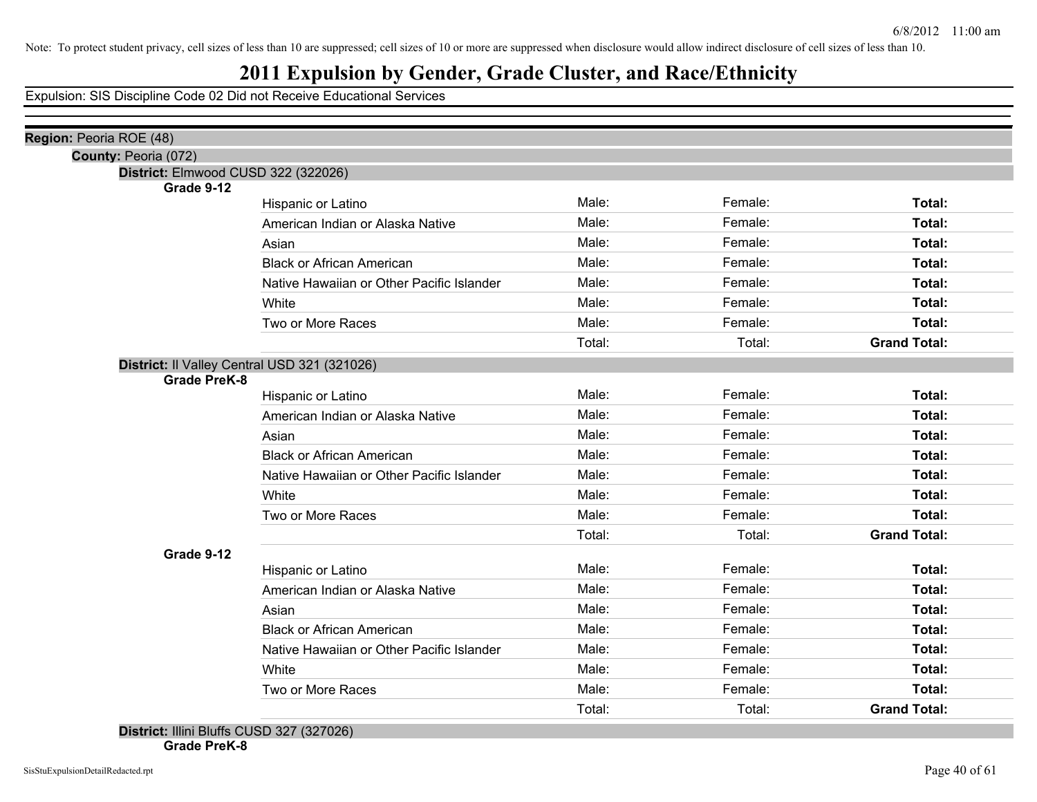Note: To protect student privacy, cell sizes of less than 10 are suppressed; cell sizes of 10 or more are suppressed when disclosure would allow indirect disclosure of cell sizes of less than 10.

# 2011 Expulsion by Gender, Grade Cluster, and Race/Ethnicity

Expulsion: SIS Discipline Code 02 Did not Receive Educational Services

**Region:** Peoria ROE (48)

**County:** Peoria (072)

**District:** Elmwood CUSD 322 (322026)

**Grade 9-12**

| | | | |
|---|---|---|---|
| Hispanic or Latino | Male: | Female: | **Total:** |
| American Indian or Alaska Native | Male: | Female: | **Total:** |
| Asian | Male: | Female: | **Total:** |
| Black or African American | Male: | Female: | **Total:** |
| Native Hawaiian or Other Pacific Islander | Male: | Female: | **Total:** |
| White | Male: | Female: | **Total:** |
| Two or More Races | Male: | Female: | **Total:** |
| | Total: | Total: | **Grand Total:** |

**District:** Il Valley Central USD 321 (321026)

**Grade PreK-8**

| | | | |
|---|---|---|---|
| Hispanic or Latino | Male: | Female: | **Total:** |
| American Indian or Alaska Native | Male: | Female: | **Total:** |
| Asian | Male: | Female: | **Total:** |
| Black or African American | Male: | Female: | **Total:** |
| Native Hawaiian or Other Pacific Islander | Male: | Female: | **Total:** |
| White | Male: | Female: | **Total:** |
| Two or More Races | Male: | Female: | **Total:** |
| | Total: | Total: | **Grand Total:** |

**Grade 9-12**

| | | | |
|---|---|---|---|
| Hispanic or Latino | Male: | Female: | **Total:** |
| American Indian or Alaska Native | Male: | Female: | **Total:** |
| Asian | Male: | Female: | **Total:** |
| Black or African American | Male: | Female: | **Total:** |
| Native Hawaiian or Other Pacific Islander | Male: | Female: | **Total:** |
| White | Male: | Female: | **Total:** |
| Two or More Races | Male: | Female: | **Total:** |
| | Total: | Total: | **Grand Total:** |

**District:** Illini Bluffs CUSD 327 (327026)

**Grade PreK-8**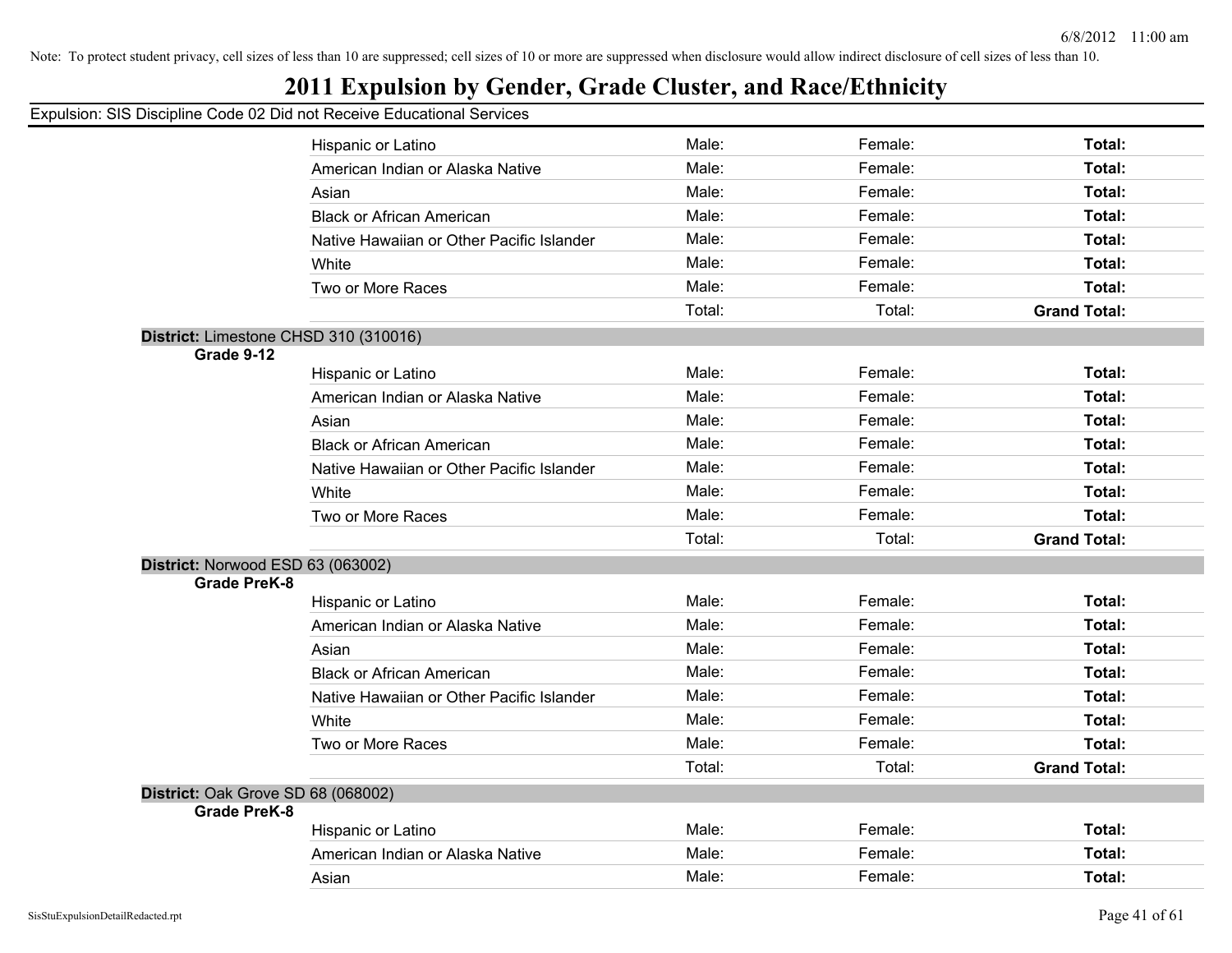Note: To protect student privacy, cell sizes of less than 10 are suppressed; cell sizes of 10 or more are suppressed when disclosure would allow indirect disclosure of cell sizes of less than 10.

# 2011 Expulsion by Gender, Grade Cluster, and Race/Ethnicity

Expulsion: SIS Discipline Code 02 Did not Receive Educational Services

| | | | | |
|---|---|---|---|---|
| | Hispanic or Latino | Male: | Female: | **Total:** |
| | American Indian or Alaska Native | Male: | Female: | **Total:** |
| | Asian | Male: | Female: | **Total:** |
| | Black or African American | Male: | Female: | **Total:** |
| | Native Hawaiian or Other Pacific Islander | Male: | Female: | **Total:** |
| | White | Male: | Female: | **Total:** |
| | Two or More Races | Male: | Female: | **Total:** |
| | | Total: | Total: | **Grand Total:** |

**District:** Limestone CHSD 310 (310016)

| **Grade 9-12** | | | | |
|---|---|---|---|---|
| | Hispanic or Latino | Male: | Female: | **Total:** |
| | American Indian or Alaska Native | Male: | Female: | **Total:** |
| | Asian | Male: | Female: | **Total:** |
| | Black or African American | Male: | Female: | **Total:** |
| | Native Hawaiian or Other Pacific Islander | Male: | Female: | **Total:** |
| | White | Male: | Female: | **Total:** |
| | Two or More Races | Male: | Female: | **Total:** |
| | | Total: | Total: | **Grand Total:** |

**District:** Norwood ESD 63 (063002)

| **Grade PreK-8** | | | | |
|---|---|---|---|---|
| | Hispanic or Latino | Male: | Female: | **Total:** |
| | American Indian or Alaska Native | Male: | Female: | **Total:** |
| | Asian | Male: | Female: | **Total:** |
| | Black or African American | Male: | Female: | **Total:** |
| | Native Hawaiian or Other Pacific Islander | Male: | Female: | **Total:** |
| | White | Male: | Female: | **Total:** |
| | Two or More Races | Male: | Female: | **Total:** |
| | | Total: | Total: | **Grand Total:** |

**District:** Oak Grove SD 68 (068002)

| **Grade PreK-8** | | | | |
|---|---|---|---|---|
| | Hispanic or Latino | Male: | Female: | **Total:** |
| | American Indian or Alaska Native | Male: | Female: | **Total:** |
| | Asian | Male: | Female: | **Total:** |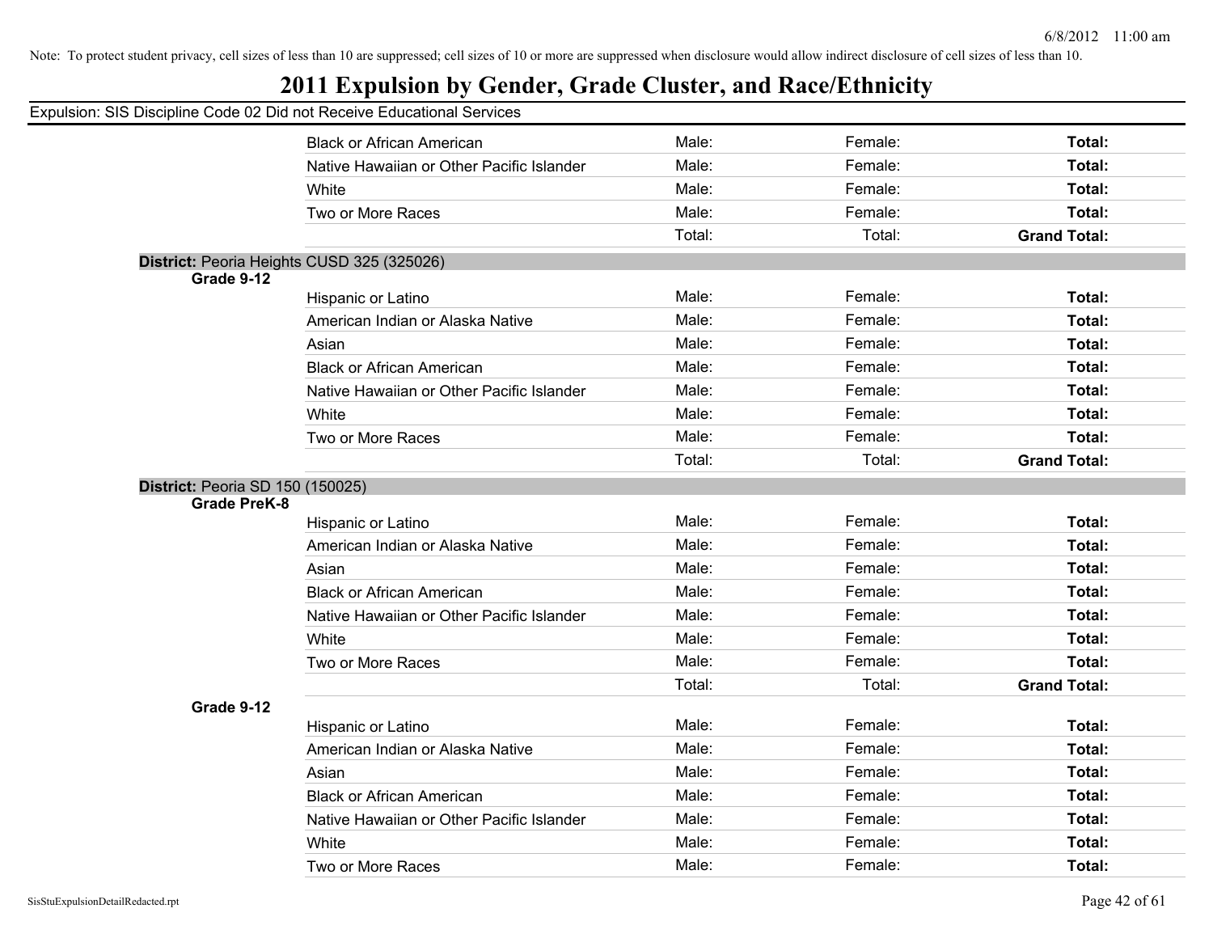Note: To protect student privacy, cell sizes of less than 10 are suppressed; cell sizes of 10 or more are suppressed when disclosure would allow indirect disclosure of cell sizes of less than 10.

# 2011 Expulsion by Gender, Grade Cluster, and Race/Ethnicity

Expulsion: SIS Discipline Code 02 Did not Receive Educational Services

| | | | | |
|---|---|---|---|---|
| | Black or African American | Male: | Female: | **Total:** |
| | Native Hawaiian or Other Pacific Islander | Male: | Female: | **Total:** |
| | White | Male: | Female: | **Total:** |
| | Two or More Races | Male: | Female: | **Total:** |
| | | Total: | Total: | **Grand Total:** |

**District:** Peoria Heights CUSD 325 (325026)

| | | | | |
|---|---|---|---|---|
| **Grade 9-12** | | | | |
| | Hispanic or Latino | Male: | Female: | **Total:** |
| | American Indian or Alaska Native | Male: | Female: | **Total:** |
| | Asian | Male: | Female: | **Total:** |
| | Black or African American | Male: | Female: | **Total:** |
| | Native Hawaiian or Other Pacific Islander | Male: | Female: | **Total:** |
| | White | Male: | Female: | **Total:** |
| | Two or More Races | Male: | Female: | **Total:** |
| | | Total: | Total: | **Grand Total:** |

**District:** Peoria SD 150 (150025)

| | | | | |
|---|---|---|---|---|
| **Grade PreK-8** | | | | |
| | Hispanic or Latino | Male: | Female: | **Total:** |
| | American Indian or Alaska Native | Male: | Female: | **Total:** |
| | Asian | Male: | Female: | **Total:** |
| | Black or African American | Male: | Female: | **Total:** |
| | Native Hawaiian or Other Pacific Islander | Male: | Female: | **Total:** |
| | White | Male: | Female: | **Total:** |
| | Two or More Races | Male: | Female: | **Total:** |
| | | Total: | Total: | **Grand Total:** |
| **Grade 9-12** | | | | |
| | Hispanic or Latino | Male: | Female: | **Total:** |
| | American Indian or Alaska Native | Male: | Female: | **Total:** |
| | Asian | Male: | Female: | **Total:** |
| | Black or African American | Male: | Female: | **Total:** |
| | Native Hawaiian or Other Pacific Islander | Male: | Female: | **Total:** |
| | White | Male: | Female: | **Total:** |
| | Two or More Races | Male: | Female: | **Total:** |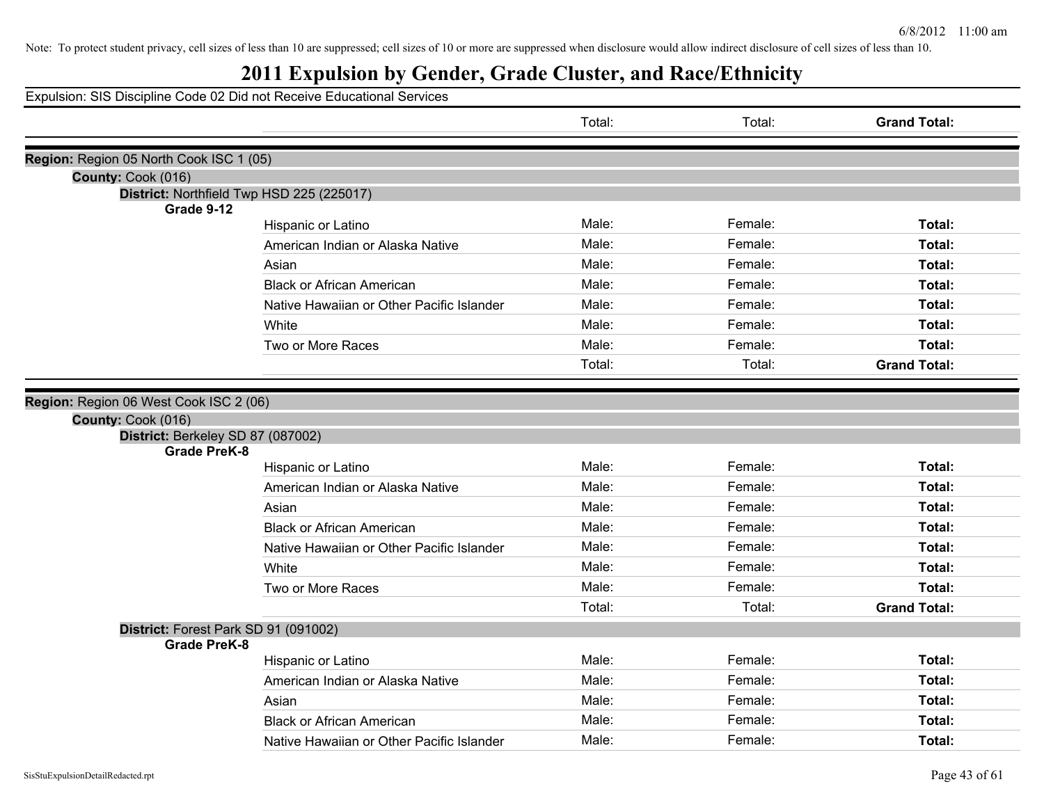Note: To protect student privacy, cell sizes of less than 10 are suppressed; cell sizes of 10 or more are suppressed when disclosure would allow indirect disclosure of cell sizes of less than 10.

# 2011 Expulsion by Gender, Grade Cluster, and Race/Ethnicity

Expulsion: SIS Discipline Code 02 Did not Receive Educational Services

| | | Total: | Total: | **Grand Total:** |
|---|---|---|---|---|

**Region:** Region 05 North Cook ISC 1 (05)

**County:** Cook (016)

**District:** Northfield Twp HSD 225 (225017)

| **Grade 9-12** | | | | |
|---|---|---|---|---|
| | Hispanic or Latino | Male: | Female: | **Total:** |
| | American Indian or Alaska Native | Male: | Female: | **Total:** |
| | Asian | Male: | Female: | **Total:** |
| | Black or African American | Male: | Female: | **Total:** |
| | Native Hawaiian or Other Pacific Islander | Male: | Female: | **Total:** |
| | White | Male: | Female: | **Total:** |
| | Two or More Races | Male: | Female: | **Total:** |
| | | Total: | Total: | **Grand Total:** |

**Region:** Region 06 West Cook ISC 2 (06)

**County:** Cook (016)

**District:** Berkeley SD 87 (087002)

| **Grade PreK-8** | | | | |
|---|---|---|---|---|
| | Hispanic or Latino | Male: | Female: | **Total:** |
| | American Indian or Alaska Native | Male: | Female: | **Total:** |
| | Asian | Male: | Female: | **Total:** |
| | Black or African American | Male: | Female: | **Total:** |
| | Native Hawaiian or Other Pacific Islander | Male: | Female: | **Total:** |
| | White | Male: | Female: | **Total:** |
| | Two or More Races | Male: | Female: | **Total:** |
| | | Total: | Total: | **Grand Total:** |

**District:** Forest Park SD 91 (091002)

| **Grade PreK-8** | | | | |
|---|---|---|---|---|
| | Hispanic or Latino | Male: | Female: | **Total:** |
| | American Indian or Alaska Native | Male: | Female: | **Total:** |
| | Asian | Male: | Female: | **Total:** |
| | Black or African American | Male: | Female: | **Total:** |
| | Native Hawaiian or Other Pacific Islander | Male: | Female: | **Total:** |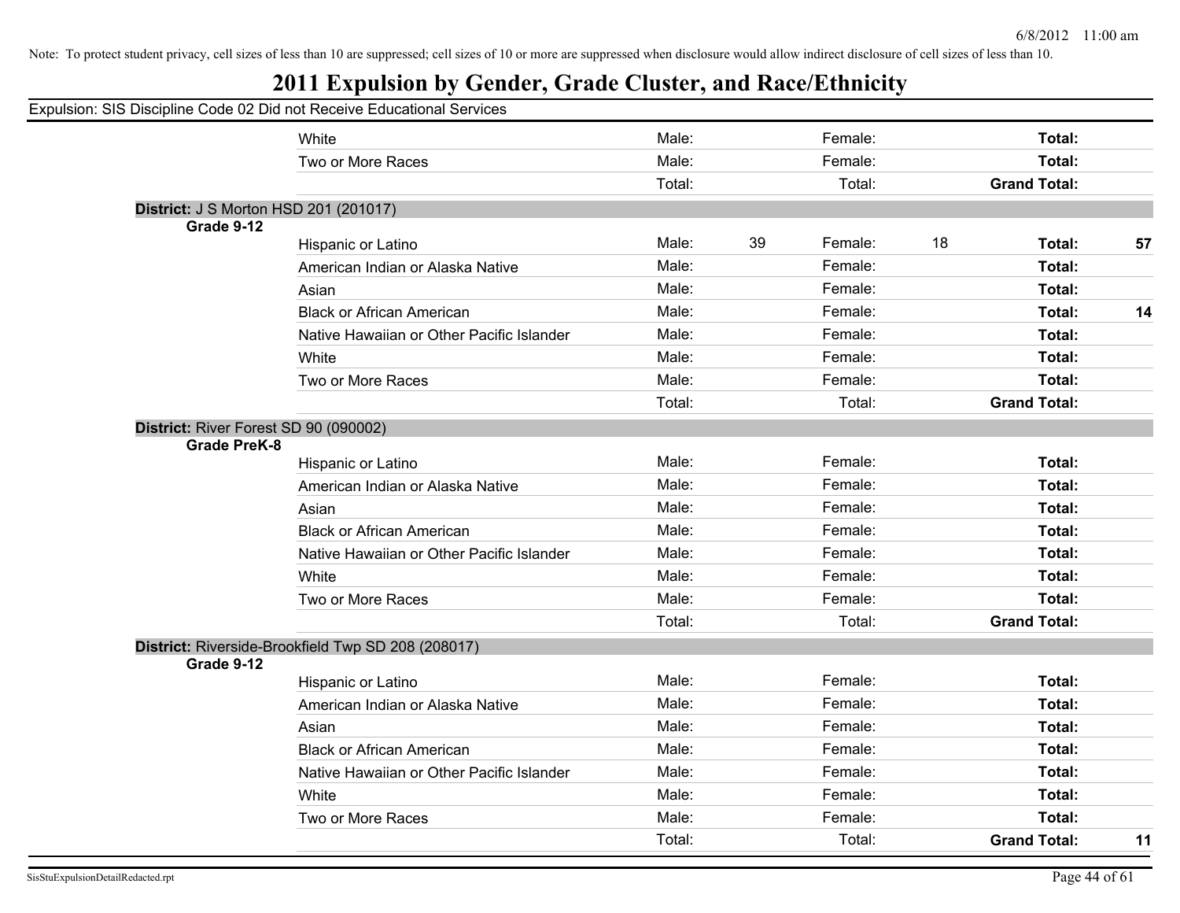Note: To protect student privacy, cell sizes of less than 10 are suppressed; cell sizes of 10 or more are suppressed when disclosure would allow indirect disclosure of cell sizes of less than 10.

# 2011 Expulsion by Gender, Grade Cluster, and Race/Ethnicity

Expulsion: SIS Discipline Code 02 Did not Receive Educational Services

| | | | | | | | |
|---|---|---|---|---|---|---|---|
| White | Male: | | Female: | | Total: | |
| Two or More Races | Male: | | Female: | | Total: | |
| | Total: | | Total: | | Grand Total: | |

**District:** J S Morton HSD 201 (201017)

**Grade 9-12**

| | | | | | | |
|---|---|---|---|---|---|---|
| Hispanic or Latino | Male: | 39 | Female: | 18 | Total: | 57 |
| American Indian or Alaska Native | Male: | | Female: | | Total: | |
| Asian | Male: | | Female: | | Total: | |
| Black or African American | Male: | | Female: | | Total: | 14 |
| Native Hawaiian or Other Pacific Islander | Male: | | Female: | | Total: | |
| White | Male: | | Female: | | Total: | |
| Two or More Races | Male: | | Female: | | Total: | |
| | Total: | | Total: | | Grand Total: | |

**District:** River Forest SD 90 (090002)

**Grade PreK-8**

| | | | | | | |
|---|---|---|---|---|---|---|
| Hispanic or Latino | Male: | | Female: | | Total: | |
| American Indian or Alaska Native | Male: | | Female: | | Total: | |
| Asian | Male: | | Female: | | Total: | |
| Black or African American | Male: | | Female: | | Total: | |
| Native Hawaiian or Other Pacific Islander | Male: | | Female: | | Total: | |
| White | Male: | | Female: | | Total: | |
| Two or More Races | Male: | | Female: | | Total: | |
| | Total: | | Total: | | Grand Total: | |

**District:** Riverside-Brookfield Twp SD 208 (208017)

**Grade 9-12**

| | | | | | | |
|---|---|---|---|---|---|---|
| Hispanic or Latino | Male: | | Female: | | Total: | |
| American Indian or Alaska Native | Male: | | Female: | | Total: | |
| Asian | Male: | | Female: | | Total: | |
| Black or African American | Male: | | Female: | | Total: | |
| Native Hawaiian or Other Pacific Islander | Male: | | Female: | | Total: | |
| White | Male: | | Female: | | Total: | |
| Two or More Races | Male: | | Female: | | Total: | |
| | Total: | | Total: | | Grand Total: | 11 |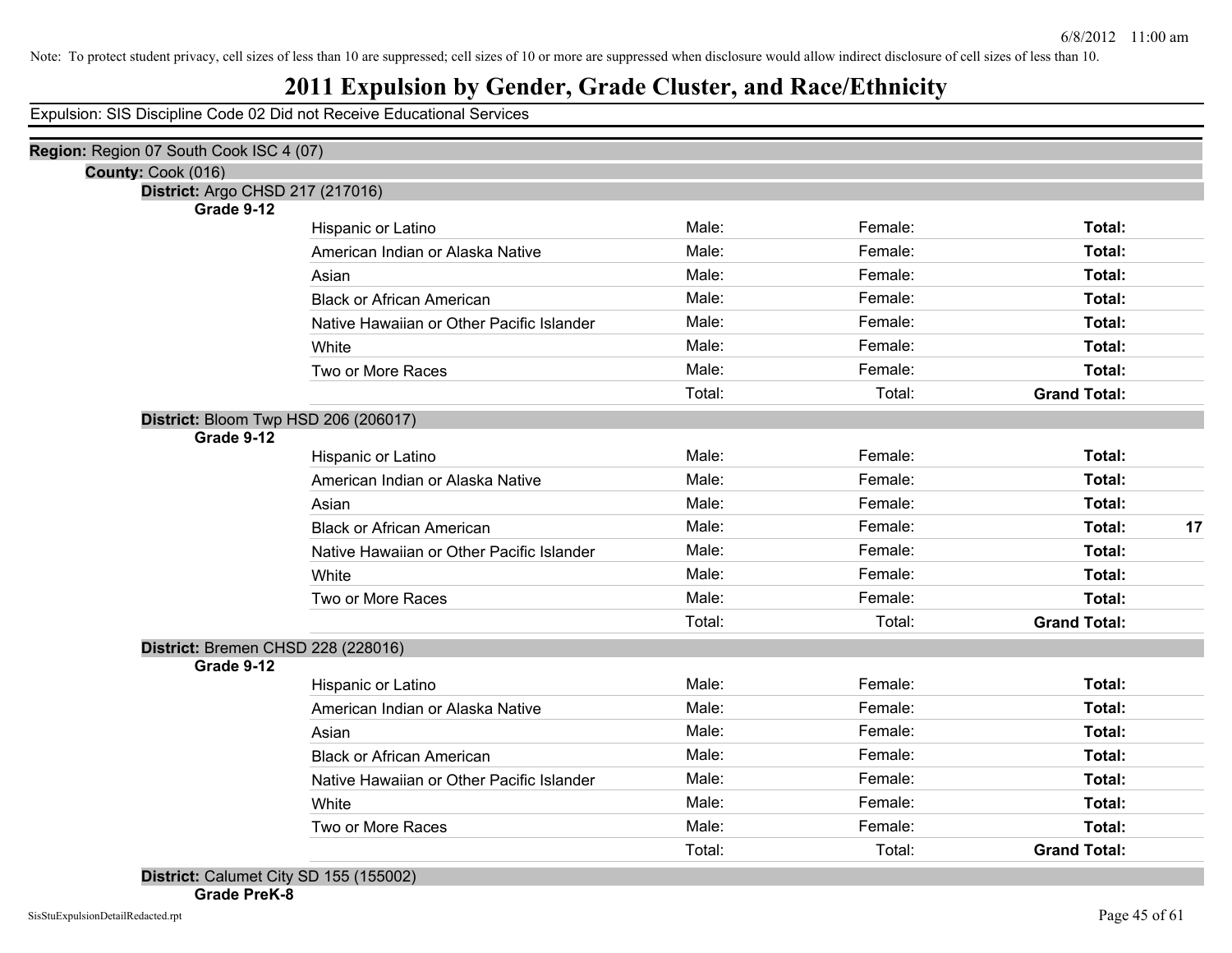Note: To protect student privacy, cell sizes of less than 10 are suppressed; cell sizes of 10 or more are suppressed when disclosure would allow indirect disclosure of cell sizes of less than 10.

# 2011 Expulsion by Gender, Grade Cluster, and Race/Ethnicity

Expulsion: SIS Discipline Code 02 Did not Receive Educational Services

**Region:** Region 07 South Cook ISC 4 (07)

**County:** Cook (016)

**District:** Argo CHSD 217 (217016)

**Grade 9-12**

| Race/Ethnicity | Male | Female | Total |
|---|---|---|---|
| Hispanic or Latino | Male: | Female: | **Total:** |
| American Indian or Alaska Native | Male: | Female: | **Total:** |
| Asian | Male: | Female: | **Total:** |
| Black or African American | Male: | Female: | **Total:** |
| Native Hawaiian or Other Pacific Islander | Male: | Female: | **Total:** |
| White | Male: | Female: | **Total:** |
| Two or More Races | Male: | Female: | **Total:** |
| | Total: | Total: | **Grand Total:** |

**District:** Bloom Twp HSD 206 (206017)

**Grade 9-12**

| Race/Ethnicity | Male | Female | Total |
|---|---|---|---|
| Hispanic or Latino | Male: | Female: | **Total:** |
| American Indian or Alaska Native | Male: | Female: | **Total:** |
| Asian | Male: | Female: | **Total:** |
| Black or African American | Male: | Female: | **Total:** **17** |
| Native Hawaiian or Other Pacific Islander | Male: | Female: | **Total:** |
| White | Male: | Female: | **Total:** |
| Two or More Races | Male: | Female: | **Total:** |
| | Total: | Total: | **Grand Total:** |

**District:** Bremen CHSD 228 (228016)

**Grade 9-12**

| Race/Ethnicity | Male | Female | Total |
|---|---|---|---|
| Hispanic or Latino | Male: | Female: | **Total:** |
| American Indian or Alaska Native | Male: | Female: | **Total:** |
| Asian | Male: | Female: | **Total:** |
| Black or African American | Male: | Female: | **Total:** |
| Native Hawaiian or Other Pacific Islander | Male: | Female: | **Total:** |
| White | Male: | Female: | **Total:** |
| Two or More Races | Male: | Female: | **Total:** |
| | Total: | Total: | **Grand Total:** |

**District:** Calumet City SD 155 (155002)

**Grade PreK-8**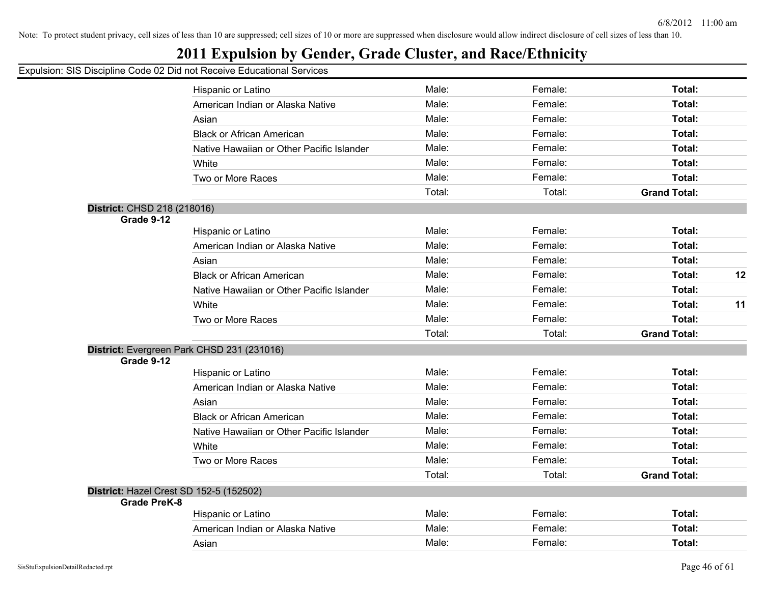Note: To protect student privacy, cell sizes of less than 10 are suppressed; cell sizes of 10 or more are suppressed when disclosure would allow indirect disclosure of cell sizes of less than 10.

# 2011 Expulsion by Gender, Grade Cluster, and Race/Ethnicity

Expulsion: SIS Discipline Code 02 Did not Receive Educational Services

| | | | | |
|---|---|---|---|---|
| | Hispanic or Latino | Male: | Female: | **Total:** |
| | American Indian or Alaska Native | Male: | Female: | **Total:** |
| | Asian | Male: | Female: | **Total:** |
| | Black or African American | Male: | Female: | **Total:** |
| | Native Hawaiian or Other Pacific Islander | Male: | Female: | **Total:** |
| | White | Male: | Female: | **Total:** |
| | Two or More Races | Male: | Female: | **Total:** |
| | | Total: | Total: | **Grand Total:** |

**District:** CHSD 218 (218016)

| | | | | | |
|---|---|---|---|---|---|
| **Grade 9-12** | | | | | |
| | Hispanic or Latino | Male: | Female: | **Total:** | |
| | American Indian or Alaska Native | Male: | Female: | **Total:** | |
| | Asian | Male: | Female: | **Total:** | |
| | Black or African American | Male: | Female: | **Total:** | **12** |
| | Native Hawaiian or Other Pacific Islander | Male: | Female: | **Total:** | |
| | White | Male: | Female: | **Total:** | **11** |
| | Two or More Races | Male: | Female: | **Total:** | |
| | | Total: | Total: | **Grand Total:** | |

**District:** Evergreen Park CHSD 231 (231016)

| | | | | |
|---|---|---|---|---|
| **Grade 9-12** | | | | |
| | Hispanic or Latino | Male: | Female: | **Total:** |
| | American Indian or Alaska Native | Male: | Female: | **Total:** |
| | Asian | Male: | Female: | **Total:** |
| | Black or African American | Male: | Female: | **Total:** |
| | Native Hawaiian or Other Pacific Islander | Male: | Female: | **Total:** |
| | White | Male: | Female: | **Total:** |
| | Two or More Races | Male: | Female: | **Total:** |
| | | Total: | Total: | **Grand Total:** |

**District:** Hazel Crest SD 152-5 (152502)

| | | | | |
|---|---|---|---|---|
| **Grade PreK-8** | | | | |
| | Hispanic or Latino | Male: | Female: | **Total:** |
| | American Indian or Alaska Native | Male: | Female: | **Total:** |
| | Asian | Male: | Female: | **Total:** |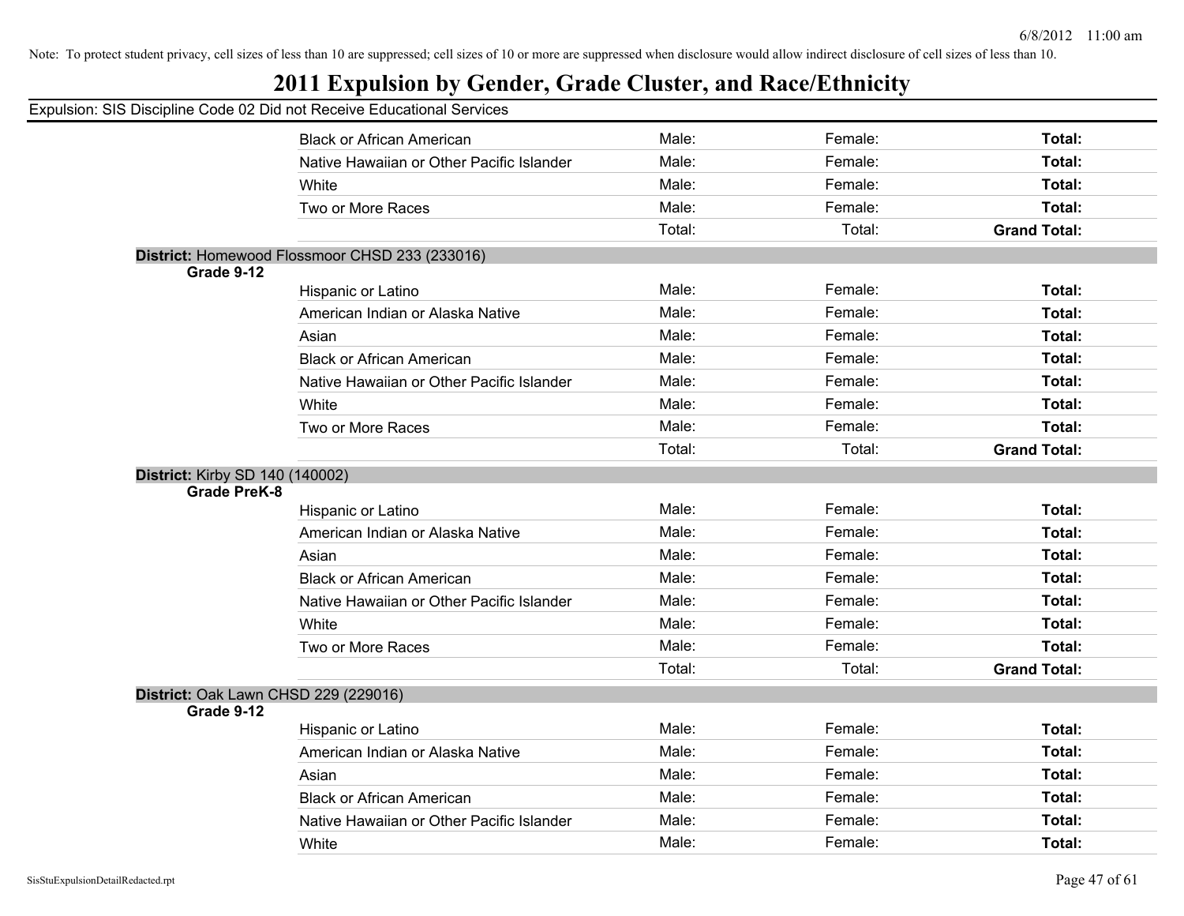Note: To protect student privacy, cell sizes of less than 10 are suppressed; cell sizes of 10 or more are suppressed when disclosure would allow indirect disclosure of cell sizes of less than 10.

# 2011 Expulsion by Gender, Grade Cluster, and Race/Ethnicity

Expulsion: SIS Discipline Code 02 Did not Receive Educational Services

| | | | | |
|---|---|---|---|---|
| | Black or African American | Male: | Female: | **Total:** |
| | Native Hawaiian or Other Pacific Islander | Male: | Female: | **Total:** |
| | White | Male: | Female: | **Total:** |
| | Two or More Races | Male: | Female: | **Total:** |
| | | Total: | Total: | **Grand Total:** |

**District:** Homewood Flossmoor CHSD 233 (233016)

| | | | | |
|---|---|---|---|---|
| **Grade 9-12** | | | | |
| | Hispanic or Latino | Male: | Female: | **Total:** |
| | American Indian or Alaska Native | Male: | Female: | **Total:** |
| | Asian | Male: | Female: | **Total:** |
| | Black or African American | Male: | Female: | **Total:** |
| | Native Hawaiian or Other Pacific Islander | Male: | Female: | **Total:** |
| | White | Male: | Female: | **Total:** |
| | Two or More Races | Male: | Female: | **Total:** |
| | | Total: | Total: | **Grand Total:** |

**District:** Kirby SD 140 (140002)

| | | | | |
|---|---|---|---|---|
| **Grade PreK-8** | | | | |
| | Hispanic or Latino | Male: | Female: | **Total:** |
| | American Indian or Alaska Native | Male: | Female: | **Total:** |
| | Asian | Male: | Female: | **Total:** |
| | Black or African American | Male: | Female: | **Total:** |
| | Native Hawaiian or Other Pacific Islander | Male: | Female: | **Total:** |
| | White | Male: | Female: | **Total:** |
| | Two or More Races | Male: | Female: | **Total:** |
| | | Total: | Total: | **Grand Total:** |

**District:** Oak Lawn CHSD 229 (229016)

| | | | | |
|---|---|---|---|---|
| **Grade 9-12** | | | | |
| | Hispanic or Latino | Male: | Female: | **Total:** |
| | American Indian or Alaska Native | Male: | Female: | **Total:** |
| | Asian | Male: | Female: | **Total:** |
| | Black or African American | Male: | Female: | **Total:** |
| | Native Hawaiian or Other Pacific Islander | Male: | Female: | **Total:** |
| | White | Male: | Female: | **Total:** |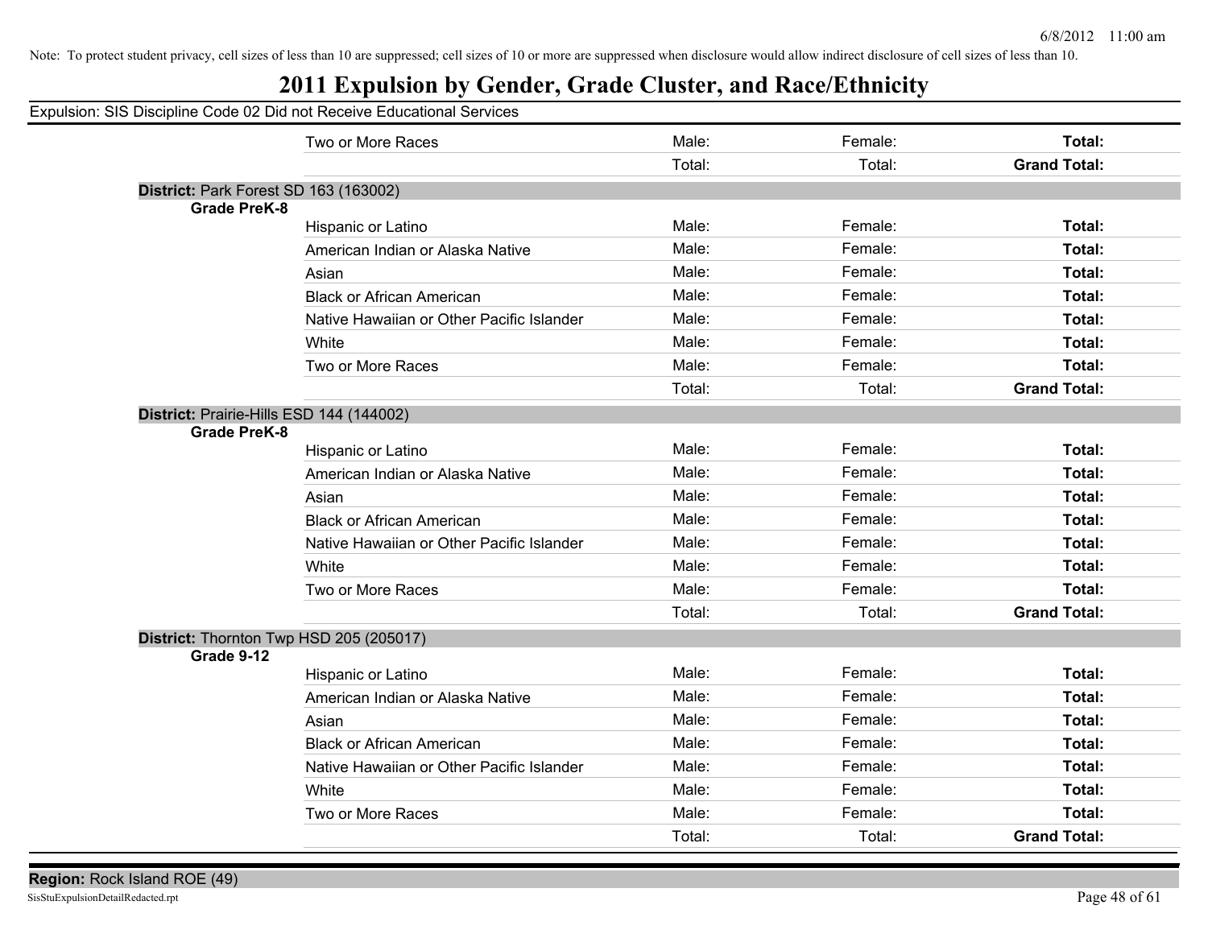Note: To protect student privacy, cell sizes of less than 10 are suppressed; cell sizes of 10 or more are suppressed when disclosure would allow indirect disclosure of cell sizes of less than 10.

# 2011 Expulsion by Gender, Grade Cluster, and Race/Ethnicity

Expulsion: SIS Discipline Code 02 Did not Receive Educational Services

| | Race/Ethnicity | Male | Female | Total |
|---|---|---|---|---|
| | Two or More Races | Male: | Female: | **Total:** |
| | | Total: | Total: | **Grand Total:** |

**District:** Park Forest SD 163 (163002)

| Grade | Race/Ethnicity | Male | Female | Total |
|---|---|---|---|---|
| **Grade PreK-8** | Hispanic or Latino | Male: | Female: | **Total:** |
| | American Indian or Alaska Native | Male: | Female: | **Total:** |
| | Asian | Male: | Female: | **Total:** |
| | Black or African American | Male: | Female: | **Total:** |
| | Native Hawaiian or Other Pacific Islander | Male: | Female: | **Total:** |
| | White | Male: | Female: | **Total:** |
| | Two or More Races | Male: | Female: | **Total:** |
| | | Total: | Total: | **Grand Total:** |

**District:** Prairie-Hills ESD 144 (144002)

| Grade | Race/Ethnicity | Male | Female | Total |
|---|---|---|---|---|
| **Grade PreK-8** | Hispanic or Latino | Male: | Female: | **Total:** |
| | American Indian or Alaska Native | Male: | Female: | **Total:** |
| | Asian | Male: | Female: | **Total:** |
| | Black or African American | Male: | Female: | **Total:** |
| | Native Hawaiian or Other Pacific Islander | Male: | Female: | **Total:** |
| | White | Male: | Female: | **Total:** |
| | Two or More Races | Male: | Female: | **Total:** |
| | | Total: | Total: | **Grand Total:** |

**District:** Thornton Twp HSD 205 (205017)

| Grade | Race/Ethnicity | Male | Female | Total |
|---|---|---|---|---|
| **Grade 9-12** | Hispanic or Latino | Male: | Female: | **Total:** |
| | American Indian or Alaska Native | Male: | Female: | **Total:** |
| | Asian | Male: | Female: | **Total:** |
| | Black or African American | Male: | Female: | **Total:** |
| | Native Hawaiian or Other Pacific Islander | Male: | Female: | **Total:** |
| | White | Male: | Female: | **Total:** |
| | Two or More Races | Male: | Female: | **Total:** |
| | | Total: | Total: | **Grand Total:** |

**Region:** Rock Island ROE (49)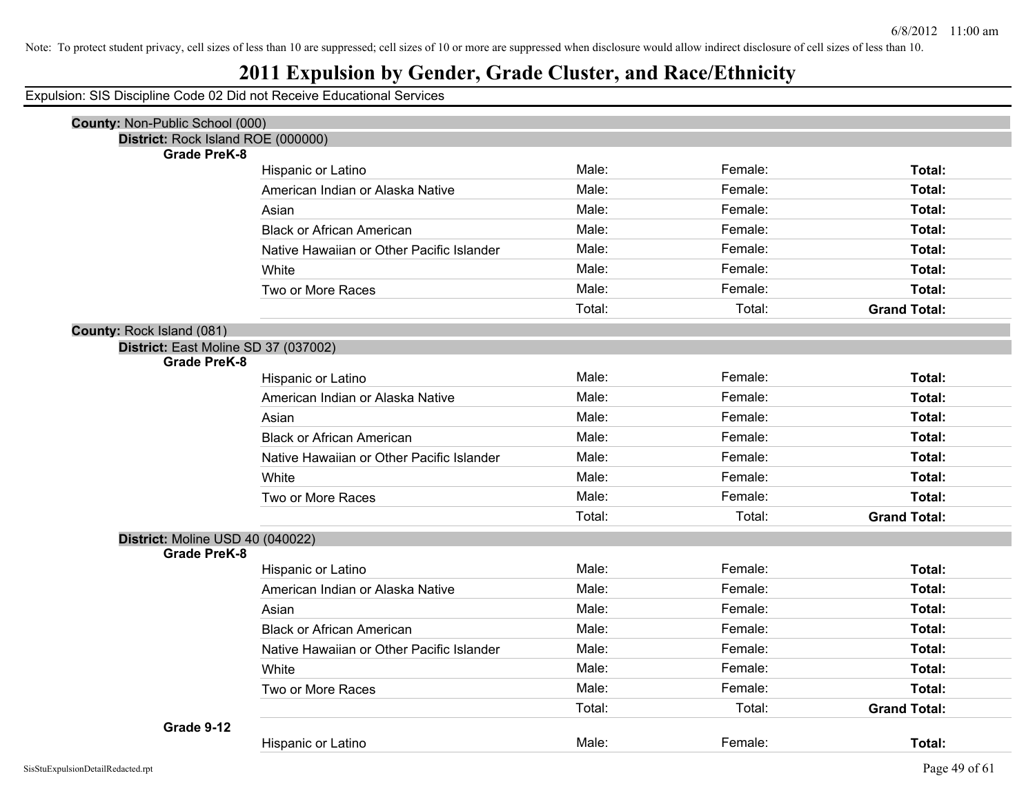Note: To protect student privacy, cell sizes of less than 10 are suppressed; cell sizes of 10 or more are suppressed when disclosure would allow indirect disclosure of cell sizes of less than 10.

# 2011 Expulsion by Gender, Grade Cluster, and Race/Ethnicity

Expulsion: SIS Discipline Code 02 Did not Receive Educational Services

**County:** Non-Public School (000)

**District:** Rock Island ROE (000000)

**Grade PreK-8**

| | | | |
|---|---|---|---|
| Hispanic or Latino | Male: | Female: | **Total:** |
| American Indian or Alaska Native | Male: | Female: | **Total:** |
| Asian | Male: | Female: | **Total:** |
| Black or African American | Male: | Female: | **Total:** |
| Native Hawaiian or Other Pacific Islander | Male: | Female: | **Total:** |
| White | Male: | Female: | **Total:** |
| Two or More Races | Male: | Female: | **Total:** |
| | Total: | Total: | **Grand Total:** |

**County:** Rock Island (081)

**District:** East Moline SD 37 (037002)

**Grade PreK-8**

| | | | |
|---|---|---|---|
| Hispanic or Latino | Male: | Female: | **Total:** |
| American Indian or Alaska Native | Male: | Female: | **Total:** |
| Asian | Male: | Female: | **Total:** |
| Black or African American | Male: | Female: | **Total:** |
| Native Hawaiian or Other Pacific Islander | Male: | Female: | **Total:** |
| White | Male: | Female: | **Total:** |
| Two or More Races | Male: | Female: | **Total:** |
| | Total: | Total: | **Grand Total:** |

**District:** Moline USD 40 (040022)

**Grade PreK-8**

| | | | |
|---|---|---|---|
| Hispanic or Latino | Male: | Female: | **Total:** |
| American Indian or Alaska Native | Male: | Female: | **Total:** |
| Asian | Male: | Female: | **Total:** |
| Black or African American | Male: | Female: | **Total:** |
| Native Hawaiian or Other Pacific Islander | Male: | Female: | **Total:** |
| White | Male: | Female: | **Total:** |
| Two or More Races | Male: | Female: | **Total:** |
| | Total: | Total: | **Grand Total:** |

**Grade 9-12**

| | | | |
|---|---|---|---|
| Hispanic or Latino | Male: | Female: | **Total:** |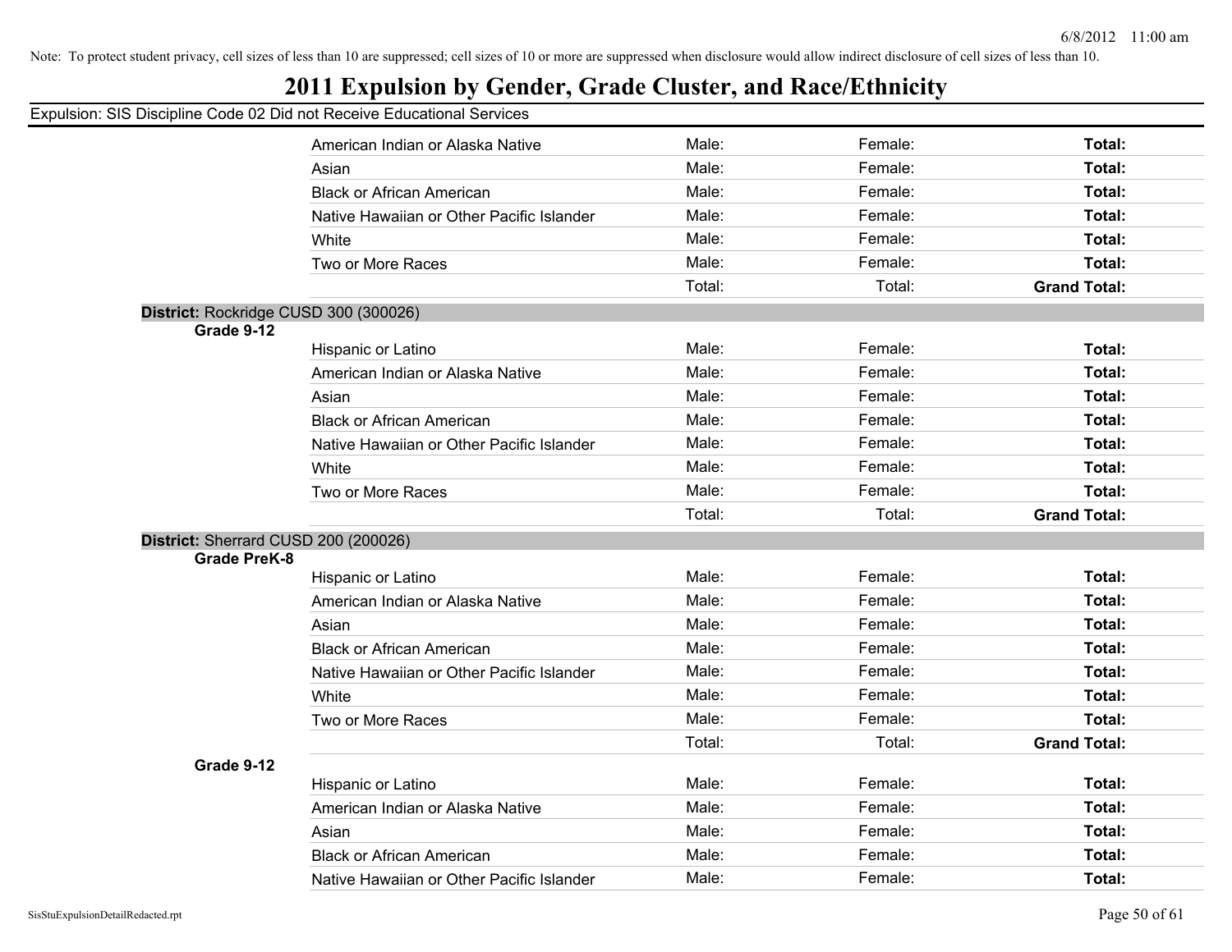Note: To protect student privacy, cell sizes of less than 10 are suppressed; cell sizes of 10 or more are suppressed when disclosure would allow indirect disclosure of cell sizes of less than 10.

# 2011 Expulsion by Gender, Grade Cluster, and Race/Ethnicity

Expulsion: SIS Discipline Code 02 Did not Receive Educational Services

| | | | | |
|---|---|---|---|---|
| | American Indian or Alaska Native | Male: | Female: | **Total:** |
| | Asian | Male: | Female: | **Total:** |
| | Black or African American | Male: | Female: | **Total:** |
| | Native Hawaiian or Other Pacific Islander | Male: | Female: | **Total:** |
| | White | Male: | Female: | **Total:** |
| | Two or More Races | Male: | Female: | **Total:** |
| | | Total: | Total: | **Grand Total:** |

**District:** Rockridge CUSD 300 (300026)

| | | | | |
|---|---|---|---|---|
| **Grade 9-12** | | | | |
| | Hispanic or Latino | Male: | Female: | **Total:** |
| | American Indian or Alaska Native | Male: | Female: | **Total:** |
| | Asian | Male: | Female: | **Total:** |
| | Black or African American | Male: | Female: | **Total:** |
| | Native Hawaiian or Other Pacific Islander | Male: | Female: | **Total:** |
| | White | Male: | Female: | **Total:** |
| | Two or More Races | Male: | Female: | **Total:** |
| | | Total: | Total: | **Grand Total:** |

**District:** Sherrard CUSD 200 (200026)

| | | | | |
|---|---|---|---|---|
| **Grade PreK-8** | | | | |
| | Hispanic or Latino | Male: | Female: | **Total:** |
| | American Indian or Alaska Native | Male: | Female: | **Total:** |
| | Asian | Male: | Female: | **Total:** |
| | Black or African American | Male: | Female: | **Total:** |
| | Native Hawaiian or Other Pacific Islander | Male: | Female: | **Total:** |
| | White | Male: | Female: | **Total:** |
| | Two or More Races | Male: | Female: | **Total:** |
| | | Total: | Total: | **Grand Total:** |
| **Grade 9-12** | | | | |
| | Hispanic or Latino | Male: | Female: | **Total:** |
| | American Indian or Alaska Native | Male: | Female: | **Total:** |
| | Asian | Male: | Female: | **Total:** |
| | Black or African American | Male: | Female: | **Total:** |
| | Native Hawaiian or Other Pacific Islander | Male: | Female: | **Total:** |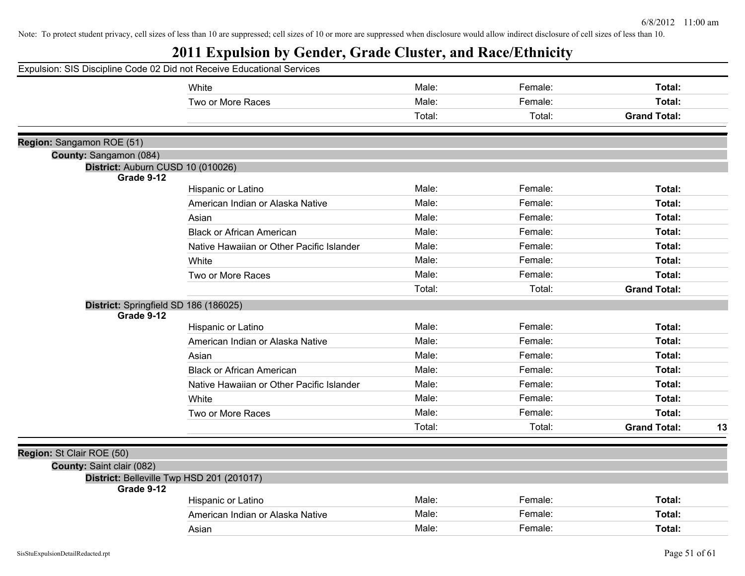Note: To protect student privacy, cell sizes of less than 10 are suppressed; cell sizes of 10 or more are suppressed when disclosure would allow indirect disclosure of cell sizes of less than 10.

# 2011 Expulsion by Gender, Grade Cluster, and Race/Ethnicity

Expulsion: SIS Discipline Code 02 Did not Receive Educational Services

| | | | |
|---|---|---|---|
| White | Male: | Female: | **Total:** |
| Two or More Races | Male: | Female: | **Total:** |
| | Total: | Total: | **Grand Total:** |

**Region:** Sangamon ROE (51)

**County:** Sangamon (084)

**District:** Auburn CUSD 10 (010026)

**Grade 9-12**

| | | | |
|---|---|---|---|
| Hispanic or Latino | Male: | Female: | **Total:** |
| American Indian or Alaska Native | Male: | Female: | **Total:** |
| Asian | Male: | Female: | **Total:** |
| Black or African American | Male: | Female: | **Total:** |
| Native Hawaiian or Other Pacific Islander | Male: | Female: | **Total:** |
| White | Male: | Female: | **Total:** |
| Two or More Races | Male: | Female: | **Total:** |
| | Total: | Total: | **Grand Total:** |

**District:** Springfield SD 186 (186025)

**Grade 9-12**

| | | | | |
|---|---|---|---|---|
| Hispanic or Latino | Male: | Female: | **Total:** | |
| American Indian or Alaska Native | Male: | Female: | **Total:** | |
| Asian | Male: | Female: | **Total:** | |
| Black or African American | Male: | Female: | **Total:** | |
| Native Hawaiian or Other Pacific Islander | Male: | Female: | **Total:** | |
| White | Male: | Female: | **Total:** | |
| Two or More Races | Male: | Female: | **Total:** | |
| | Total: | Total: | **Grand Total:** | **13** |

**Region:** St Clair ROE (50)

**County:** Saint clair (082)

**District:** Belleville Twp HSD 201 (201017)

**Grade 9-12**

| | | | |
|---|---|---|---|
| Hispanic or Latino | Male: | Female: | **Total:** |
| American Indian or Alaska Native | Male: | Female: | **Total:** |
| Asian | Male: | Female: | **Total:** |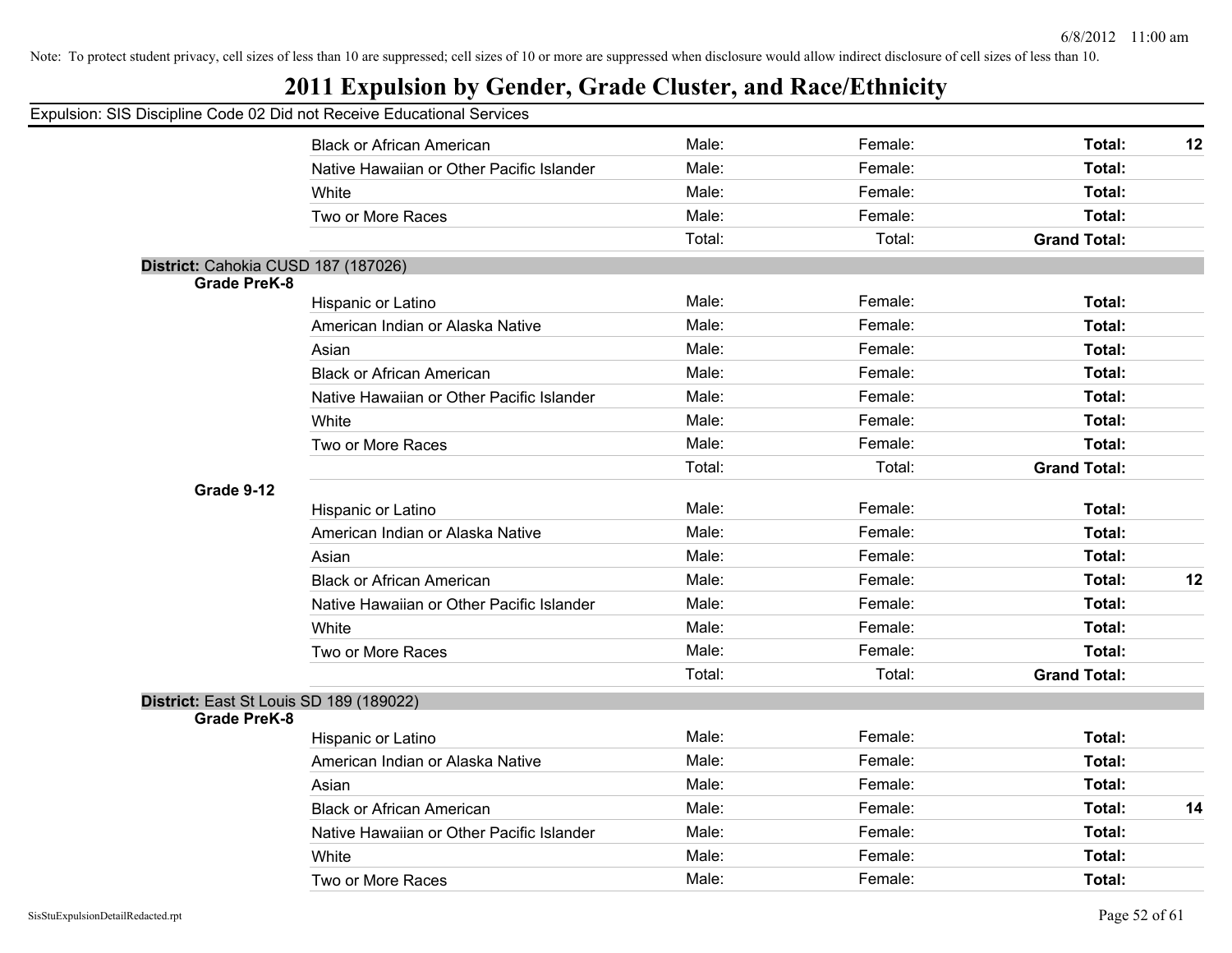Note: To protect student privacy, cell sizes of less than 10 are suppressed; cell sizes of 10 or more are suppressed when disclosure would allow indirect disclosure of cell sizes of less than 10.

# 2011 Expulsion by Gender, Grade Cluster, and Race/Ethnicity

Expulsion: SIS Discipline Code 02 Did not Receive Educational Services

| | | | | | |
|---|---|---|---|---|---|
| | Black or African American | Male: | Female: | **Total:** | **12** |
| | Native Hawaiian or Other Pacific Islander | Male: | Female: | **Total:** | |
| | White | Male: | Female: | **Total:** | |
| | Two or More Races | Male: | Female: | **Total:** | |
| | | Total: | Total: | **Grand Total:** | |

**District:** Cahokia CUSD 187 (187026)

| | | | | | |
|---|---|---|---|---|---|
| **Grade PreK-8** | | | | | |
| | Hispanic or Latino | Male: | Female: | **Total:** | |
| | American Indian or Alaska Native | Male: | Female: | **Total:** | |
| | Asian | Male: | Female: | **Total:** | |
| | Black or African American | Male: | Female: | **Total:** | |
| | Native Hawaiian or Other Pacific Islander | Male: | Female: | **Total:** | |
| | White | Male: | Female: | **Total:** | |
| | Two or More Races | Male: | Female: | **Total:** | |
| | | Total: | Total: | **Grand Total:** | |
| **Grade 9-12** | | | | | |
| | Hispanic or Latino | Male: | Female: | **Total:** | |
| | American Indian or Alaska Native | Male: | Female: | **Total:** | |
| | Asian | Male: | Female: | **Total:** | |
| | Black or African American | Male: | Female: | **Total:** | **12** |
| | Native Hawaiian or Other Pacific Islander | Male: | Female: | **Total:** | |
| | White | Male: | Female: | **Total:** | |
| | Two or More Races | Male: | Female: | **Total:** | |
| | | Total: | Total: | **Grand Total:** | |

**District:** East St Louis SD 189 (189022)

| | | | | | |
|---|---|---|---|---|---|
| **Grade PreK-8** | | | | | |
| | Hispanic or Latino | Male: | Female: | **Total:** | |
| | American Indian or Alaska Native | Male: | Female: | **Total:** | |
| | Asian | Male: | Female: | **Total:** | |
| | Black or African American | Male: | Female: | **Total:** | **14** |
| | Native Hawaiian or Other Pacific Islander | Male: | Female: | **Total:** | |
| | White | Male: | Female: | **Total:** | |
| | Two or More Races | Male: | Female: | **Total:** | |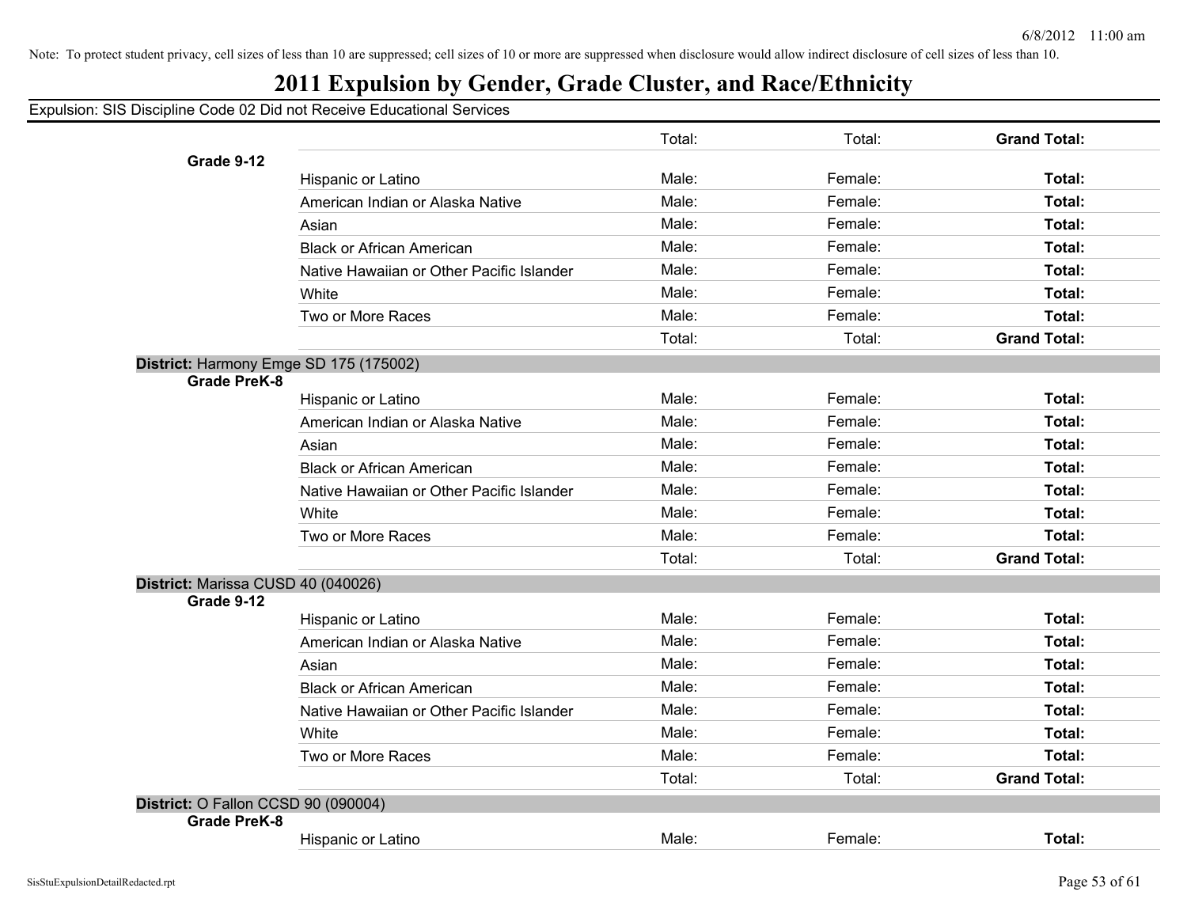Note: To protect student privacy, cell sizes of less than 10 are suppressed; cell sizes of 10 or more are suppressed when disclosure would allow indirect disclosure of cell sizes of less than 10.

# 2011 Expulsion by Gender, Grade Cluster, and Race/Ethnicity

Expulsion: SIS Discipline Code 02 Did not Receive Educational Services

| | | | | |
|---|---|---|---|---|
| | | Total: | Total: | **Grand Total:** |
| **Grade 9-12** | | | | |
| | Hispanic or Latino | Male: | Female: | **Total:** |
| | American Indian or Alaska Native | Male: | Female: | **Total:** |
| | Asian | Male: | Female: | **Total:** |
| | Black or African American | Male: | Female: | **Total:** |
| | Native Hawaiian or Other Pacific Islander | Male: | Female: | **Total:** |
| | White | Male: | Female: | **Total:** |
| | Two or More Races | Male: | Female: | **Total:** |
| | | Total: | Total: | **Grand Total:** |

**District:** Harmony Emge SD 175 (175002)

| | | | | |
|---|---|---|---|---|
| **Grade PreK-8** | | | | |
| | Hispanic or Latino | Male: | Female: | **Total:** |
| | American Indian or Alaska Native | Male: | Female: | **Total:** |
| | Asian | Male: | Female: | **Total:** |
| | Black or African American | Male: | Female: | **Total:** |
| | Native Hawaiian or Other Pacific Islander | Male: | Female: | **Total:** |
| | White | Male: | Female: | **Total:** |
| | Two or More Races | Male: | Female: | **Total:** |
| | | Total: | Total: | **Grand Total:** |

**District:** Marissa CUSD 40 (040026)

| | | | | |
|---|---|---|---|---|
| **Grade 9-12** | | | | |
| | Hispanic or Latino | Male: | Female: | **Total:** |
| | American Indian or Alaska Native | Male: | Female: | **Total:** |
| | Asian | Male: | Female: | **Total:** |
| | Black or African American | Male: | Female: | **Total:** |
| | Native Hawaiian or Other Pacific Islander | Male: | Female: | **Total:** |
| | White | Male: | Female: | **Total:** |
| | Two or More Races | Male: | Female: | **Total:** |
| | | Total: | Total: | **Grand Total:** |

**District:** O Fallon CCSD 90 (090004)

| | | | | |
|---|---|---|---|---|
| **Grade PreK-8** | | | | |
| | Hispanic or Latino | Male: | Female: | **Total:** |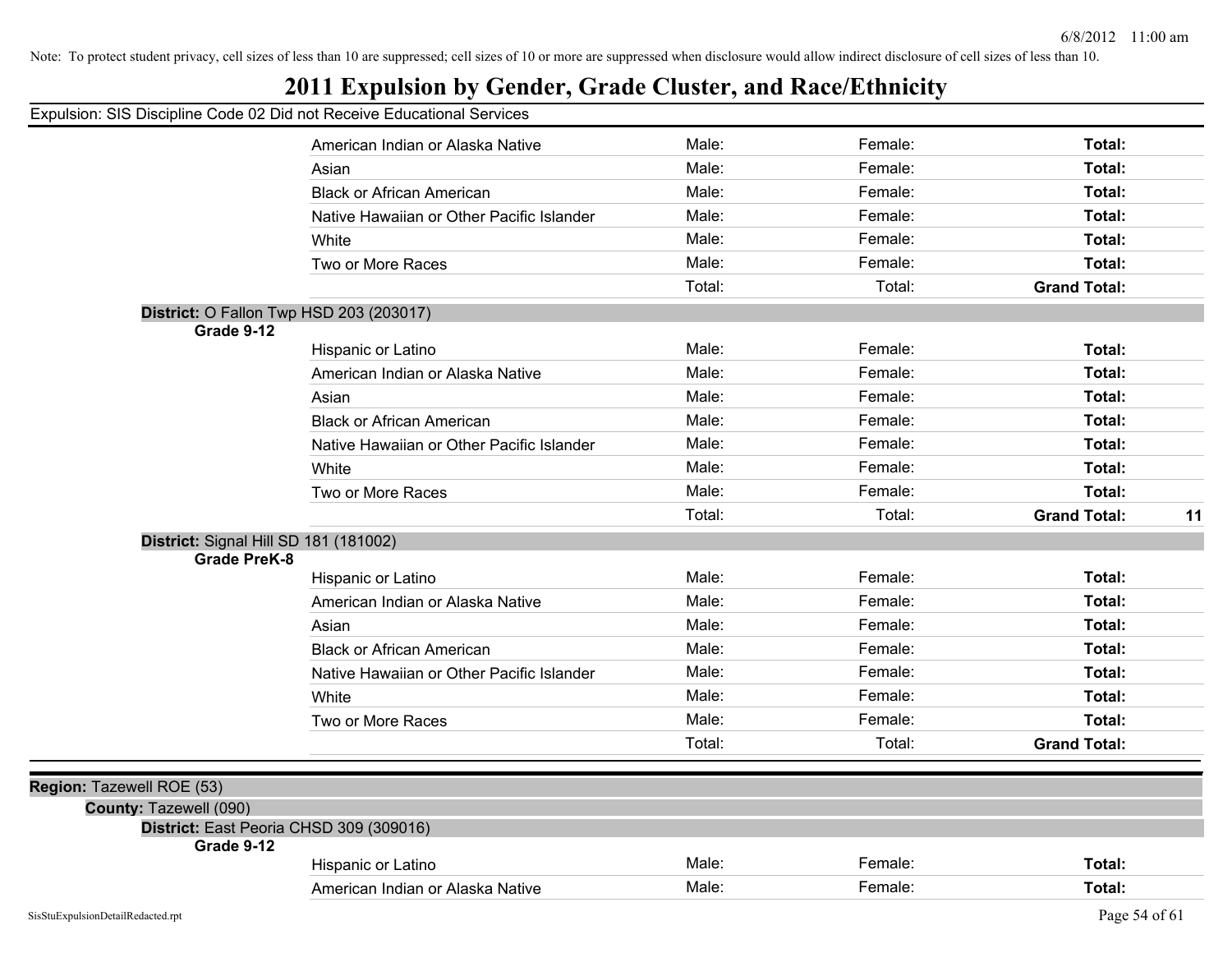Note: To protect student privacy, cell sizes of less than 10 are suppressed; cell sizes of 10 or more are suppressed when disclosure would allow indirect disclosure of cell sizes of less than 10.

# 2011 Expulsion by Gender, Grade Cluster, and Race/Ethnicity

Expulsion: SIS Discipline Code 02 Did not Receive Educational Services

| | | | | |
|---|---|---|---|---|
| American Indian or Alaska Native | Male: | Female: | **Total:** | |
| Asian | Male: | Female: | **Total:** | |
| Black or African American | Male: | Female: | **Total:** | |
| Native Hawaiian or Other Pacific Islander | Male: | Female: | **Total:** | |
| White | Male: | Female: | **Total:** | |
| Two or More Races | Male: | Female: | **Total:** | |
| | Total: | Total: | **Grand Total:** | |

**District:** O Fallon Twp HSD 203 (203017)

**Grade 9-12**

| | | | | |
|---|---|---|---|---|
| Hispanic or Latino | Male: | Female: | **Total:** | |
| American Indian or Alaska Native | Male: | Female: | **Total:** | |
| Asian | Male: | Female: | **Total:** | |
| Black or African American | Male: | Female: | **Total:** | |
| Native Hawaiian or Other Pacific Islander | Male: | Female: | **Total:** | |
| White | Male: | Female: | **Total:** | |
| Two or More Races | Male: | Female: | **Total:** | |
| | Total: | Total: | **Grand Total:** | **11** |

**District:** Signal Hill SD 181 (181002)

**Grade PreK-8**

| | | | | |
|---|---|---|---|---|
| Hispanic or Latino | Male: | Female: | **Total:** | |
| American Indian or Alaska Native | Male: | Female: | **Total:** | |
| Asian | Male: | Female: | **Total:** | |
| Black or African American | Male: | Female: | **Total:** | |
| Native Hawaiian or Other Pacific Islander | Male: | Female: | **Total:** | |
| White | Male: | Female: | **Total:** | |
| Two or More Races | Male: | Female: | **Total:** | |
| | Total: | Total: | **Grand Total:** | |

**Region:** Tazewell ROE (53)

**County:** Tazewell (090)

**District:** East Peoria CHSD 309 (309016)

**Grade 9-12**

| | | | | |
|---|---|---|---|---|
| Hispanic or Latino | Male: | Female: | **Total:** | |
| American Indian or Alaska Native | Male: | Female: | **Total:** | |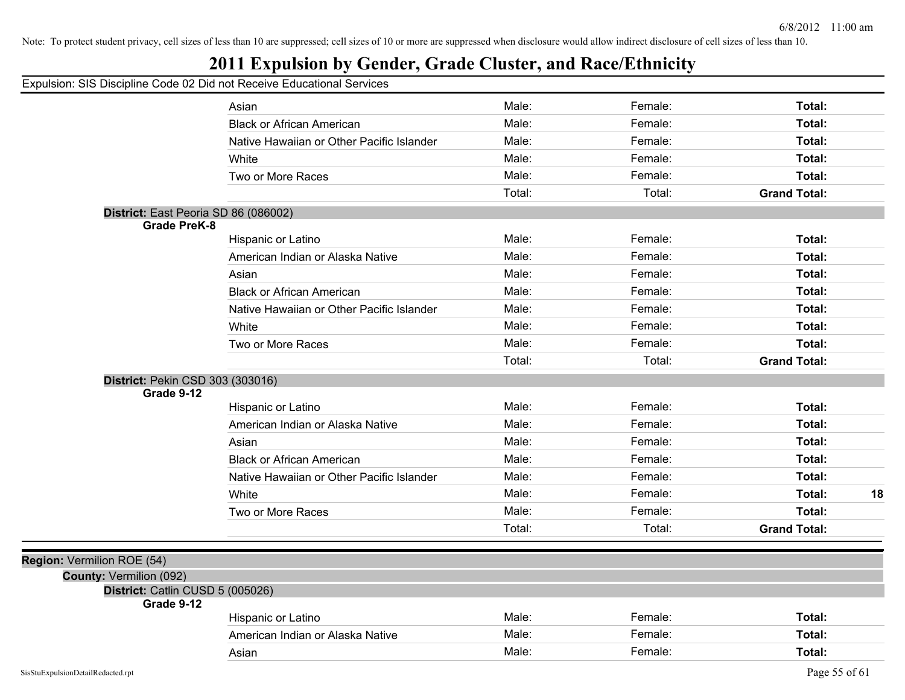Note: To protect student privacy, cell sizes of less than 10 are suppressed; cell sizes of 10 or more are suppressed when disclosure would allow indirect disclosure of cell sizes of less than 10.

# 2011 Expulsion by Gender, Grade Cluster, and Race/Ethnicity

Expulsion: SIS Discipline Code 02 Did not Receive Educational Services

| | | | | | |
|---|---|---|---|---|---|
| | Asian | Male: | Female: | **Total:** | |
| | Black or African American | Male: | Female: | **Total:** | |
| | Native Hawaiian or Other Pacific Islander | Male: | Female: | **Total:** | |
| | White | Male: | Female: | **Total:** | |
| | Two or More Races | Male: | Female: | **Total:** | |
| | | Total: | Total: | **Grand Total:** | |

**District:** East Peoria SD 86 (086002)

| | | | | | |
|---|---|---|---|---|---|
| **Grade PreK-8** | | | | | |
| | Hispanic or Latino | Male: | Female: | **Total:** | |
| | American Indian or Alaska Native | Male: | Female: | **Total:** | |
| | Asian | Male: | Female: | **Total:** | |
| | Black or African American | Male: | Female: | **Total:** | |
| | Native Hawaiian or Other Pacific Islander | Male: | Female: | **Total:** | |
| | White | Male: | Female: | **Total:** | |
| | Two or More Races | Male: | Female: | **Total:** | |
| | | Total: | Total: | **Grand Total:** | |

**District:** Pekin CSD 303 (303016)

| | | | | | |
|---|---|---|---|---|---|
| **Grade 9-12** | | | | | |
| | Hispanic or Latino | Male: | Female: | **Total:** | |
| | American Indian or Alaska Native | Male: | Female: | **Total:** | |
| | Asian | Male: | Female: | **Total:** | |
| | Black or African American | Male: | Female: | **Total:** | |
| | Native Hawaiian or Other Pacific Islander | Male: | Female: | **Total:** | |
| | White | Male: | Female: | **Total:** | **18** |
| | Two or More Races | Male: | Female: | **Total:** | |
| | | Total: | Total: | **Grand Total:** | |

**Region:** Vermilion ROE (54)

**County:** Vermilion (092)

**District:** Catlin CUSD 5 (005026)

| | | | | | |
|---|---|---|---|---|---|
| **Grade 9-12** | | | | | |
| | Hispanic or Latino | Male: | Female: | **Total:** | |
| | American Indian or Alaska Native | Male: | Female: | **Total:** | |
| | Asian | Male: | Female: | **Total:** | |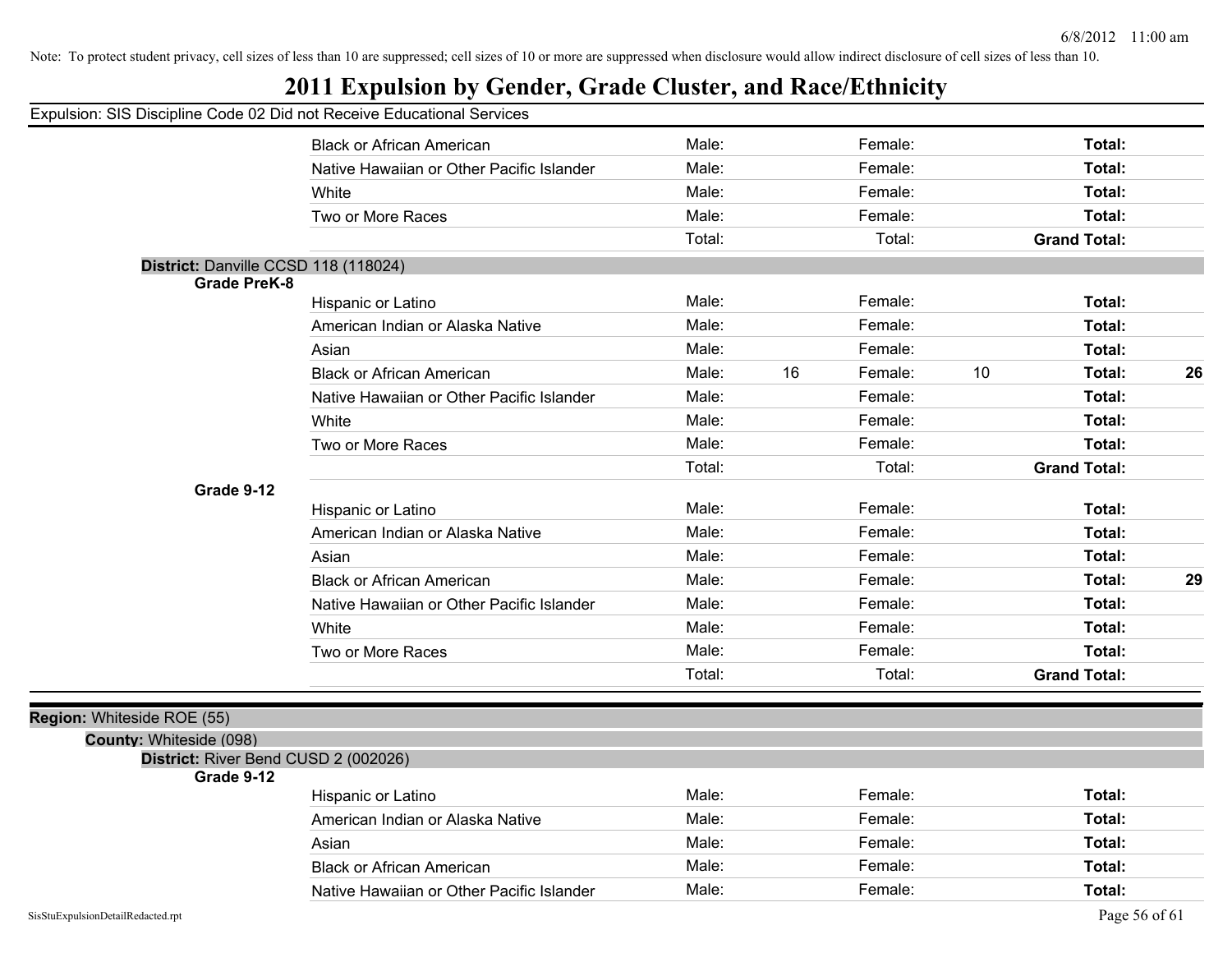Note: To protect student privacy, cell sizes of less than 10 are suppressed; cell sizes of 10 or more are suppressed when disclosure would allow indirect disclosure of cell sizes of less than 10.

# 2011 Expulsion by Gender, Grade Cluster, and Race/Ethnicity

Expulsion: SIS Discipline Code 02 Did not Receive Educational Services

| | | | | | | |
|---|---|---|---|---|---|---|
| Black or African American | Male: | | Female: | | Total: | |
| Native Hawaiian or Other Pacific Islander | Male: | | Female: | | Total: | |
| White | Male: | | Female: | | Total: | |
| Two or More Races | Male: | | Female: | | Total: | |
| | Total: | | Total: | | **Grand Total:** | |

**District:** Danville CCSD 118 (118024)

**Grade PreK-8**

| | | | | | | |
|---|---|---|---|---|---|---|
| Hispanic or Latino | Male: | | Female: | | Total: | |
| American Indian or Alaska Native | Male: | | Female: | | Total: | |
| Asian | Male: | | Female: | | Total: | |
| Black or African American | Male: | 16 | Female: | 10 | Total: | 26 |
| Native Hawaiian or Other Pacific Islander | Male: | | Female: | | Total: | |
| White | Male: | | Female: | | Total: | |
| Two or More Races | Male: | | Female: | | Total: | |
| | Total: | | Total: | | **Grand Total:** | |

**Grade 9-12**

| | | | | | | |
|---|---|---|---|---|---|---|
| Hispanic or Latino | Male: | | Female: | | Total: | |
| American Indian or Alaska Native | Male: | | Female: | | Total: | |
| Asian | Male: | | Female: | | Total: | |
| Black or African American | Male: | | Female: | | Total: | 29 |
| Native Hawaiian or Other Pacific Islander | Male: | | Female: | | Total: | |
| White | Male: | | Female: | | Total: | |
| Two or More Races | Male: | | Female: | | Total: | |
| | Total: | | Total: | | **Grand Total:** | |

**Region:** Whiteside ROE (55)

**County:** Whiteside (098)

**District:** River Bend CUSD 2 (002026)

**Grade 9-12**

| | | | | | | |
|---|---|---|---|---|---|---|
| Hispanic or Latino | Male: | | Female: | | Total: | |
| American Indian or Alaska Native | Male: | | Female: | | Total: | |
| Asian | Male: | | Female: | | Total: | |
| Black or African American | Male: | | Female: | | Total: | |
| Native Hawaiian or Other Pacific Islander | Male: | | Female: | | Total: | |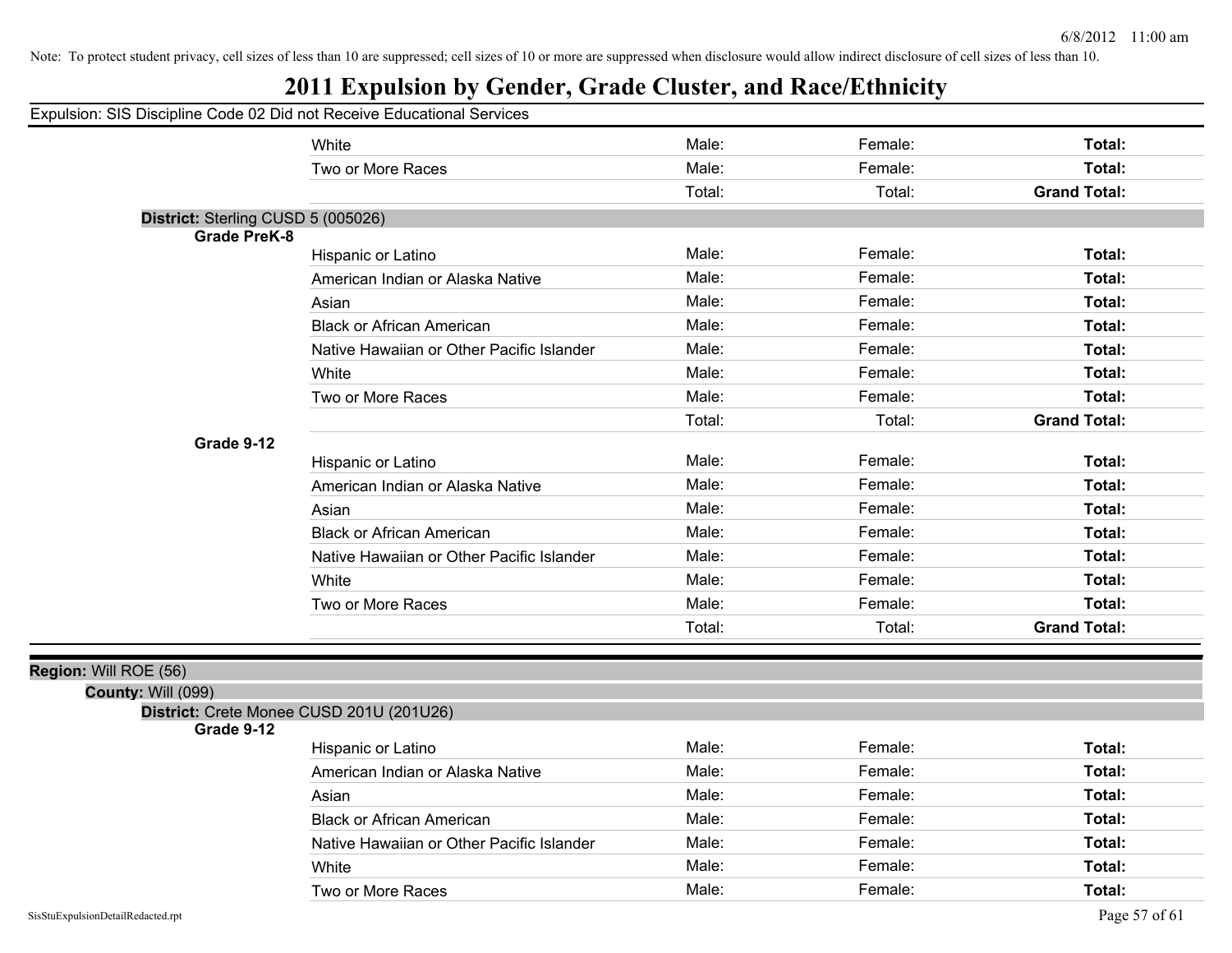Note: To protect student privacy, cell sizes of less than 10 are suppressed; cell sizes of 10 or more are suppressed when disclosure would allow indirect disclosure of cell sizes of less than 10.

# 2011 Expulsion by Gender, Grade Cluster, and Race/Ethnicity

Expulsion: SIS Discipline Code 02 Did not Receive Educational Services

| | | | | |
|---|---|---|---|---|
| | White | Male: | Female: | **Total:** |
| | Two or More Races | Male: | Female: | **Total:** |
| | | Total: | Total: | **Grand Total:** |

**District:** Sterling CUSD 5 (005026)

| | | | | |
|---|---|---|---|---|
| **Grade PreK-8** | | | | |
| | Hispanic or Latino | Male: | Female: | **Total:** |
| | American Indian or Alaska Native | Male: | Female: | **Total:** |
| | Asian | Male: | Female: | **Total:** |
| | Black or African American | Male: | Female: | **Total:** |
| | Native Hawaiian or Other Pacific Islander | Male: | Female: | **Total:** |
| | White | Male: | Female: | **Total:** |
| | Two or More Races | Male: | Female: | **Total:** |
| | | Total: | Total: | **Grand Total:** |
| **Grade 9-12** | | | | |
| | Hispanic or Latino | Male: | Female: | **Total:** |
| | American Indian or Alaska Native | Male: | Female: | **Total:** |
| | Asian | Male: | Female: | **Total:** |
| | Black or African American | Male: | Female: | **Total:** |
| | Native Hawaiian or Other Pacific Islander | Male: | Female: | **Total:** |
| | White | Male: | Female: | **Total:** |
| | Two or More Races | Male: | Female: | **Total:** |
| | | Total: | Total: | **Grand Total:** |

**Region:** Will ROE (56)

**County:** Will (099)

**District:** Crete Monee CUSD 201U (201U26)

| | | | | |
|---|---|---|---|---|
| **Grade 9-12** | | | | |
| | Hispanic or Latino | Male: | Female: | **Total:** |
| | American Indian or Alaska Native | Male: | Female: | **Total:** |
| | Asian | Male: | Female: | **Total:** |
| | Black or African American | Male: | Female: | **Total:** |
| | Native Hawaiian or Other Pacific Islander | Male: | Female: | **Total:** |
| | White | Male: | Female: | **Total:** |
| | Two or More Races | Male: | Female: | **Total:** |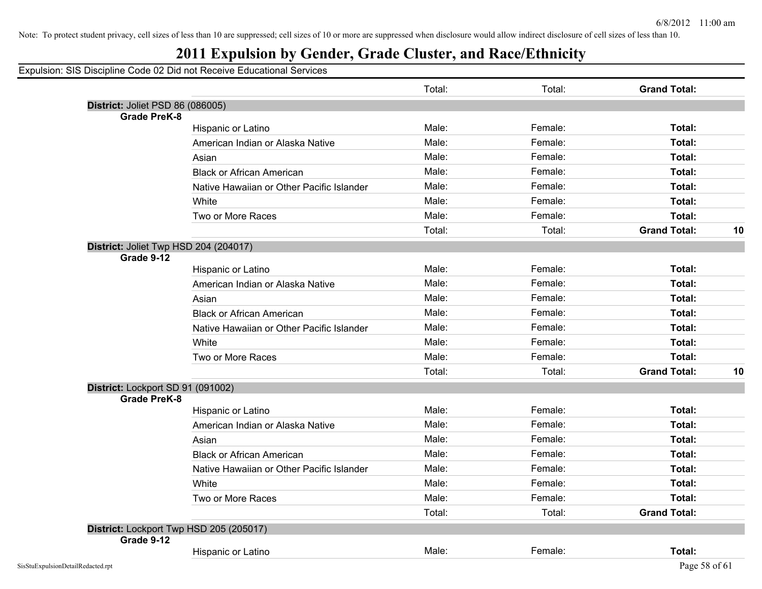Note: To protect student privacy, cell sizes of less than 10 are suppressed; cell sizes of 10 or more are suppressed when disclosure would allow indirect disclosure of cell sizes of less than 10.

# 2011 Expulsion by Gender, Grade Cluster, and Race/Ethnicity

Expulsion: SIS Discipline Code 02 Did not Receive Educational Services

| | | | | | |
|---|---|---|---|---|---|
| | | Total: | Total: | **Grand Total:** | |
| **District:** Joliet PSD 86 (086005) | | | | | |
| **Grade PreK-8** | | | | | |
| | Hispanic or Latino | Male: | Female: | **Total:** | |
| | American Indian or Alaska Native | Male: | Female: | **Total:** | |
| | Asian | Male: | Female: | **Total:** | |
| | Black or African American | Male: | Female: | **Total:** | |
| | Native Hawaiian or Other Pacific Islander | Male: | Female: | **Total:** | |
| | White | Male: | Female: | **Total:** | |
| | Two or More Races | Male: | Female: | **Total:** | |
| | | Total: | Total: | **Grand Total:** | **10** |
| **District:** Joliet Twp HSD 204 (204017) | | | | | |
| **Grade 9-12** | | | | | |
| | Hispanic or Latino | Male: | Female: | **Total:** | |
| | American Indian or Alaska Native | Male: | Female: | **Total:** | |
| | Asian | Male: | Female: | **Total:** | |
| | Black or African American | Male: | Female: | **Total:** | |
| | Native Hawaiian or Other Pacific Islander | Male: | Female: | **Total:** | |
| | White | Male: | Female: | **Total:** | |
| | Two or More Races | Male: | Female: | **Total:** | |
| | | Total: | Total: | **Grand Total:** | **10** |
| **District:** Lockport SD 91 (091002) | | | | | |
| **Grade PreK-8** | | | | | |
| | Hispanic or Latino | Male: | Female: | **Total:** | |
| | American Indian or Alaska Native | Male: | Female: | **Total:** | |
| | Asian | Male: | Female: | **Total:** | |
| | Black or African American | Male: | Female: | **Total:** | |
| | Native Hawaiian or Other Pacific Islander | Male: | Female: | **Total:** | |
| | White | Male: | Female: | **Total:** | |
| | Two or More Races | Male: | Female: | **Total:** | |
| | | Total: | Total: | **Grand Total:** | |
| **District:** Lockport Twp HSD 205 (205017) | | | | | |
| **Grade 9-12** | | | | | |
| | Hispanic or Latino | Male: | Female: | **Total:** | |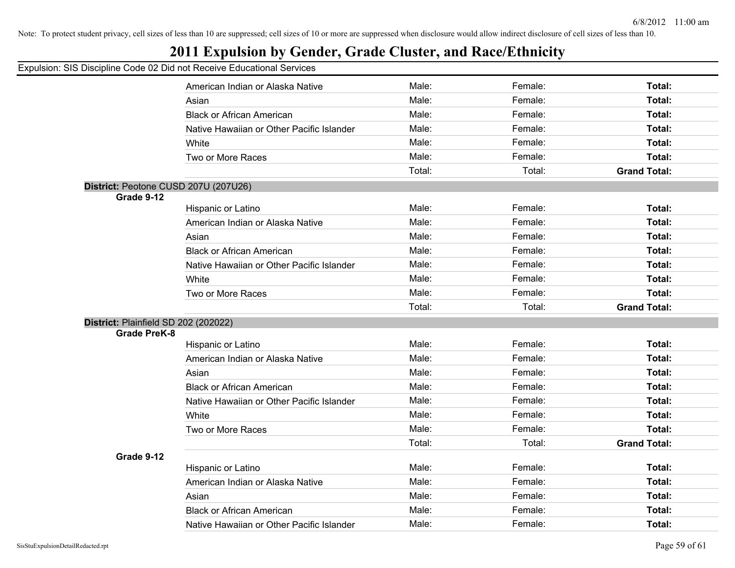Note: To protect student privacy, cell sizes of less than 10 are suppressed; cell sizes of 10 or more are suppressed when disclosure would allow indirect disclosure of cell sizes of less than 10.

# 2011 Expulsion by Gender, Grade Cluster, and Race/Ethnicity

Expulsion: SIS Discipline Code 02 Did not Receive Educational Services

| | | | | |
|---|---|---|---|---|
| | American Indian or Alaska Native | Male: | Female: | **Total:** |
| | Asian | Male: | Female: | **Total:** |
| | Black or African American | Male: | Female: | **Total:** |
| | Native Hawaiian or Other Pacific Islander | Male: | Female: | **Total:** |
| | White | Male: | Female: | **Total:** |
| | Two or More Races | Male: | Female: | **Total:** |
| | | Total: | Total: | **Grand Total:** |

**District:** Peotone CUSD 207U (207U26)

| | | | | |
|---|---|---|---|---|
| **Grade 9-12** | | | | |
| | Hispanic or Latino | Male: | Female: | **Total:** |
| | American Indian or Alaska Native | Male: | Female: | **Total:** |
| | Asian | Male: | Female: | **Total:** |
| | Black or African American | Male: | Female: | **Total:** |
| | Native Hawaiian or Other Pacific Islander | Male: | Female: | **Total:** |
| | White | Male: | Female: | **Total:** |
| | Two or More Races | Male: | Female: | **Total:** |
| | | Total: | Total: | **Grand Total:** |

**District:** Plainfield SD 202 (202022)

| | | | | |
|---|---|---|---|---|
| **Grade PreK-8** | | | | |
| | Hispanic or Latino | Male: | Female: | **Total:** |
| | American Indian or Alaska Native | Male: | Female: | **Total:** |
| | Asian | Male: | Female: | **Total:** |
| | Black or African American | Male: | Female: | **Total:** |
| | Native Hawaiian or Other Pacific Islander | Male: | Female: | **Total:** |
| | White | Male: | Female: | **Total:** |
| | Two or More Races | Male: | Female: | **Total:** |
| | | Total: | Total: | **Grand Total:** |
| **Grade 9-12** | | | | |
| | Hispanic or Latino | Male: | Female: | **Total:** |
| | American Indian or Alaska Native | Male: | Female: | **Total:** |
| | Asian | Male: | Female: | **Total:** |
| | Black or African American | Male: | Female: | **Total:** |
| | Native Hawaiian or Other Pacific Islander | Male: | Female: | **Total:** |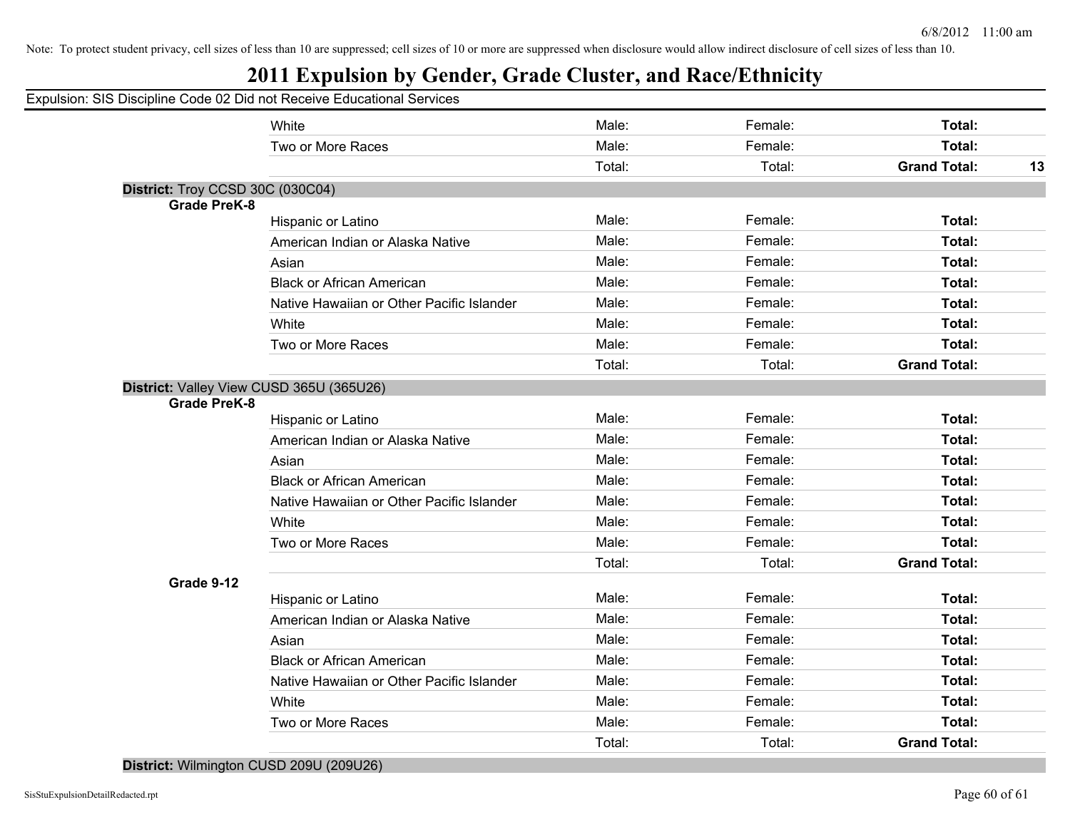Note: To protect student privacy, cell sizes of less than 10 are suppressed; cell sizes of 10 or more are suppressed when disclosure would allow indirect disclosure of cell sizes of less than 10.

# 2011 Expulsion by Gender, Grade Cluster, and Race/Ethnicity

Expulsion: SIS Discipline Code 02 Did not Receive Educational Services

| | | | | | |
|---|---|---|---|---|---|
| | White | Male: | Female: | **Total:** | |
| | Two or More Races | Male: | Female: | **Total:** | |
| | | Total: | Total: | **Grand Total:** | **13** |

**District:** Troy CCSD 30C (030C04)

| | | | | | |
|---|---|---|---|---|---|
| **Grade PreK-8** | Hispanic or Latino | Male: | Female: | **Total:** | |
| | American Indian or Alaska Native | Male: | Female: | **Total:** | |
| | Asian | Male: | Female: | **Total:** | |
| | Black or African American | Male: | Female: | **Total:** | |
| | Native Hawaiian or Other Pacific Islander | Male: | Female: | **Total:** | |
| | White | Male: | Female: | **Total:** | |
| | Two or More Races | Male: | Female: | **Total:** | |
| | | Total: | Total: | **Grand Total:** | |

**District:** Valley View CUSD 365U (365U26)

| | | | | | |
|---|---|---|---|---|---|
| **Grade PreK-8** | Hispanic or Latino | Male: | Female: | **Total:** | |
| | American Indian or Alaska Native | Male: | Female: | **Total:** | |
| | Asian | Male: | Female: | **Total:** | |
| | Black or African American | Male: | Female: | **Total:** | |
| | Native Hawaiian or Other Pacific Islander | Male: | Female: | **Total:** | |
| | White | Male: | Female: | **Total:** | |
| | Two or More Races | Male: | Female: | **Total:** | |
| | | Total: | Total: | **Grand Total:** | |
| **Grade 9-12** | Hispanic or Latino | Male: | Female: | **Total:** | |
| | American Indian or Alaska Native | Male: | Female: | **Total:** | |
| | Asian | Male: | Female: | **Total:** | |
| | Black or African American | Male: | Female: | **Total:** | |
| | Native Hawaiian or Other Pacific Islander | Male: | Female: | **Total:** | |
| | White | Male: | Female: | **Total:** | |
| | Two or More Races | Male: | Female: | **Total:** | |
| | | Total: | Total: | **Grand Total:** | |

**District:** Wilmington CUSD 209U (209U26)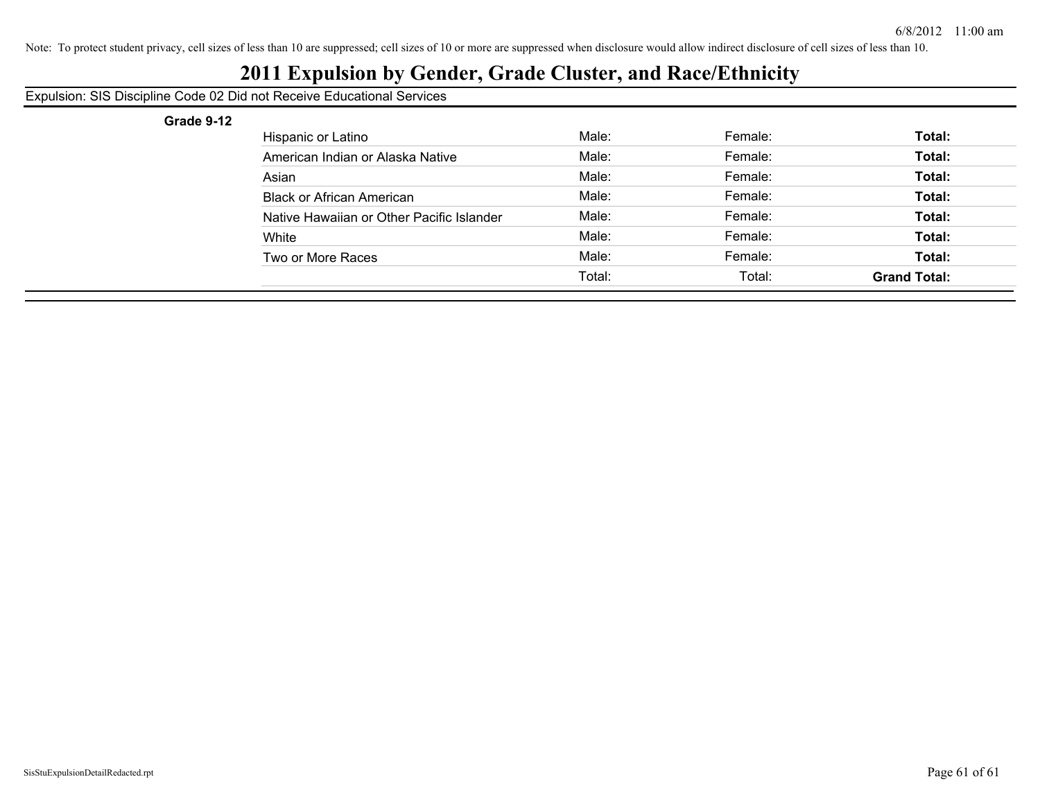Note: To protect student privacy, cell sizes of less than 10 are suppressed; cell sizes of 10 or more are suppressed when disclosure would allow indirect disclosure of cell sizes of less than 10.

# 2011 Expulsion by Gender, Grade Cluster, and Race/Ethnicity

Expulsion: SIS Discipline Code 02 Did not Receive Educational Services

| | | | | |
|---|---|---|---|---|
| **Grade 9-12** | Hispanic or Latino | Male: | Female: | **Total:** |
| | American Indian or Alaska Native | Male: | Female: | **Total:** |
| | Asian | Male: | Female: | **Total:** |
| | Black or African American | Male: | Female: | **Total:** |
| | Native Hawaiian or Other Pacific Islander | Male: | Female: | **Total:** |
| | White | Male: | Female: | **Total:** |
| | Two or More Races | Male: | Female: | **Total:** |
| | | Total: | Total: | **Grand Total:** |